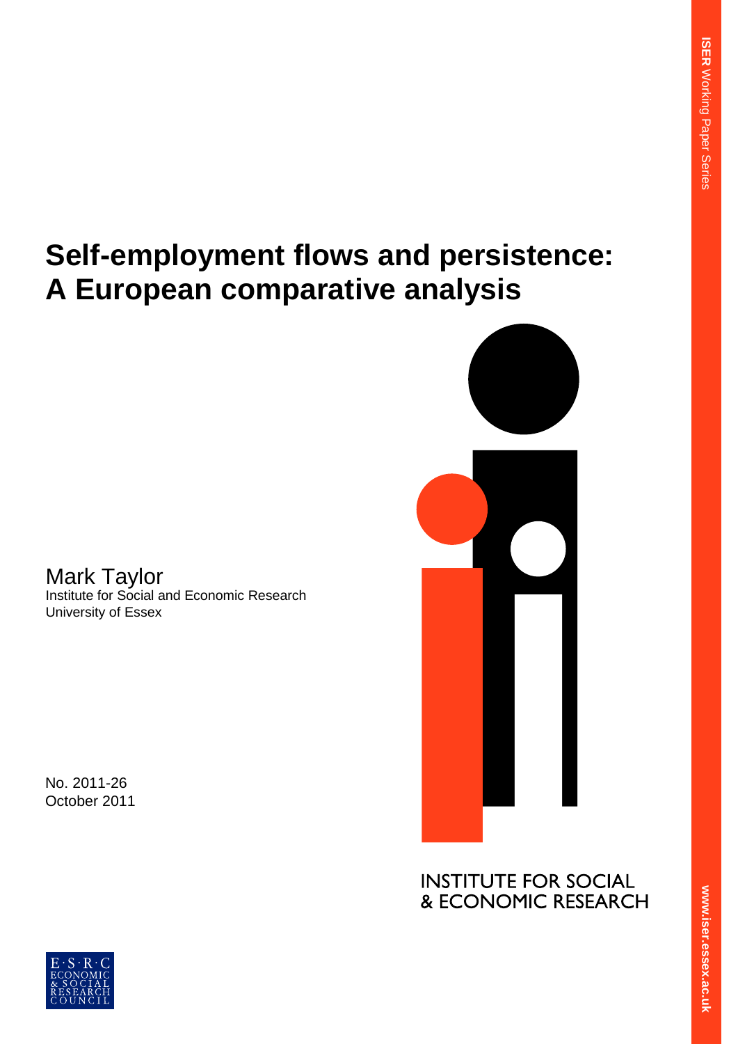ISER Working Paper Series

# Self-employment flows and persistence: A European comparative analysis

Mark Taylor
Institute for Social and Economic Research
University of Essex

No. 2011-26
October 2011

INSTITUTE FOR SOCIAL & ECONOMIC RESEARCH

www.iser.essex.ac.uk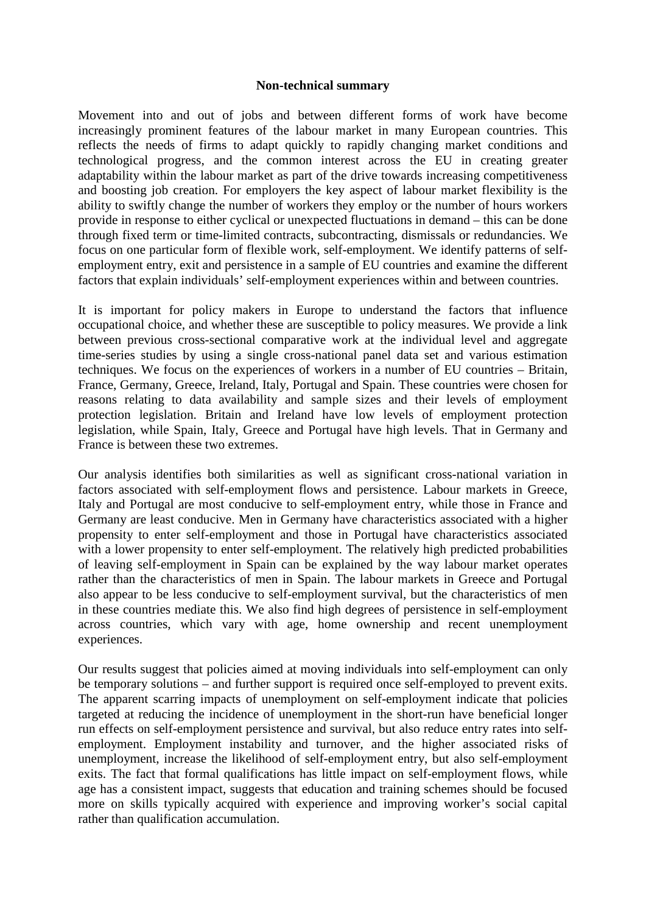## Non-technical summary

Movement into and out of jobs and between different forms of work have become increasingly prominent features of the labour market in many European countries. This reflects the needs of firms to adapt quickly to rapidly changing market conditions and technological progress, and the common interest across the EU in creating greater adaptability within the labour market as part of the drive towards increasing competitiveness and boosting job creation. For employers the key aspect of labour market flexibility is the ability to swiftly change the number of workers they employ or the number of hours workers provide in response to either cyclical or unexpected fluctuations in demand – this can be done through fixed term or time-limited contracts, subcontracting, dismissals or redundancies. We focus on one particular form of flexible work, self-employment. We identify patterns of self-employment entry, exit and persistence in a sample of EU countries and examine the different factors that explain individuals' self-employment experiences within and between countries.

It is important for policy makers in Europe to understand the factors that influence occupational choice, and whether these are susceptible to policy measures. We provide a link between previous cross-sectional comparative work at the individual level and aggregate time-series studies by using a single cross-national panel data set and various estimation techniques. We focus on the experiences of workers in a number of EU countries – Britain, France, Germany, Greece, Ireland, Italy, Portugal and Spain. These countries were chosen for reasons relating to data availability and sample sizes and their levels of employment protection legislation. Britain and Ireland have low levels of employment protection legislation, while Spain, Italy, Greece and Portugal have high levels. That in Germany and France is between these two extremes.

Our analysis identifies both similarities as well as significant cross-national variation in factors associated with self-employment flows and persistence. Labour markets in Greece, Italy and Portugal are most conducive to self-employment entry, while those in France and Germany are least conducive. Men in Germany have characteristics associated with a higher propensity to enter self-employment and those in Portugal have characteristics associated with a lower propensity to enter self-employment. The relatively high predicted probabilities of leaving self-employment in Spain can be explained by the way labour market operates rather than the characteristics of men in Spain. The labour markets in Greece and Portugal also appear to be less conducive to self-employment survival, but the characteristics of men in these countries mediate this. We also find high degrees of persistence in self-employment across countries, which vary with age, home ownership and recent unemployment experiences.

Our results suggest that policies aimed at moving individuals into self-employment can only be temporary solutions – and further support is required once self-employed to prevent exits. The apparent scarring impacts of unemployment on self-employment indicate that policies targeted at reducing the incidence of unemployment in the short-run have beneficial longer run effects on self-employment persistence and survival, but also reduce entry rates into self-employment. Employment instability and turnover, and the higher associated risks of unemployment, increase the likelihood of self-employment entry, but also self-employment exits. The fact that formal qualifications has little impact on self-employment flows, while age has a consistent impact, suggests that education and training schemes should be focused more on skills typically acquired with experience and improving worker's social capital rather than qualification accumulation.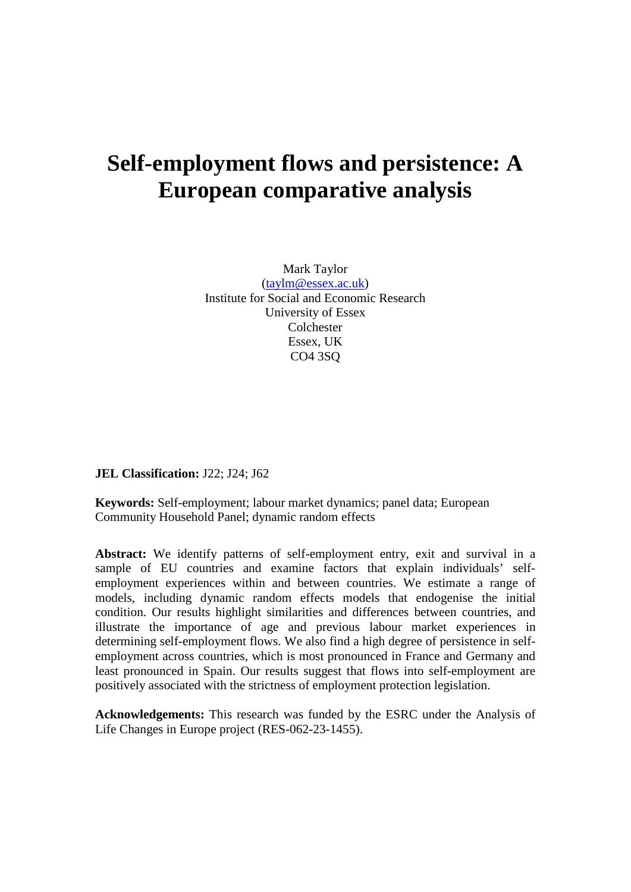# Self-employment flows and persistence: A European comparative analysis

Mark Taylor
(taylm@essex.ac.uk)
Institute for Social and Economic Research
University of Essex
Colchester
Essex, UK
CO4 3SQ

**JEL Classification:** J22; J24; J62

**Keywords:** Self-employment; labour market dynamics; panel data; European Community Household Panel; dynamic random effects

**Abstract:** We identify patterns of self-employment entry, exit and survival in a sample of EU countries and examine factors that explain individuals' self-employment experiences within and between countries. We estimate a range of models, including dynamic random effects models that endogenise the initial condition. Our results highlight similarities and differences between countries, and illustrate the importance of age and previous labour market experiences in determining self-employment flows. We also find a high degree of persistence in self-employment across countries, which is most pronounced in France and Germany and least pronounced in Spain. Our results suggest that flows into self-employment are positively associated with the strictness of employment protection legislation.

**Acknowledgements:** This research was funded by the ESRC under the Analysis of Life Changes in Europe project (RES-062-23-1455).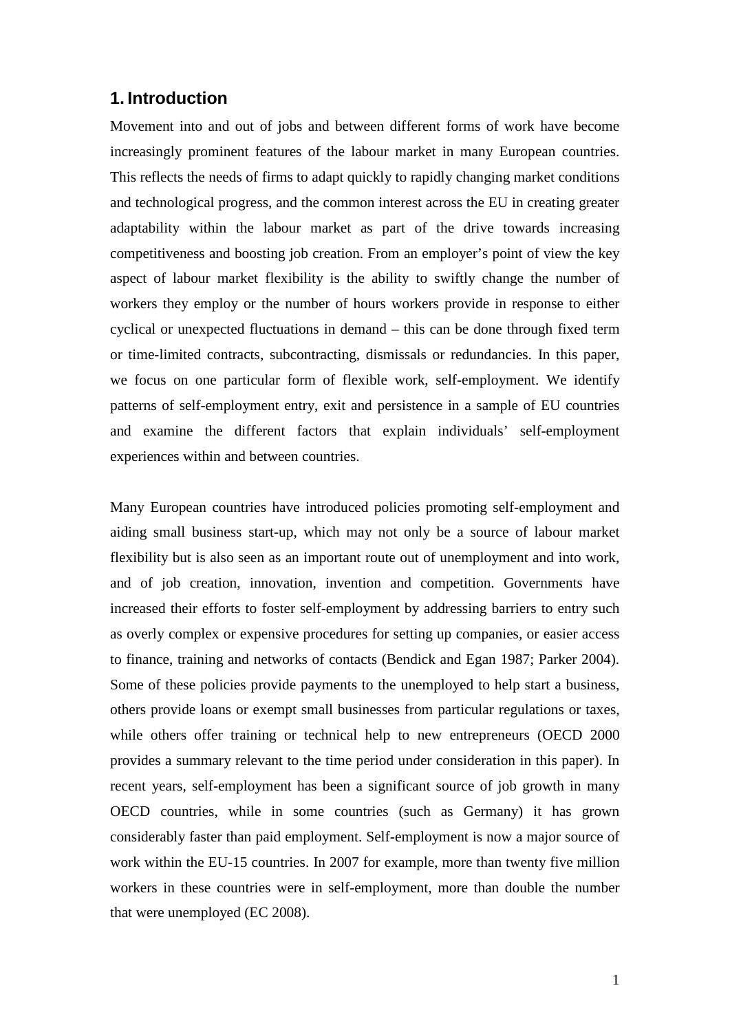## 1. Introduction

Movement into and out of jobs and between different forms of work have become increasingly prominent features of the labour market in many European countries. This reflects the needs of firms to adapt quickly to rapidly changing market conditions and technological progress, and the common interest across the EU in creating greater adaptability within the labour market as part of the drive towards increasing competitiveness and boosting job creation. From an employer's point of view the key aspect of labour market flexibility is the ability to swiftly change the number of workers they employ or the number of hours workers provide in response to either cyclical or unexpected fluctuations in demand – this can be done through fixed term or time-limited contracts, subcontracting, dismissals or redundancies. In this paper, we focus on one particular form of flexible work, self-employment. We identify patterns of self-employment entry, exit and persistence in a sample of EU countries and examine the different factors that explain individuals' self-employment experiences within and between countries.

Many European countries have introduced policies promoting self-employment and aiding small business start-up, which may not only be a source of labour market flexibility but is also seen as an important route out of unemployment and into work, and of job creation, innovation, invention and competition. Governments have increased their efforts to foster self-employment by addressing barriers to entry such as overly complex or expensive procedures for setting up companies, or easier access to finance, training and networks of contacts (Bendick and Egan 1987; Parker 2004). Some of these policies provide payments to the unemployed to help start a business, others provide loans or exempt small businesses from particular regulations or taxes, while others offer training or technical help to new entrepreneurs (OECD 2000 provides a summary relevant to the time period under consideration in this paper). In recent years, self-employment has been a significant source of job growth in many OECD countries, while in some countries (such as Germany) it has grown considerably faster than paid employment. Self-employment is now a major source of work within the EU-15 countries. In 2007 for example, more than twenty five million workers in these countries were in self-employment, more than double the number that were unemployed (EC 2008).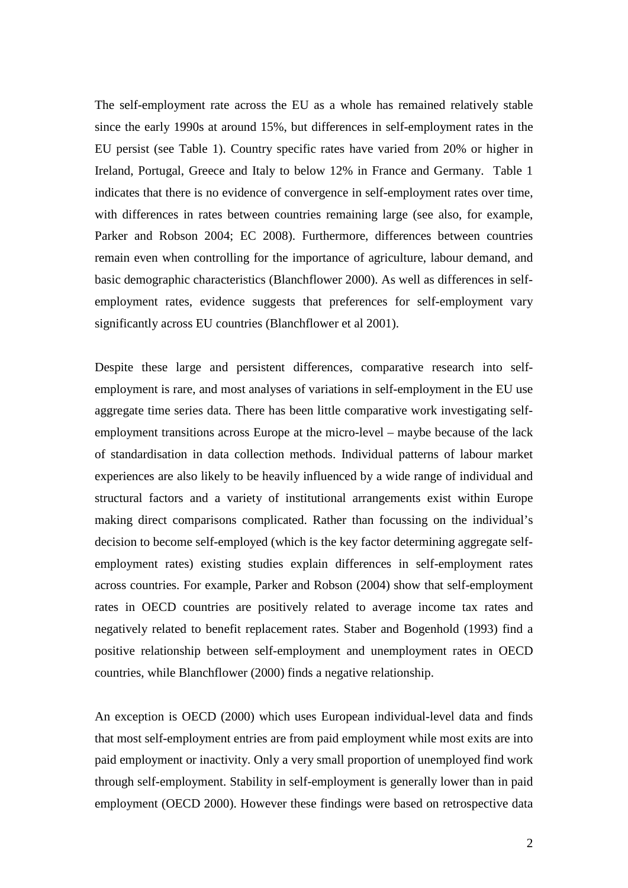The self-employment rate across the EU as a whole has remained relatively stable since the early 1990s at around 15%, but differences in self-employment rates in the EU persist (see Table 1). Country specific rates have varied from 20% or higher in Ireland, Portugal, Greece and Italy to below 12% in France and Germany. Table 1 indicates that there is no evidence of convergence in self-employment rates over time, with differences in rates between countries remaining large (see also, for example, Parker and Robson 2004; EC 2008). Furthermore, differences between countries remain even when controlling for the importance of agriculture, labour demand, and basic demographic characteristics (Blanchflower 2000). As well as differences in self-employment rates, evidence suggests that preferences for self-employment vary significantly across EU countries (Blanchflower et al 2001).

Despite these large and persistent differences, comparative research into self-employment is rare, and most analyses of variations in self-employment in the EU use aggregate time series data. There has been little comparative work investigating self-employment transitions across Europe at the micro-level – maybe because of the lack of standardisation in data collection methods. Individual patterns of labour market experiences are also likely to be heavily influenced by a wide range of individual and structural factors and a variety of institutional arrangements exist within Europe making direct comparisons complicated. Rather than focussing on the individual's decision to become self-employed (which is the key factor determining aggregate self-employment rates) existing studies explain differences in self-employment rates across countries. For example, Parker and Robson (2004) show that self-employment rates in OECD countries are positively related to average income tax rates and negatively related to benefit replacement rates. Staber and Bogenhold (1993) find a positive relationship between self-employment and unemployment rates in OECD countries, while Blanchflower (2000) finds a negative relationship.

An exception is OECD (2000) which uses European individual-level data and finds that most self-employment entries are from paid employment while most exits are into paid employment or inactivity. Only a very small proportion of unemployed find work through self-employment. Stability in self-employment is generally lower than in paid employment (OECD 2000). However these findings were based on retrospective data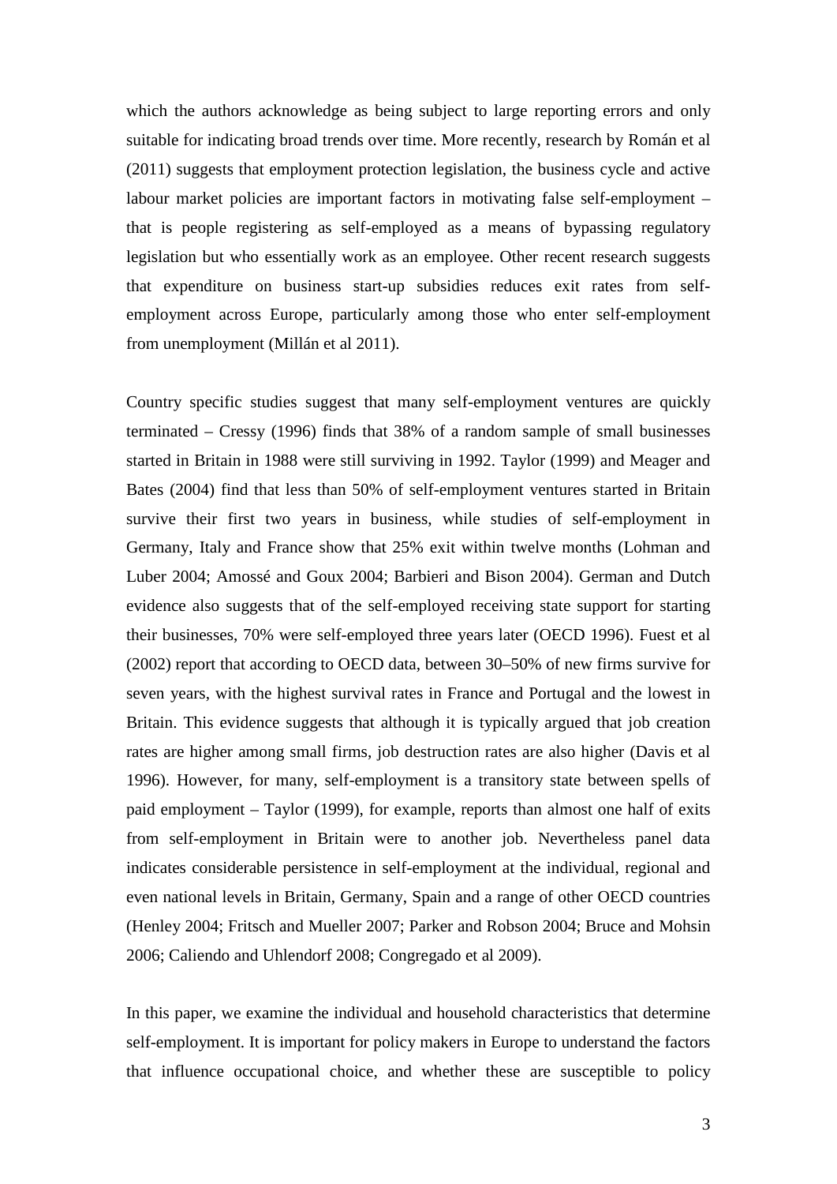which the authors acknowledge as being subject to large reporting errors and only suitable for indicating broad trends over time. More recently, research by Román et al (2011) suggests that employment protection legislation, the business cycle and active labour market policies are important factors in motivating false self-employment – that is people registering as self-employed as a means of bypassing regulatory legislation but who essentially work as an employee. Other recent research suggests that expenditure on business start-up subsidies reduces exit rates from self-employment across Europe, particularly among those who enter self-employment from unemployment (Millán et al 2011).

Country specific studies suggest that many self-employment ventures are quickly terminated – Cressy (1996) finds that 38% of a random sample of small businesses started in Britain in 1988 were still surviving in 1992. Taylor (1999) and Meager and Bates (2004) find that less than 50% of self-employment ventures started in Britain survive their first two years in business, while studies of self-employment in Germany, Italy and France show that 25% exit within twelve months (Lohman and Luber 2004; Amossé and Goux 2004; Barbieri and Bison 2004). German and Dutch evidence also suggests that of the self-employed receiving state support for starting their businesses, 70% were self-employed three years later (OECD 1996). Fuest et al (2002) report that according to OECD data, between 30–50% of new firms survive for seven years, with the highest survival rates in France and Portugal and the lowest in Britain. This evidence suggests that although it is typically argued that job creation rates are higher among small firms, job destruction rates are also higher (Davis et al 1996). However, for many, self-employment is a transitory state between spells of paid employment – Taylor (1999), for example, reports than almost one half of exits from self-employment in Britain were to another job. Nevertheless panel data indicates considerable persistence in self-employment at the individual, regional and even national levels in Britain, Germany, Spain and a range of other OECD countries (Henley 2004; Fritsch and Mueller 2007; Parker and Robson 2004; Bruce and Mohsin 2006; Caliendo and Uhlendorf 2008; Congregado et al 2009).

In this paper, we examine the individual and household characteristics that determine self-employment. It is important for policy makers in Europe to understand the factors that influence occupational choice, and whether these are susceptible to policy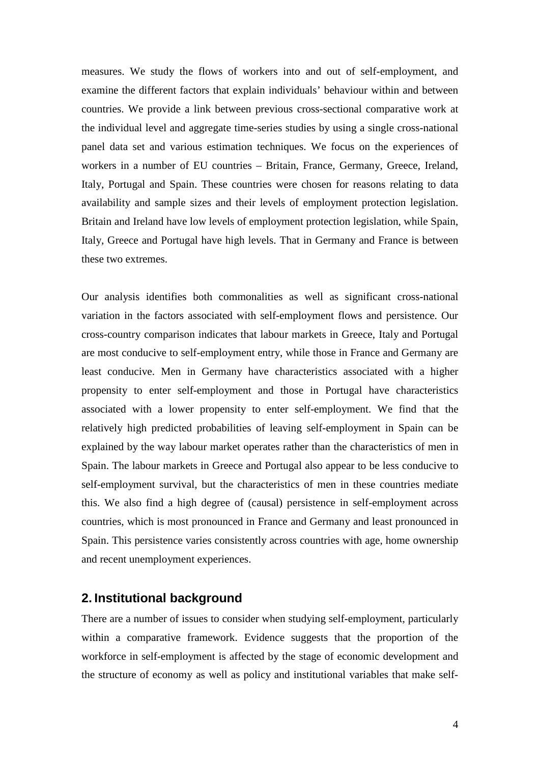measures. We study the flows of workers into and out of self-employment, and examine the different factors that explain individuals' behaviour within and between countries. We provide a link between previous cross-sectional comparative work at the individual level and aggregate time-series studies by using a single cross-national panel data set and various estimation techniques. We focus on the experiences of workers in a number of EU countries – Britain, France, Germany, Greece, Ireland, Italy, Portugal and Spain. These countries were chosen for reasons relating to data availability and sample sizes and their levels of employment protection legislation. Britain and Ireland have low levels of employment protection legislation, while Spain, Italy, Greece and Portugal have high levels. That in Germany and France is between these two extremes.

Our analysis identifies both commonalities as well as significant cross-national variation in the factors associated with self-employment flows and persistence. Our cross-country comparison indicates that labour markets in Greece, Italy and Portugal are most conducive to self-employment entry, while those in France and Germany are least conducive. Men in Germany have characteristics associated with a higher propensity to enter self-employment and those in Portugal have characteristics associated with a lower propensity to enter self-employment. We find that the relatively high predicted probabilities of leaving self-employment in Spain can be explained by the way labour market operates rather than the characteristics of men in Spain. The labour markets in Greece and Portugal also appear to be less conducive to self-employment survival, but the characteristics of men in these countries mediate this. We also find a high degree of (causal) persistence in self-employment across countries, which is most pronounced in France and Germany and least pronounced in Spain. This persistence varies consistently across countries with age, home ownership and recent unemployment experiences.

## 2. Institutional background

There are a number of issues to consider when studying self-employment, particularly within a comparative framework. Evidence suggests that the proportion of the workforce in self-employment is affected by the stage of economic development and the structure of economy as well as policy and institutional variables that make self-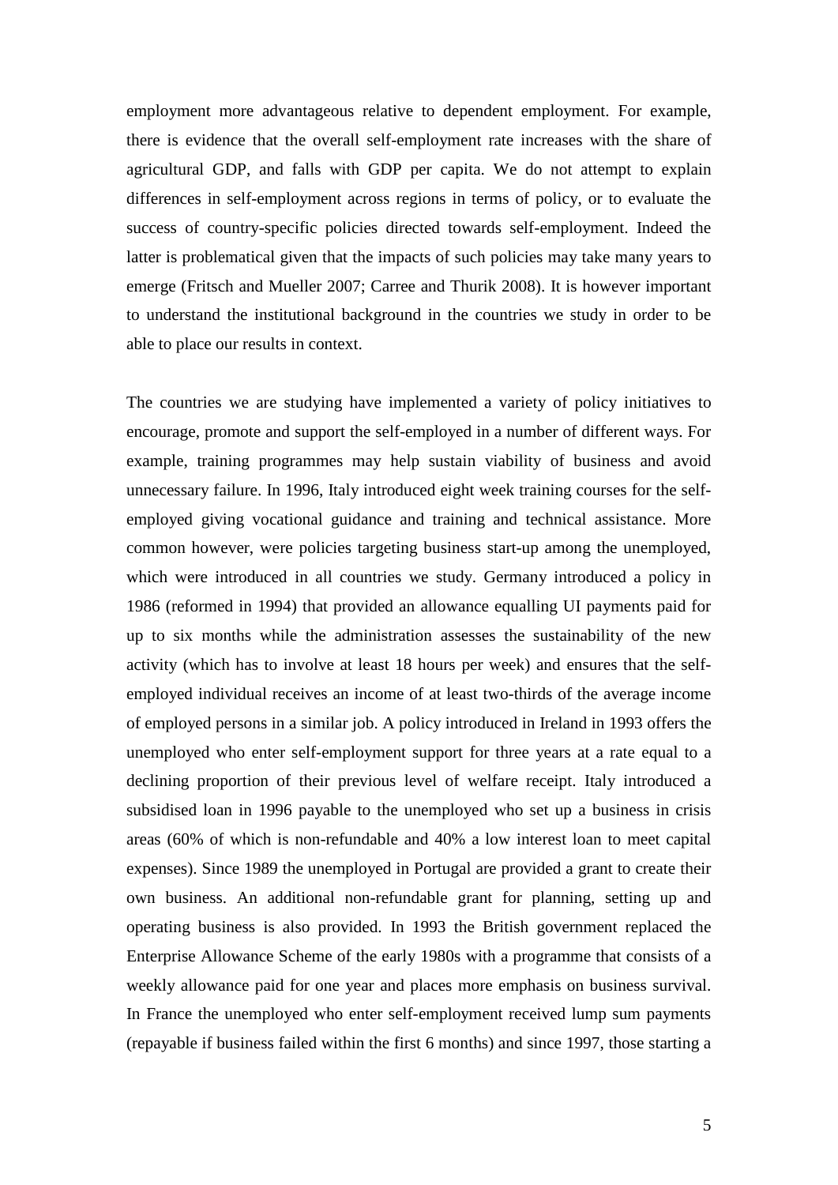employment more advantageous relative to dependent employment. For example, there is evidence that the overall self-employment rate increases with the share of agricultural GDP, and falls with GDP per capita. We do not attempt to explain differences in self-employment across regions in terms of policy, or to evaluate the success of country-specific policies directed towards self-employment. Indeed the latter is problematical given that the impacts of such policies may take many years to emerge (Fritsch and Mueller 2007; Carree and Thurik 2008). It is however important to understand the institutional background in the countries we study in order to be able to place our results in context.

The countries we are studying have implemented a variety of policy initiatives to encourage, promote and support the self-employed in a number of different ways. For example, training programmes may help sustain viability of business and avoid unnecessary failure. In 1996, Italy introduced eight week training courses for the self-employed giving vocational guidance and training and technical assistance. More common however, were policies targeting business start-up among the unemployed, which were introduced in all countries we study. Germany introduced a policy in 1986 (reformed in 1994) that provided an allowance equalling UI payments paid for up to six months while the administration assesses the sustainability of the new activity (which has to involve at least 18 hours per week) and ensures that the self-employed individual receives an income of at least two-thirds of the average income of employed persons in a similar job. A policy introduced in Ireland in 1993 offers the unemployed who enter self-employment support for three years at a rate equal to a declining proportion of their previous level of welfare receipt. Italy introduced a subsidised loan in 1996 payable to the unemployed who set up a business in crisis areas (60% of which is non-refundable and 40% a low interest loan to meet capital expenses). Since 1989 the unemployed in Portugal are provided a grant to create their own business. An additional non-refundable grant for planning, setting up and operating business is also provided. In 1993 the British government replaced the Enterprise Allowance Scheme of the early 1980s with a programme that consists of a weekly allowance paid for one year and places more emphasis on business survival. In France the unemployed who enter self-employment received lump sum payments (repayable if business failed within the first 6 months) and since 1997, those starting a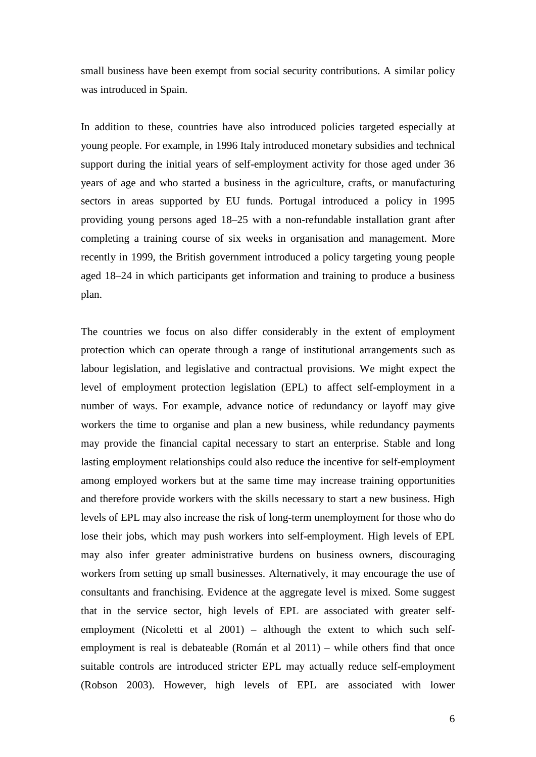small business have been exempt from social security contributions. A similar policy was introduced in Spain.

In addition to these, countries have also introduced policies targeted especially at young people. For example, in 1996 Italy introduced monetary subsidies and technical support during the initial years of self-employment activity for those aged under 36 years of age and who started a business in the agriculture, crafts, or manufacturing sectors in areas supported by EU funds. Portugal introduced a policy in 1995 providing young persons aged 18–25 with a non-refundable installation grant after completing a training course of six weeks in organisation and management. More recently in 1999, the British government introduced a policy targeting young people aged 18–24 in which participants get information and training to produce a business plan.

The countries we focus on also differ considerably in the extent of employment protection which can operate through a range of institutional arrangements such as labour legislation, and legislative and contractual provisions. We might expect the level of employment protection legislation (EPL) to affect self-employment in a number of ways. For example, advance notice of redundancy or layoff may give workers the time to organise and plan a new business, while redundancy payments may provide the financial capital necessary to start an enterprise. Stable and long lasting employment relationships could also reduce the incentive for self-employment among employed workers but at the same time may increase training opportunities and therefore provide workers with the skills necessary to start a new business. High levels of EPL may also increase the risk of long-term unemployment for those who do lose their jobs, which may push workers into self-employment. High levels of EPL may also infer greater administrative burdens on business owners, discouraging workers from setting up small businesses. Alternatively, it may encourage the use of consultants and franchising. Evidence at the aggregate level is mixed. Some suggest that in the service sector, high levels of EPL are associated with greater self-employment (Nicoletti et al 2001) – although the extent to which such self-employment is real is debateable (Román et al 2011) – while others find that once suitable controls are introduced stricter EPL may actually reduce self-employment (Robson 2003). However, high levels of EPL are associated with lower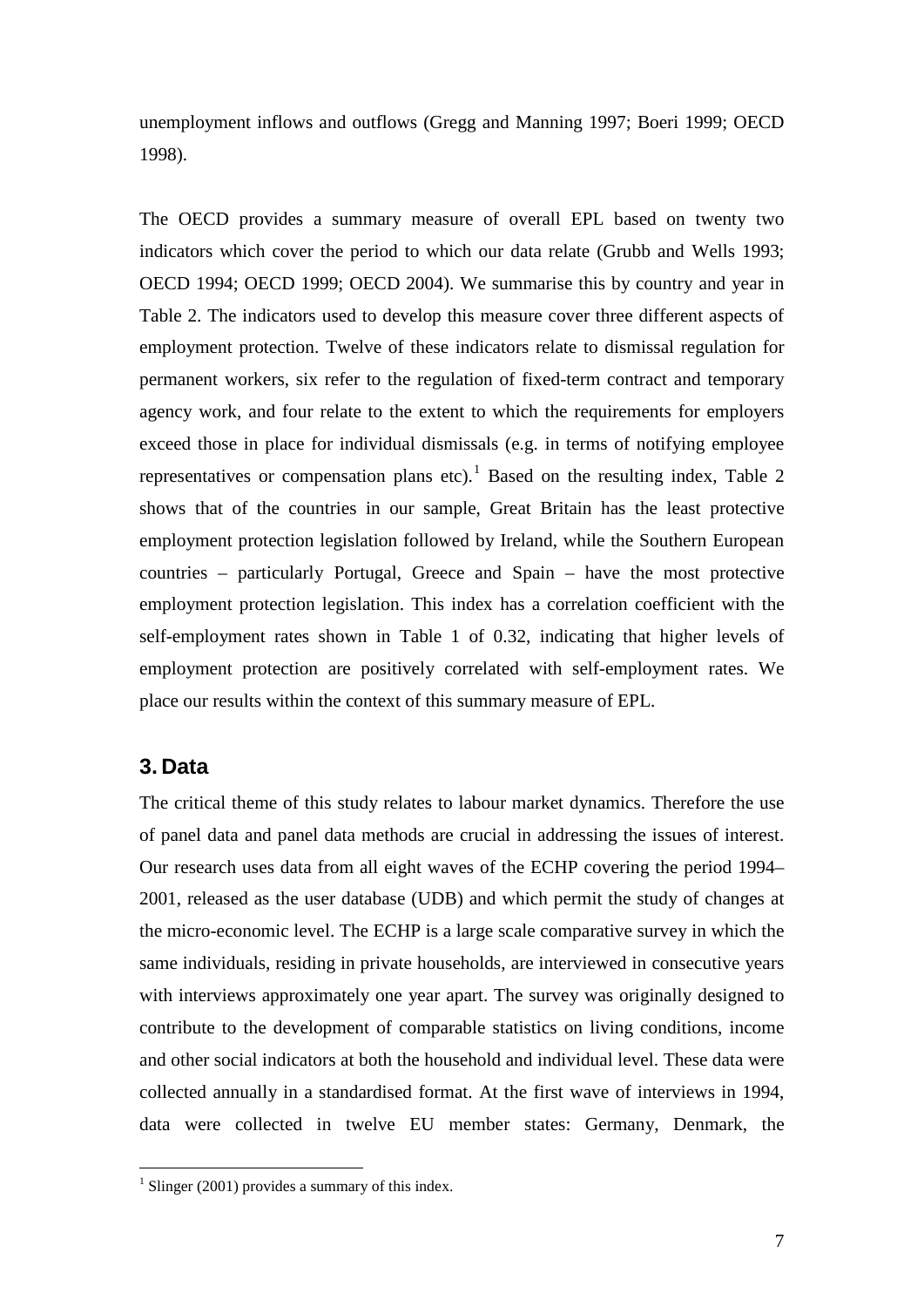unemployment inflows and outflows (Gregg and Manning 1997; Boeri 1999; OECD 1998).

The OECD provides a summary measure of overall EPL based on twenty two indicators which cover the period to which our data relate (Grubb and Wells 1993; OECD 1994; OECD 1999; OECD 2004). We summarise this by country and year in Table 2. The indicators used to develop this measure cover three different aspects of employment protection. Twelve of these indicators relate to dismissal regulation for permanent workers, six refer to the regulation of fixed-term contract and temporary agency work, and four relate to the extent to which the requirements for employers exceed those in place for individual dismissals (e.g. in terms of notifying employee representatives or compensation plans etc).[1] Based on the resulting index, Table 2 shows that of the countries in our sample, Great Britain has the least protective employment protection legislation followed by Ireland, while the Southern European countries – particularly Portugal, Greece and Spain – have the most protective employment protection legislation. This index has a correlation coefficient with the self-employment rates shown in Table 1 of 0.32, indicating that higher levels of employment protection are positively correlated with self-employment rates. We place our results within the context of this summary measure of EPL.

## 3. Data

The critical theme of this study relates to labour market dynamics. Therefore the use of panel data and panel data methods are crucial in addressing the issues of interest. Our research uses data from all eight waves of the ECHP covering the period 1994–2001, released as the user database (UDB) and which permit the study of changes at the micro-economic level. The ECHP is a large scale comparative survey in which the same individuals, residing in private households, are interviewed in consecutive years with interviews approximately one year apart. The survey was originally designed to contribute to the development of comparable statistics on living conditions, income and other social indicators at both the household and individual level. These data were collected annually in a standardised format. At the first wave of interviews in 1994, data were collected in twelve EU member states: Germany, Denmark, the

[1] Slinger (2001) provides a summary of this index.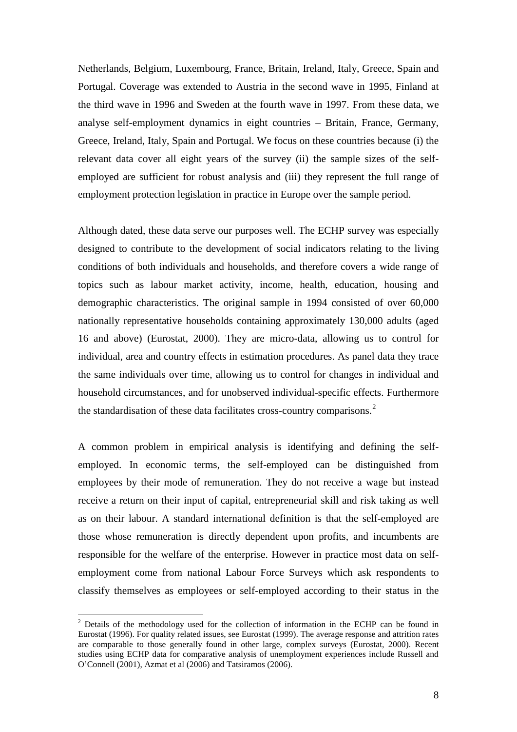Netherlands, Belgium, Luxembourg, France, Britain, Ireland, Italy, Greece, Spain and Portugal. Coverage was extended to Austria in the second wave in 1995, Finland at the third wave in 1996 and Sweden at the fourth wave in 1997. From these data, we analyse self-employment dynamics in eight countries – Britain, France, Germany, Greece, Ireland, Italy, Spain and Portugal. We focus on these countries because (i) the relevant data cover all eight years of the survey (ii) the sample sizes of the self-employed are sufficient for robust analysis and (iii) they represent the full range of employment protection legislation in practice in Europe over the sample period.

Although dated, these data serve our purposes well. The ECHP survey was especially designed to contribute to the development of social indicators relating to the living conditions of both individuals and households, and therefore covers a wide range of topics such as labour market activity, income, health, education, housing and demographic characteristics. The original sample in 1994 consisted of over 60,000 nationally representative households containing approximately 130,000 adults (aged 16 and above) (Eurostat, 2000). They are micro-data, allowing us to control for individual, area and country effects in estimation procedures. As panel data they trace the same individuals over time, allowing us to control for changes in individual and household circumstances, and for unobserved individual-specific effects. Furthermore the standardisation of these data facilitates cross-country comparisons.[2]

A common problem in empirical analysis is identifying and defining the self-employed. In economic terms, the self-employed can be distinguished from employees by their mode of remuneration. They do not receive a wage but instead receive a return on their input of capital, entrepreneurial skill and risk taking as well as on their labour. A standard international definition is that the self-employed are those whose remuneration is directly dependent upon profits, and incumbents are responsible for the welfare of the enterprise. However in practice most data on self-employment come from national Labour Force Surveys which ask respondents to classify themselves as employees or self-employed according to their status in the

---

[2] Details of the methodology used for the collection of information in the ECHP can be found in Eurostat (1996). For quality related issues, see Eurostat (1999). The average response and attrition rates are comparable to those generally found in other large, complex surveys (Eurostat, 2000). Recent studies using ECHP data for comparative analysis of unemployment experiences include Russell and O'Connell (2001), Azmat et al (2006) and Tatsiramos (2006).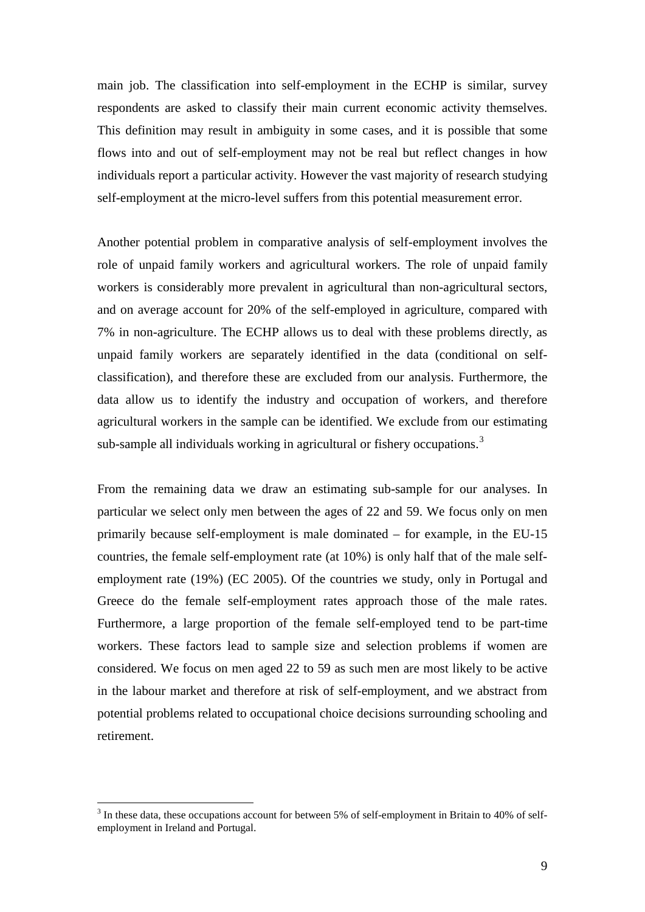main job. The classification into self-employment in the ECHP is similar, survey respondents are asked to classify their main current economic activity themselves. This definition may result in ambiguity in some cases, and it is possible that some flows into and out of self-employment may not be real but reflect changes in how individuals report a particular activity. However the vast majority of research studying self-employment at the micro-level suffers from this potential measurement error.

Another potential problem in comparative analysis of self-employment involves the role of unpaid family workers and agricultural workers. The role of unpaid family workers is considerably more prevalent in agricultural than non-agricultural sectors, and on average account for 20% of the self-employed in agriculture, compared with 7% in non-agriculture. The ECHP allows us to deal with these problems directly, as unpaid family workers are separately identified in the data (conditional on self-classification), and therefore these are excluded from our analysis. Furthermore, the data allow us to identify the industry and occupation of workers, and therefore agricultural workers in the sample can be identified. We exclude from our estimating sub-sample all individuals working in agricultural or fishery occupations.[3]

From the remaining data we draw an estimating sub-sample for our analyses. In particular we select only men between the ages of 22 and 59. We focus only on men primarily because self-employment is male dominated – for example, in the EU-15 countries, the female self-employment rate (at 10%) is only half that of the male self-employment rate (19%) (EC 2005). Of the countries we study, only in Portugal and Greece do the female self-employment rates approach those of the male rates. Furthermore, a large proportion of the female self-employed tend to be part-time workers. These factors lead to sample size and selection problems if women are considered. We focus on men aged 22 to 59 as such men are most likely to be active in the labour market and therefore at risk of self-employment, and we abstract from potential problems related to occupational choice decisions surrounding schooling and retirement.

[3] In these data, these occupations account for between 5% of self-employment in Britain to 40% of self-employment in Ireland and Portugal.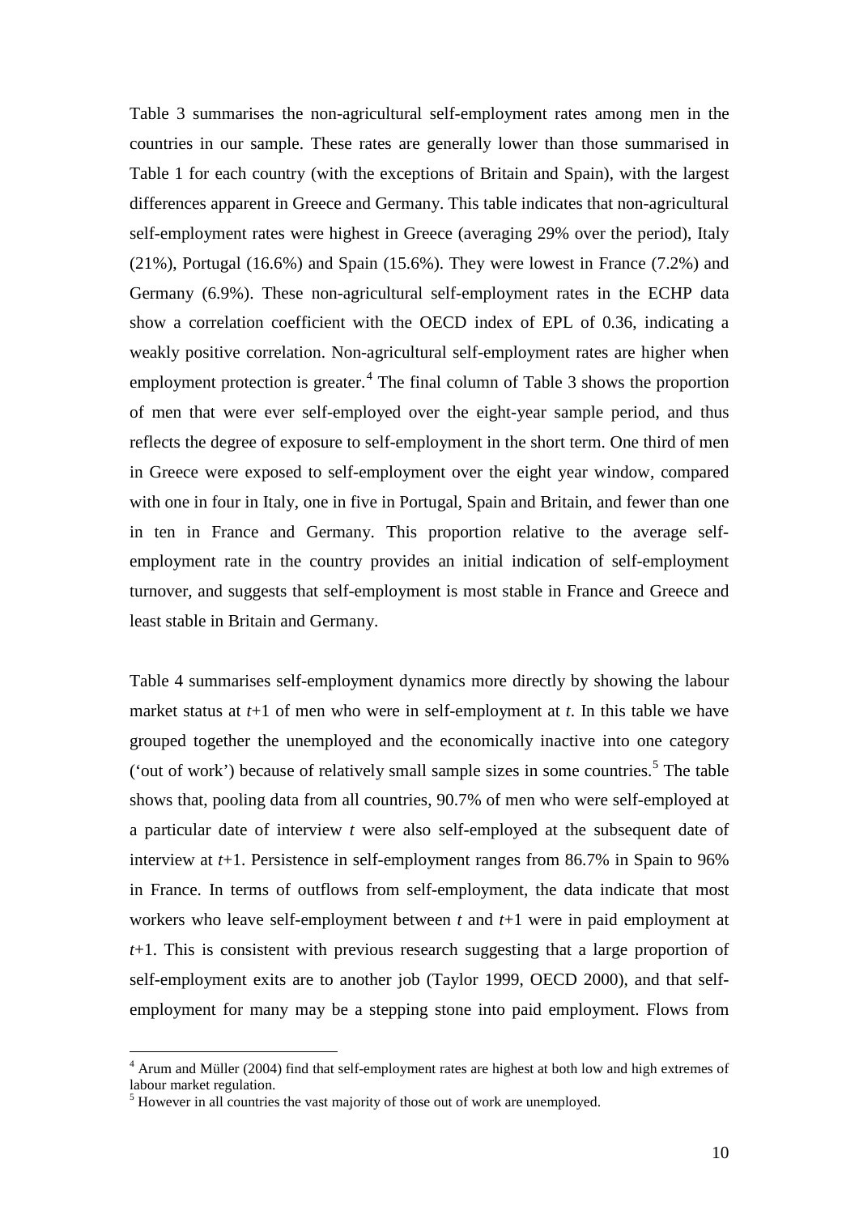Table 3 summarises the non-agricultural self-employment rates among men in the countries in our sample. These rates are generally lower than those summarised in Table 1 for each country (with the exceptions of Britain and Spain), with the largest differences apparent in Greece and Germany. This table indicates that non-agricultural self-employment rates were highest in Greece (averaging 29% over the period), Italy (21%), Portugal (16.6%) and Spain (15.6%). They were lowest in France (7.2%) and Germany (6.9%). These non-agricultural self-employment rates in the ECHP data show a correlation coefficient with the OECD index of EPL of 0.36, indicating a weakly positive correlation. Non-agricultural self-employment rates are higher when employment protection is greater.[4] The final column of Table 3 shows the proportion of men that were ever self-employed over the eight-year sample period, and thus reflects the degree of exposure to self-employment in the short term. One third of men in Greece were exposed to self-employment over the eight year window, compared with one in four in Italy, one in five in Portugal, Spain and Britain, and fewer than one in ten in France and Germany. This proportion relative to the average self-employment rate in the country provides an initial indication of self-employment turnover, and suggests that self-employment is most stable in France and Greece and least stable in Britain and Germany.

Table 4 summarises self-employment dynamics more directly by showing the labour market status at $t$+1 of men who were in self-employment at $t$. In this table we have grouped together the unemployed and the economically inactive into one category ('out of work') because of relatively small sample sizes in some countries.[5] The table shows that, pooling data from all countries, 90.7% of men who were self-employed at a particular date of interview $t$ were also self-employed at the subsequent date of interview at $t$+1. Persistence in self-employment ranges from 86.7% in Spain to 96% in France. In terms of outflows from self-employment, the data indicate that most workers who leave self-employment between $t$ and $t$+1 were in paid employment at $t$+1. This is consistent with previous research suggesting that a large proportion of self-employment exits are to another job (Taylor 1999, OECD 2000), and that self-employment for many may be a stepping stone into paid employment. Flows from

[4] Arum and Müller (2004) find that self-employment rates are highest at both low and high extremes of labour market regulation.

[5] However in all countries the vast majority of those out of work are unemployed.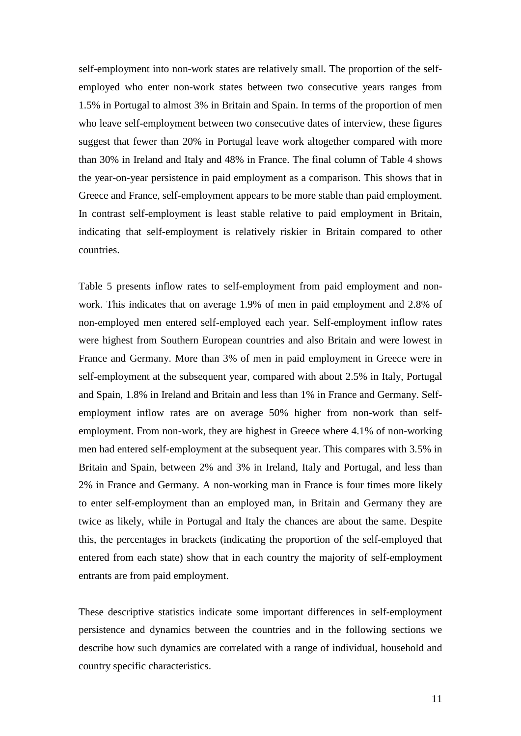self-employment into non-work states are relatively small. The proportion of the self-employed who enter non-work states between two consecutive years ranges from 1.5% in Portugal to almost 3% in Britain and Spain. In terms of the proportion of men who leave self-employment between two consecutive dates of interview, these figures suggest that fewer than 20% in Portugal leave work altogether compared with more than 30% in Ireland and Italy and 48% in France. The final column of Table 4 shows the year-on-year persistence in paid employment as a comparison. This shows that in Greece and France, self-employment appears to be more stable than paid employment. In contrast self-employment is least stable relative to paid employment in Britain, indicating that self-employment is relatively riskier in Britain compared to other countries.

Table 5 presents inflow rates to self-employment from paid employment and non-work. This indicates that on average 1.9% of men in paid employment and 2.8% of non-employed men entered self-employed each year. Self-employment inflow rates were highest from Southern European countries and also Britain and were lowest in France and Germany. More than 3% of men in paid employment in Greece were in self-employment at the subsequent year, compared with about 2.5% in Italy, Portugal and Spain, 1.8% in Ireland and Britain and less than 1% in France and Germany. Self-employment inflow rates are on average 50% higher from non-work than self-employment. From non-work, they are highest in Greece where 4.1% of non-working men had entered self-employment at the subsequent year. This compares with 3.5% in Britain and Spain, between 2% and 3% in Ireland, Italy and Portugal, and less than 2% in France and Germany. A non-working man in France is four times more likely to enter self-employment than an employed man, in Britain and Germany they are twice as likely, while in Portugal and Italy the chances are about the same. Despite this, the percentages in brackets (indicating the proportion of the self-employed that entered from each state) show that in each country the majority of self-employment entrants are from paid employment.

These descriptive statistics indicate some important differences in self-employment persistence and dynamics between the countries and in the following sections we describe how such dynamics are correlated with a range of individual, household and country specific characteristics.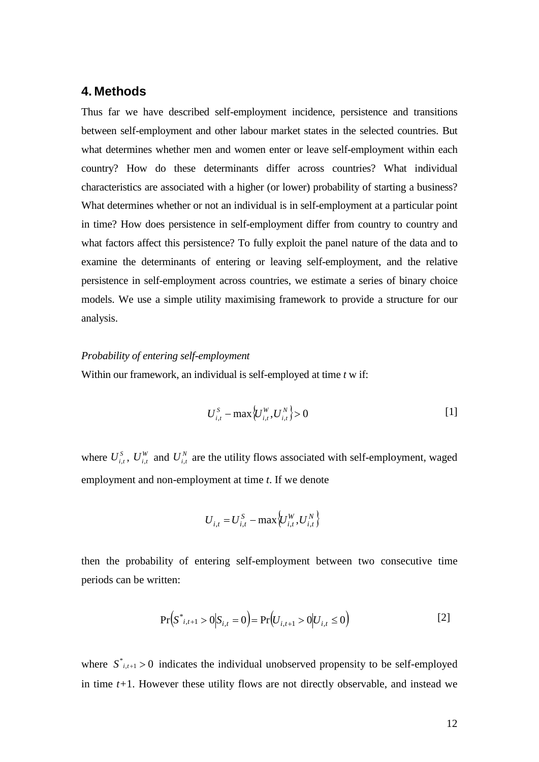## 4. Methods

Thus far we have described self-employment incidence, persistence and transitions between self-employment and other labour market states in the selected countries. But what determines whether men and women enter or leave self-employment within each country? How do these determinants differ across countries? What individual characteristics are associated with a higher (or lower) probability of starting a business? What determines whether or not an individual is in self-employment at a particular point in time? How does persistence in self-employment differ from country to country and what factors affect this persistence? To fully exploit the panel nature of the data and to examine the determinants of entering or leaving self-employment, and the relative persistence in self-employment across countries, we estimate a series of binary choice models. We use a simple utility maximising framework to provide a structure for our analysis.

*Probability of entering self-employment*

Within our framework, an individual is self-employed at time *t* w if:

$$U_{i,t}^{S} - \max\left\{U_{i,t}^{W}, U_{i,t}^{N}\right\} > 0 \qquad [1]$$

where $U_{i,t}^{S}$, $U_{i,t}^{W}$ and $U_{i,t}^{N}$ are the utility flows associated with self-employment, waged employment and non-employment at time *t*. If we denote

$$U_{i,t} = U_{i,t}^{S} - \max\left\{U_{i,t}^{W}, U_{i,t}^{N}\right\}$$

then the probability of entering self-employment between two consecutive time periods can be written:

$$\Pr\left(S^{*}_{i,t+1} > 0 \middle| S_{i,t} = 0\right) = \Pr\left(U_{i,t+1} > 0 \middle| U_{i,t} \leq 0\right) \qquad [2]$$

where $S^{*}_{i,t+1} > 0$ indicates the individual unobserved propensity to be self-employed in time *t*+1. However these utility flows are not directly observable, and instead we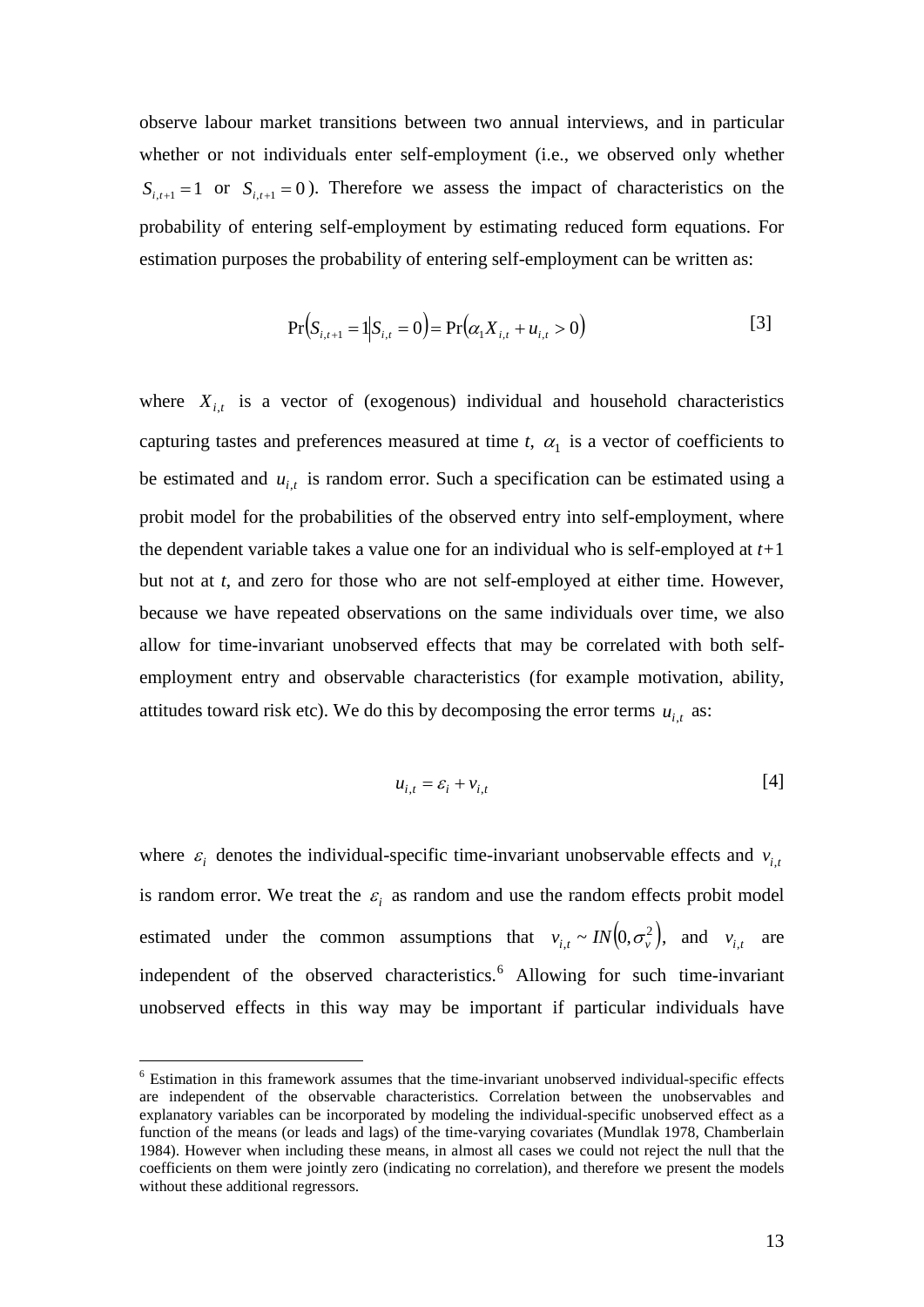observe labour market transitions between two annual interviews, and in particular whether or not individuals enter self-employment (i.e., we observed only whether $S_{i,t+1} = 1$ or $S_{i,t+1} = 0$). Therefore we assess the impact of characteristics on the probability of entering self-employment by estimating reduced form equations. For estimation purposes the probability of entering self-employment can be written as:

$$\Pr\left(S_{i,t+1} = 1 \middle| S_{i,t} = 0\right) = \Pr\left(\alpha_1 X_{i,t} + u_{i,t} > 0\right) \qquad [3]$$

where $X_{i,t}$ is a vector of (exogenous) individual and household characteristics capturing tastes and preferences measured at time *t*, $\alpha_1$ is a vector of coefficients to be estimated and $u_{i,t}$ is random error. Such a specification can be estimated using a probit model for the probabilities of the observed entry into self-employment, where the dependent variable takes a value one for an individual who is self-employed at *t*+1 but not at *t*, and zero for those who are not self-employed at either time. However, because we have repeated observations on the same individuals over time, we also allow for time-invariant unobserved effects that may be correlated with both self-employment entry and observable characteristics (for example motivation, ability, attitudes toward risk etc). We do this by decomposing the error terms $u_{i,t}$ as:

$$u_{i,t} = \varepsilon_i + v_{i,t} \qquad [4]$$

where $\varepsilon_i$ denotes the individual-specific time-invariant unobservable effects and $v_{i,t}$ is random error. We treat the $\varepsilon_i$ as random and use the random effects probit model estimated under the common assumptions that $v_{i,t} \sim IN\left(0, \sigma_v^2\right)$, and $v_{i,t}$ are independent of the observed characteristics.[6] Allowing for such time-invariant unobserved effects in this way may be important if particular individuals have

[6] Estimation in this framework assumes that the time-invariant unobserved individual-specific effects are independent of the observable characteristics. Correlation between the unobservables and explanatory variables can be incorporated by modeling the individual-specific unobserved effect as a function of the means (or leads and lags) of the time-varying covariates (Mundlak 1978, Chamberlain 1984). However when including these means, in almost all cases we could not reject the null that the coefficients on them were jointly zero (indicating no correlation), and therefore we present the models without these additional regressors.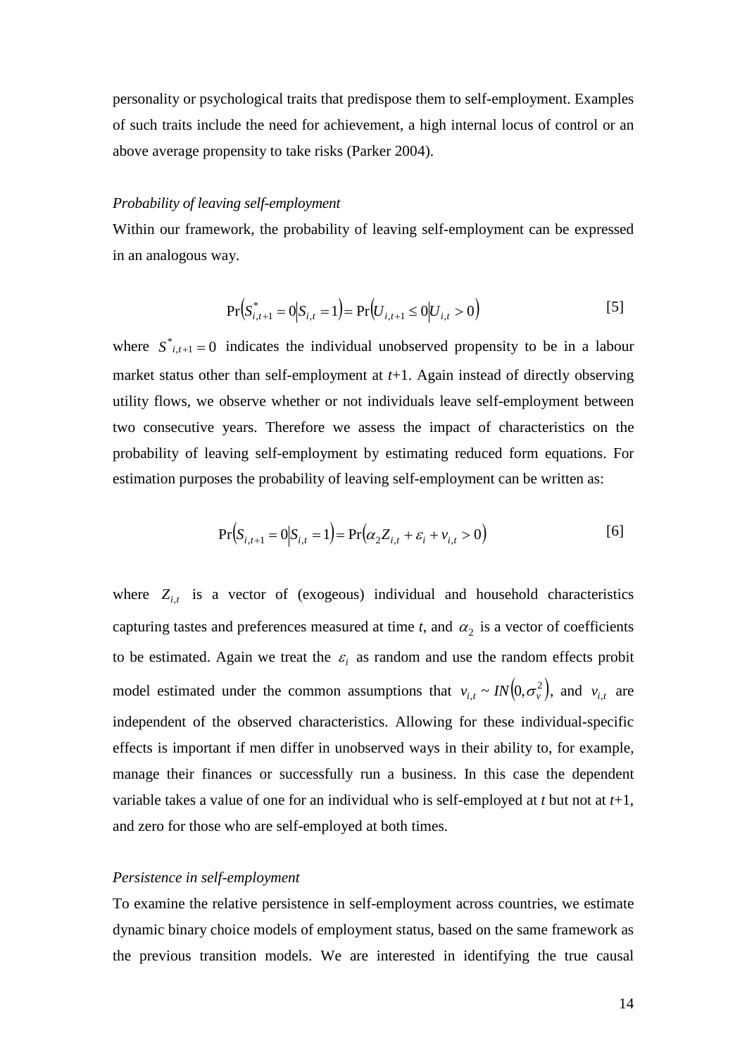personality or psychological traits that predispose them to self-employment. Examples of such traits include the need for achievement, a high internal locus of control or an above average propensity to take risks (Parker 2004).

*Probability of leaving self-employment*

Within our framework, the probability of leaving self-employment can be expressed in an analogous way.

$$\Pr\left(S^*_{i,t+1} = 0 \middle| S_{i,t} = 1\right) = \Pr\left(U_{i,t+1} \leq 0 \middle| U_{i,t} > 0\right) \qquad [5]$$

where $S^*_{i,t+1} = 0$ indicates the individual unobserved propensity to be in a labour market status other than self-employment at *t*+1. Again instead of directly observing utility flows, we observe whether or not individuals leave self-employment between two consecutive years. Therefore we assess the impact of characteristics on the probability of leaving self-employment by estimating reduced form equations. For estimation purposes the probability of leaving self-employment can be written as:

$$\Pr\left(S_{i,t+1} = 0 \middle| S_{i,t} = 1\right) = \Pr\left(\alpha_2 Z_{i,t} + \varepsilon_i + v_{i,t} > 0\right) \qquad [6]$$

where $Z_{i,t}$ is a vector of (exogeous) individual and household characteristics capturing tastes and preferences measured at time *t*, and $\alpha_2$ is a vector of coefficients to be estimated. Again we treat the $\varepsilon_i$ as random and use the random effects probit model estimated under the common assumptions that $v_{i,t} \sim IN\left(0, \sigma_v^2\right)$, and $v_{i,t}$ are independent of the observed characteristics. Allowing for these individual-specific effects is important if men differ in unobserved ways in their ability to, for example, manage their finances or successfully run a business. In this case the dependent variable takes a value of one for an individual who is self-employed at *t* but not at *t*+1, and zero for those who are self-employed at both times.

*Persistence in self-employment*

To examine the relative persistence in self-employment across countries, we estimate dynamic binary choice models of employment status, based on the same framework as the previous transition models. We are interested in identifying the true causal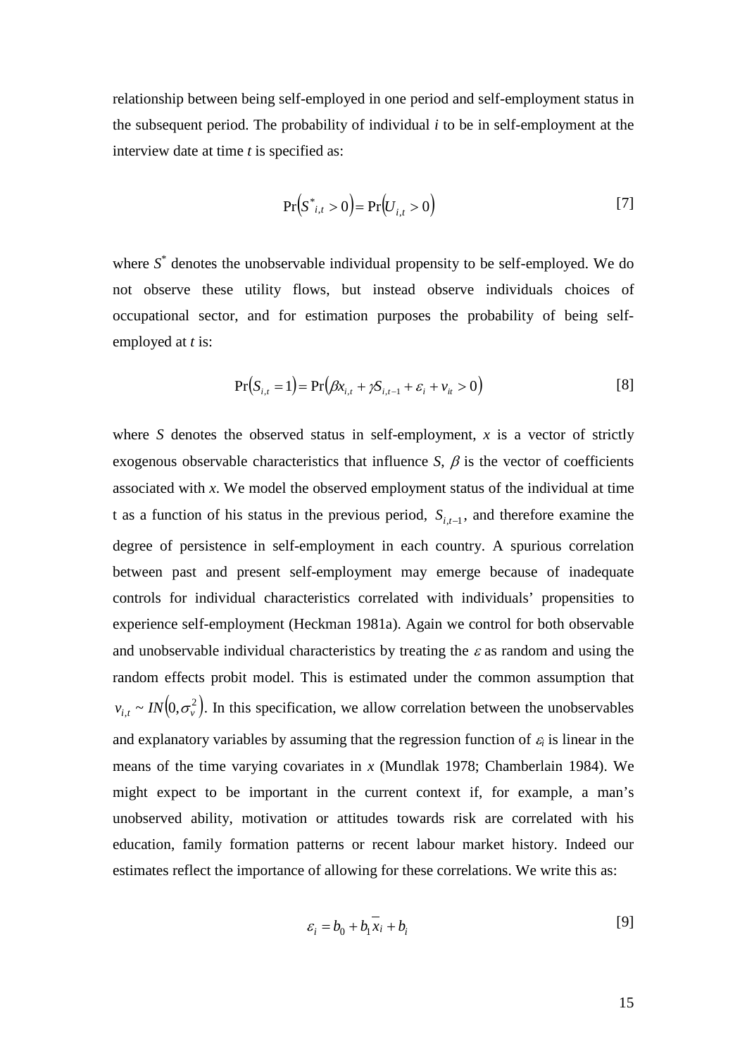relationship between being self-employed in one period and self-employment status in the subsequent period. The probability of individual *i* to be in self-employment at the interview date at time *t* is specified as:

$$\Pr\left(S^{*}_{i,t} > 0\right) = \Pr\left(U_{i,t} > 0\right) \qquad [7]$$

where $S^{*}$ denotes the unobservable individual propensity to be self-employed. We do not observe these utility flows, but instead observe individuals choices of occupational sector, and for estimation purposes the probability of being self-employed at *t* is:

$$\Pr\left(S_{i,t} = 1\right) = \Pr\left(\beta x_{i,t} + \gamma S_{i,t-1} + \varepsilon_i + v_{it} > 0\right) \qquad [8]$$

where *S* denotes the observed status in self-employment, *x* is a vector of strictly exogenous observable characteristics that influence *S*, $\beta$ is the vector of coefficients associated with *x*. We model the observed employment status of the individual at time t as a function of his status in the previous period, $S_{i,t-1}$, and therefore examine the degree of persistence in self-employment in each country. A spurious correlation between past and present self-employment may emerge because of inadequate controls for individual characteristics correlated with individuals' propensities to experience self-employment (Heckman 1981a). Again we control for both observable and unobservable individual characteristics by treating the $\varepsilon$ as random and using the random effects probit model. This is estimated under the common assumption that $v_{i,t} \sim IN\left(0, \sigma_v^2\right)$. In this specification, we allow correlation between the unobservables and explanatory variables by assuming that the regression function of $\varepsilon_i$ is linear in the means of the time varying covariates in *x* (Mundlak 1978; Chamberlain 1984). We might expect to be important in the current context if, for example, a man's unobserved ability, motivation or attitudes towards risk are correlated with his education, family formation patterns or recent labour market history. Indeed our estimates reflect the importance of allowing for these correlations. We write this as:

$$\varepsilon_i = b_0 + b_1 \overline{x}_i + b_i \qquad [9]$$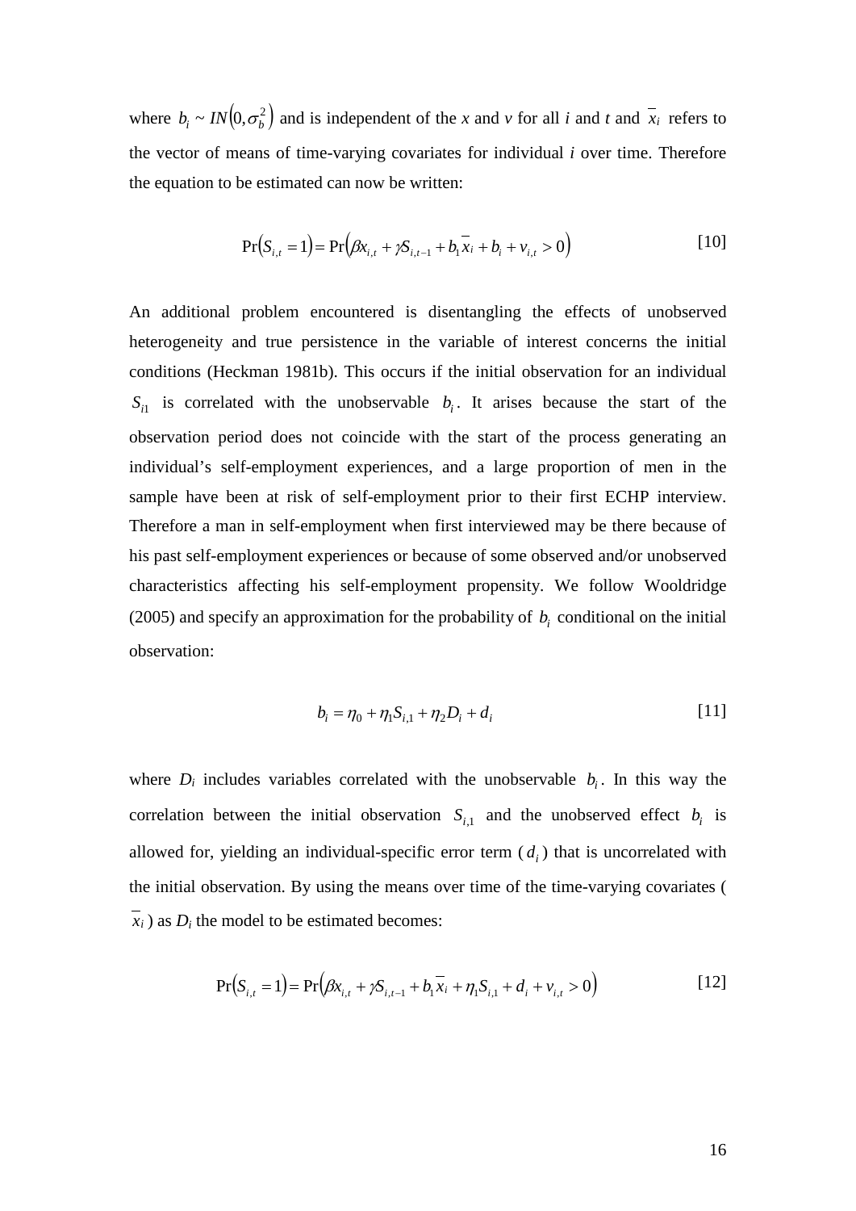where $b_i \sim IN\left(0, \sigma_b^2\right)$ and is independent of the *x* and *v* for all *i* and *t* and $\overline{x_i}$ refers to the vector of means of time-varying covariates for individual *i* over time. Therefore the equation to be estimated can now be written:

$$\Pr\left(S_{i,t} = 1\right) = \Pr\left(\beta x_{i,t} + \gamma S_{i,t-1} + b_1 \overline{x_i} + b_i + v_{i,t} > 0\right) \tag{10}$$

An additional problem encountered is disentangling the effects of unobserved heterogeneity and true persistence in the variable of interest concerns the initial conditions (Heckman 1981b). This occurs if the initial observation for an individual $S_{i1}$ is correlated with the unobservable $b_i$. It arises because the start of the observation period does not coincide with the start of the process generating an individual's self-employment experiences, and a large proportion of men in the sample have been at risk of self-employment prior to their first ECHP interview. Therefore a man in self-employment when first interviewed may be there because of his past self-employment experiences or because of some observed and/or unobserved characteristics affecting his self-employment propensity. We follow Wooldridge (2005) and specify an approximation for the probability of $b_i$ conditional on the initial observation:

$$b_i = \eta_0 + \eta_1 S_{i,1} + \eta_2 D_i + d_i \tag{11}$$

where $D_i$ includes variables correlated with the unobservable $b_i$. In this way the correlation between the initial observation $S_{i,1}$ and the unobserved effect $b_i$ is allowed for, yielding an individual-specific error term ($d_i$) that is uncorrelated with the initial observation. By using the means over time of the time-varying covariates ($\overline{x_i}$) as $D_i$ the model to be estimated becomes:

$$\Pr\left(S_{i,t} = 1\right) = \Pr\left(\beta x_{i,t} + \gamma S_{i,t-1} + b_1 \overline{x_i} + \eta_1 S_{i,1} + d_i + v_{i,t} > 0\right) \tag{12}$$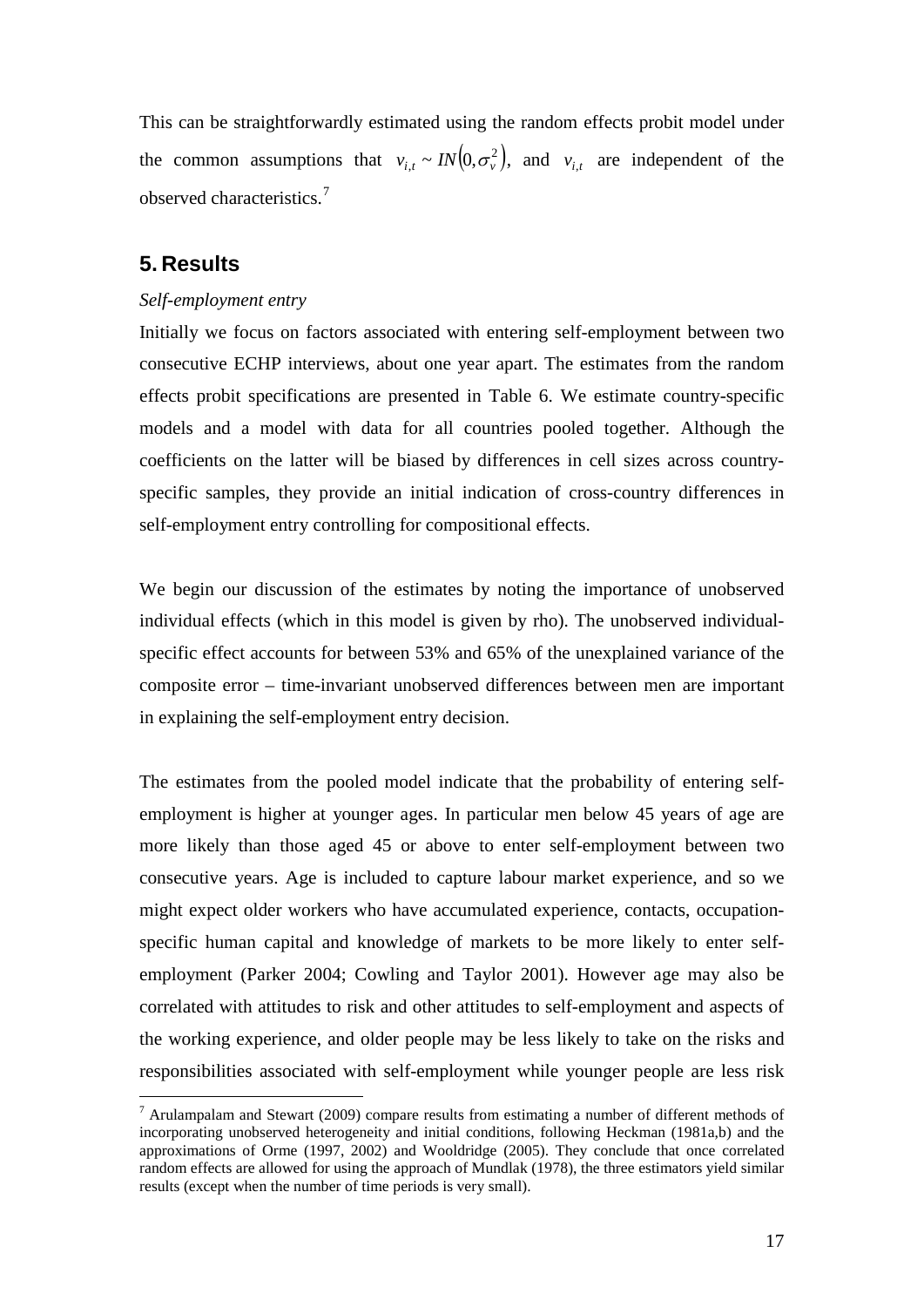This can be straightforwardly estimated using the random effects probit model under the common assumptions that $v_{i,t} \sim IN(0, \sigma_v^2)$, and $v_{i,t}$ are independent of the observed characteristics.[7]

## 5. Results

*Self-employment entry*

Initially we focus on factors associated with entering self-employment between two consecutive ECHP interviews, about one year apart. The estimates from the random effects probit specifications are presented in Table 6. We estimate country-specific models and a model with data for all countries pooled together. Although the coefficients on the latter will be biased by differences in cell sizes across country-specific samples, they provide an initial indication of cross-country differences in self-employment entry controlling for compositional effects.

We begin our discussion of the estimates by noting the importance of unobserved individual effects (which in this model is given by rho). The unobserved individual-specific effect accounts for between 53% and 65% of the unexplained variance of the composite error – time-invariant unobserved differences between men are important in explaining the self-employment entry decision.

The estimates from the pooled model indicate that the probability of entering self-employment is higher at younger ages. In particular men below 45 years of age are more likely than those aged 45 or above to enter self-employment between two consecutive years. Age is included to capture labour market experience, and so we might expect older workers who have accumulated experience, contacts, occupation-specific human capital and knowledge of markets to be more likely to enter self-employment (Parker 2004; Cowling and Taylor 2001). However age may also be correlated with attitudes to risk and other attitudes to self-employment and aspects of the working experience, and older people may be less likely to take on the risks and responsibilities associated with self-employment while younger people are less risk

[7] Arulampalam and Stewart (2009) compare results from estimating a number of different methods of incorporating unobserved heterogeneity and initial conditions, following Heckman (1981a,b) and the approximations of Orme (1997, 2002) and Wooldridge (2005). They conclude that once correlated random effects are allowed for using the approach of Mundlak (1978), the three estimators yield similar results (except when the number of time periods is very small).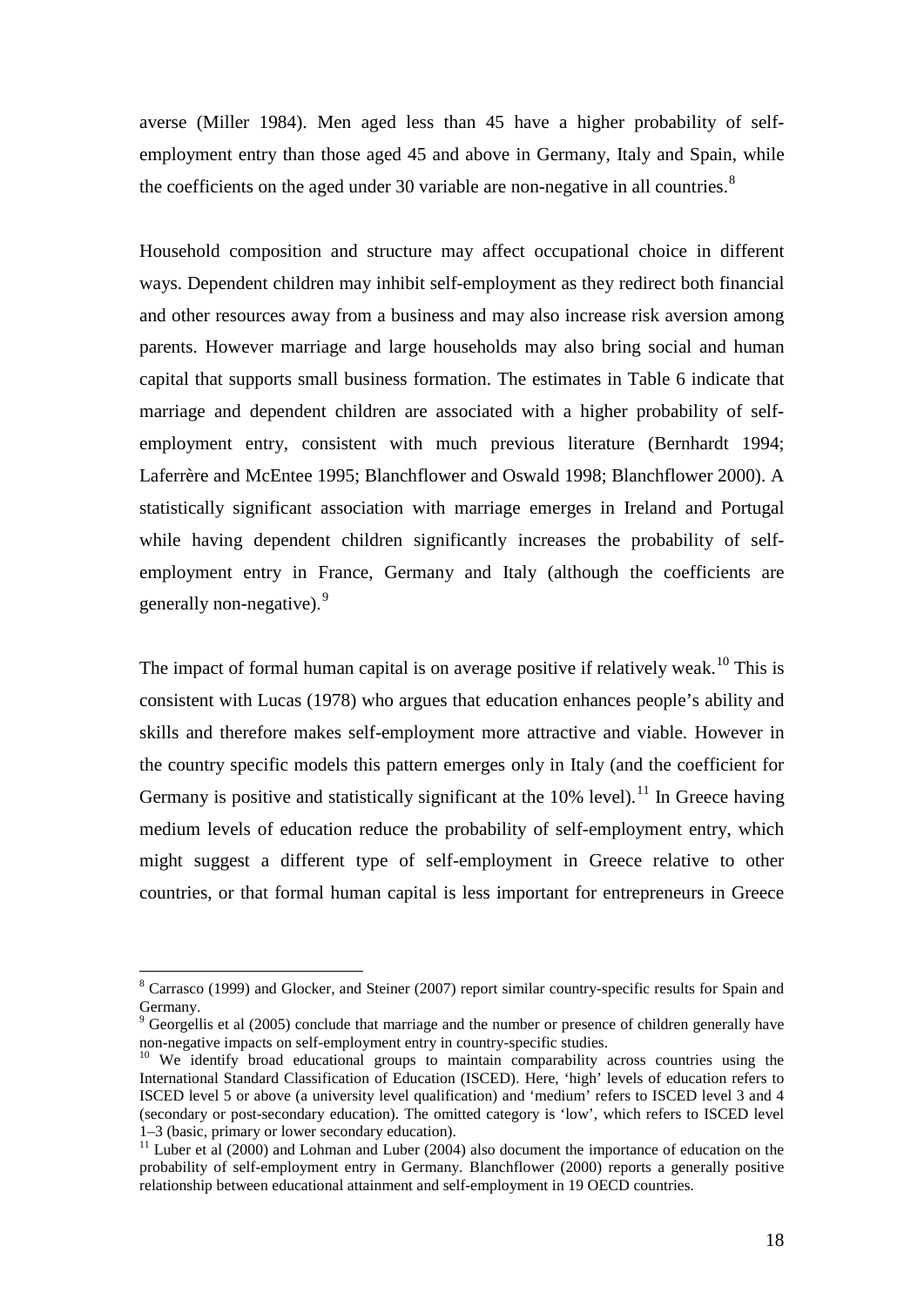averse (Miller 1984). Men aged less than 45 have a higher probability of self-employment entry than those aged 45 and above in Germany, Italy and Spain, while the coefficients on the aged under 30 variable are non-negative in all countries.[8]

Household composition and structure may affect occupational choice in different ways. Dependent children may inhibit self-employment as they redirect both financial and other resources away from a business and may also increase risk aversion among parents. However marriage and large households may also bring social and human capital that supports small business formation. The estimates in Table 6 indicate that marriage and dependent children are associated with a higher probability of self-employment entry, consistent with much previous literature (Bernhardt 1994; Laferrère and McEntee 1995; Blanchflower and Oswald 1998; Blanchflower 2000). A statistically significant association with marriage emerges in Ireland and Portugal while having dependent children significantly increases the probability of self-employment entry in France, Germany and Italy (although the coefficients are generally non-negative).[9]

The impact of formal human capital is on average positive if relatively weak.[10] This is consistent with Lucas (1978) who argues that education enhances people's ability and skills and therefore makes self-employment more attractive and viable. However in the country specific models this pattern emerges only in Italy (and the coefficient for Germany is positive and statistically significant at the 10% level).[11] In Greece having medium levels of education reduce the probability of self-employment entry, which might suggest a different type of self-employment in Greece relative to other countries, or that formal human capital is less important for entrepreneurs in Greece

---

[8] Carrasco (1999) and Glocker, and Steiner (2007) report similar country-specific results for Spain and Germany.

[9] Georgellis et al (2005) conclude that marriage and the number or presence of children generally have non-negative impacts on self-employment entry in country-specific studies.

[10] We identify broad educational groups to maintain comparability across countries using the International Standard Classification of Education (ISCED). Here, 'high' levels of education refers to ISCED level 5 or above (a university level qualification) and 'medium' refers to ISCED level 3 and 4 (secondary or post-secondary education). The omitted category is 'low', which refers to ISCED level 1–3 (basic, primary or lower secondary education).

[11] Luber et al (2000) and Lohman and Luber (2004) also document the importance of education on the probability of self-employment entry in Germany. Blanchflower (2000) reports a generally positive relationship between educational attainment and self-employment in 19 OECD countries.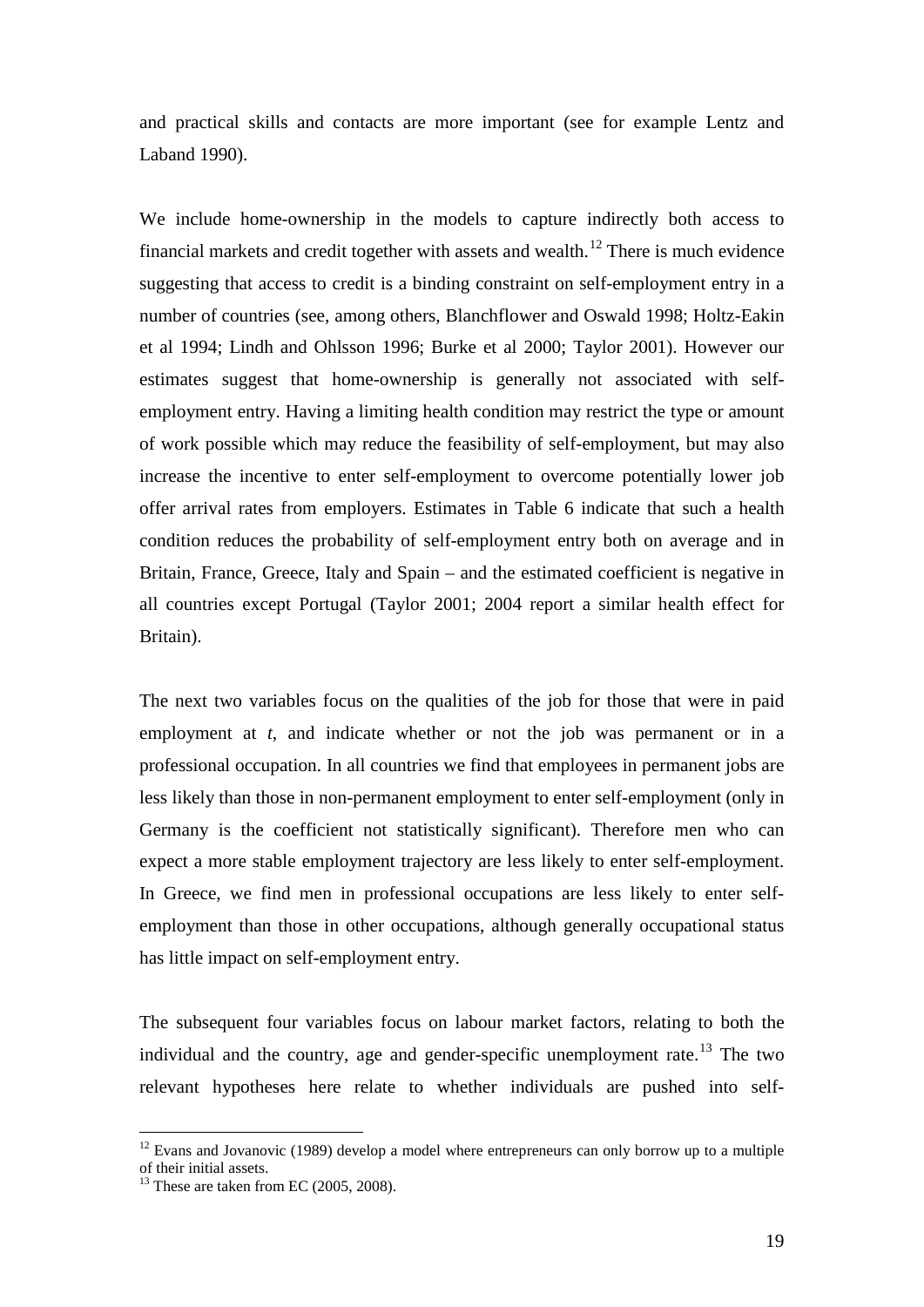and practical skills and contacts are more important (see for example Lentz and Laband 1990).

We include home-ownership in the models to capture indirectly both access to financial markets and credit together with assets and wealth.[12] There is much evidence suggesting that access to credit is a binding constraint on self-employment entry in a number of countries (see, among others, Blanchflower and Oswald 1998; Holtz-Eakin et al 1994; Lindh and Ohlsson 1996; Burke et al 2000; Taylor 2001). However our estimates suggest that home-ownership is generally not associated with self-employment entry. Having a limiting health condition may restrict the type or amount of work possible which may reduce the feasibility of self-employment, but may also increase the incentive to enter self-employment to overcome potentially lower job offer arrival rates from employers. Estimates in Table 6 indicate that such a health condition reduces the probability of self-employment entry both on average and in Britain, France, Greece, Italy and Spain – and the estimated coefficient is negative in all countries except Portugal (Taylor 2001; 2004 report a similar health effect for Britain).

The next two variables focus on the qualities of the job for those that were in paid employment at *t*, and indicate whether or not the job was permanent or in a professional occupation. In all countries we find that employees in permanent jobs are less likely than those in non-permanent employment to enter self-employment (only in Germany is the coefficient not statistically significant). Therefore men who can expect a more stable employment trajectory are less likely to enter self-employment. In Greece, we find men in professional occupations are less likely to enter self-employment than those in other occupations, although generally occupational status has little impact on self-employment entry.

The subsequent four variables focus on labour market factors, relating to both the individual and the country, age and gender-specific unemployment rate.[13] The two relevant hypotheses here relate to whether individuals are pushed into self-

[12] Evans and Jovanovic (1989) develop a model where entrepreneurs can only borrow up to a multiple of their initial assets.

[13] These are taken from EC (2005, 2008).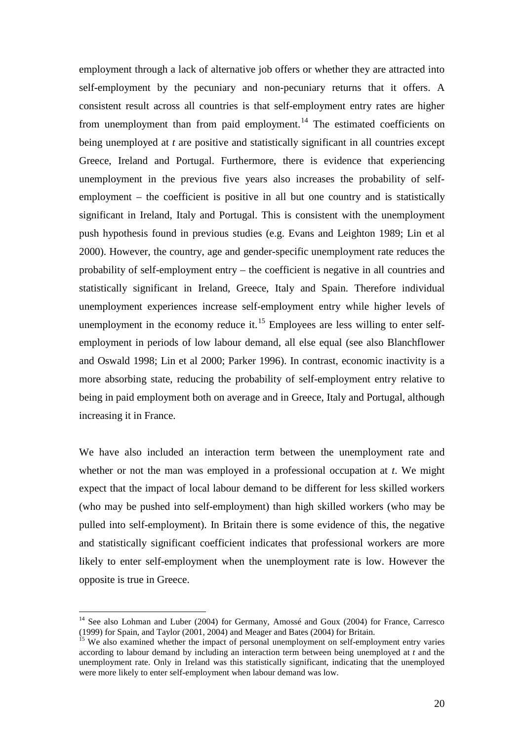employment through a lack of alternative job offers or whether they are attracted into self-employment by the pecuniary and non-pecuniary returns that it offers. A consistent result across all countries is that self-employment entry rates are higher from unemployment than from paid employment.[14] The estimated coefficients on being unemployed at *t* are positive and statistically significant in all countries except Greece, Ireland and Portugal. Furthermore, there is evidence that experiencing unemployment in the previous five years also increases the probability of self-employment – the coefficient is positive in all but one country and is statistically significant in Ireland, Italy and Portugal. This is consistent with the unemployment push hypothesis found in previous studies (e.g. Evans and Leighton 1989; Lin et al 2000). However, the country, age and gender-specific unemployment rate reduces the probability of self-employment entry – the coefficient is negative in all countries and statistically significant in Ireland, Greece, Italy and Spain. Therefore individual unemployment experiences increase self-employment entry while higher levels of unemployment in the economy reduce it.[15] Employees are less willing to enter self-employment in periods of low labour demand, all else equal (see also Blanchflower and Oswald 1998; Lin et al 2000; Parker 1996). In contrast, economic inactivity is a more absorbing state, reducing the probability of self-employment entry relative to being in paid employment both on average and in Greece, Italy and Portugal, although increasing it in France.

We have also included an interaction term between the unemployment rate and whether or not the man was employed in a professional occupation at *t*. We might expect that the impact of local labour demand to be different for less skilled workers (who may be pushed into self-employment) than high skilled workers (who may be pulled into self-employment). In Britain there is some evidence of this, the negative and statistically significant coefficient indicates that professional workers are more likely to enter self-employment when the unemployment rate is low. However the opposite is true in Greece.

[14] See also Lohman and Luber (2004) for Germany, Amossé and Goux (2004) for France, Carresco (1999) for Spain, and Taylor (2001, 2004) and Meager and Bates (2004) for Britain.

[15] We also examined whether the impact of personal unemployment on self-employment entry varies according to labour demand by including an interaction term between being unemployed at *t* and the unemployment rate. Only in Ireland was this statistically significant, indicating that the unemployed were more likely to enter self-employment when labour demand was low.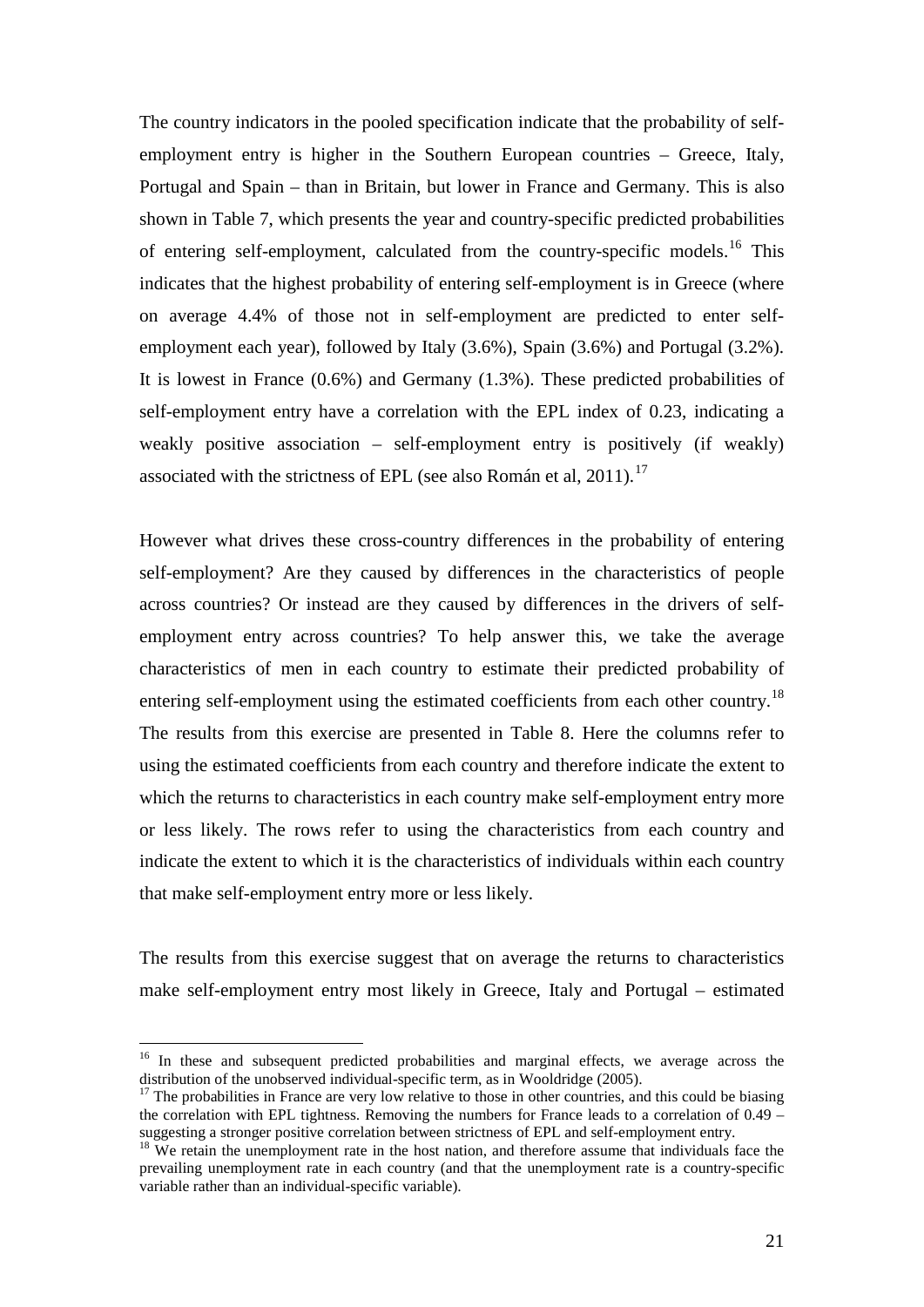The country indicators in the pooled specification indicate that the probability of self-employment entry is higher in the Southern European countries – Greece, Italy, Portugal and Spain – than in Britain, but lower in France and Germany. This is also shown in Table 7, which presents the year and country-specific predicted probabilities of entering self-employment, calculated from the country-specific models.[16] This indicates that the highest probability of entering self-employment is in Greece (where on average 4.4% of those not in self-employment are predicted to enter self-employment each year), followed by Italy (3.6%), Spain (3.6%) and Portugal (3.2%). It is lowest in France (0.6%) and Germany (1.3%). These predicted probabilities of self-employment entry have a correlation with the EPL index of 0.23, indicating a weakly positive association – self-employment entry is positively (if weakly) associated with the strictness of EPL (see also Román et al, 2011).[17]

However what drives these cross-country differences in the probability of entering self-employment? Are they caused by differences in the characteristics of people across countries? Or instead are they caused by differences in the drivers of self-employment entry across countries? To help answer this, we take the average characteristics of men in each country to estimate their predicted probability of entering self-employment using the estimated coefficients from each other country.[18] The results from this exercise are presented in Table 8. Here the columns refer to using the estimated coefficients from each country and therefore indicate the extent to which the returns to characteristics in each country make self-employment entry more or less likely. The rows refer to using the characteristics from each country and indicate the extent to which it is the characteristics of individuals within each country that make self-employment entry more or less likely.

The results from this exercise suggest that on average the returns to characteristics make self-employment entry most likely in Greece, Italy and Portugal – estimated

[16] In these and subsequent predicted probabilities and marginal effects, we average across the distribution of the unobserved individual-specific term, as in Wooldridge (2005).

[17] The probabilities in France are very low relative to those in other countries, and this could be biasing the correlation with EPL tightness. Removing the numbers for France leads to a correlation of 0.49 – suggesting a stronger positive correlation between strictness of EPL and self-employment entry.

[18] We retain the unemployment rate in the host nation, and therefore assume that individuals face the prevailing unemployment rate in each country (and that the unemployment rate is a country-specific variable rather than an individual-specific variable).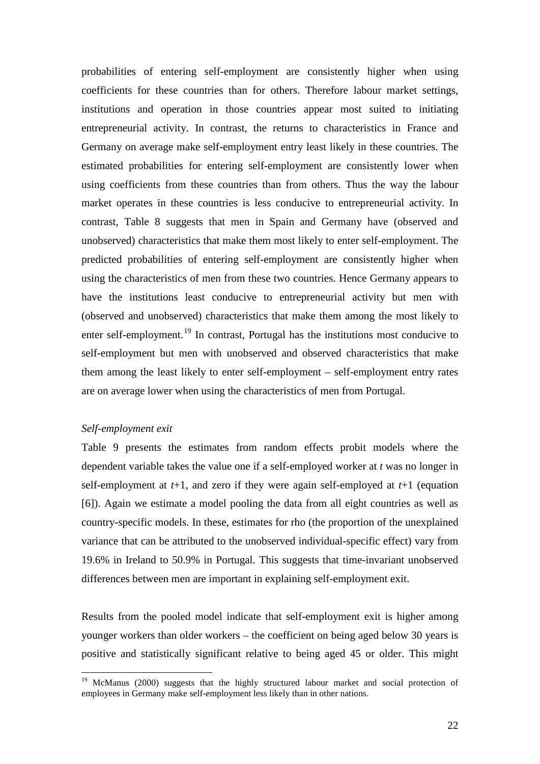probabilities of entering self-employment are consistently higher when using coefficients for these countries than for others. Therefore labour market settings, institutions and operation in those countries appear most suited to initiating entrepreneurial activity. In contrast, the returns to characteristics in France and Germany on average make self-employment entry least likely in these countries. The estimated probabilities for entering self-employment are consistently lower when using coefficients from these countries than from others. Thus the way the labour market operates in these countries is less conducive to entrepreneurial activity. In contrast, Table 8 suggests that men in Spain and Germany have (observed and unobserved) characteristics that make them most likely to enter self-employment. The predicted probabilities of entering self-employment are consistently higher when using the characteristics of men from these two countries. Hence Germany appears to have the institutions least conducive to entrepreneurial activity but men with (observed and unobserved) characteristics that make them among the most likely to enter self-employment.[19] In contrast, Portugal has the institutions most conducive to self-employment but men with unobserved and observed characteristics that make them among the least likely to enter self-employment – self-employment entry rates are on average lower when using the characteristics of men from Portugal.

*Self-employment exit*

Table 9 presents the estimates from random effects probit models where the dependent variable takes the value one if a self-employed worker at $t$ was no longer in self-employment at $t$+1, and zero if they were again self-employed at $t$+1 (equation [6]). Again we estimate a model pooling the data from all eight countries as well as country-specific models. In these, estimates for rho (the proportion of the unexplained variance that can be attributed to the unobserved individual-specific effect) vary from 19.6% in Ireland to 50.9% in Portugal. This suggests that time-invariant unobserved differences between men are important in explaining self-employment exit.

Results from the pooled model indicate that self-employment exit is higher among younger workers than older workers – the coefficient on being aged below 30 years is positive and statistically significant relative to being aged 45 or older. This might

[19] McManus (2000) suggests that the highly structured labour market and social protection of employees in Germany make self-employment less likely than in other nations.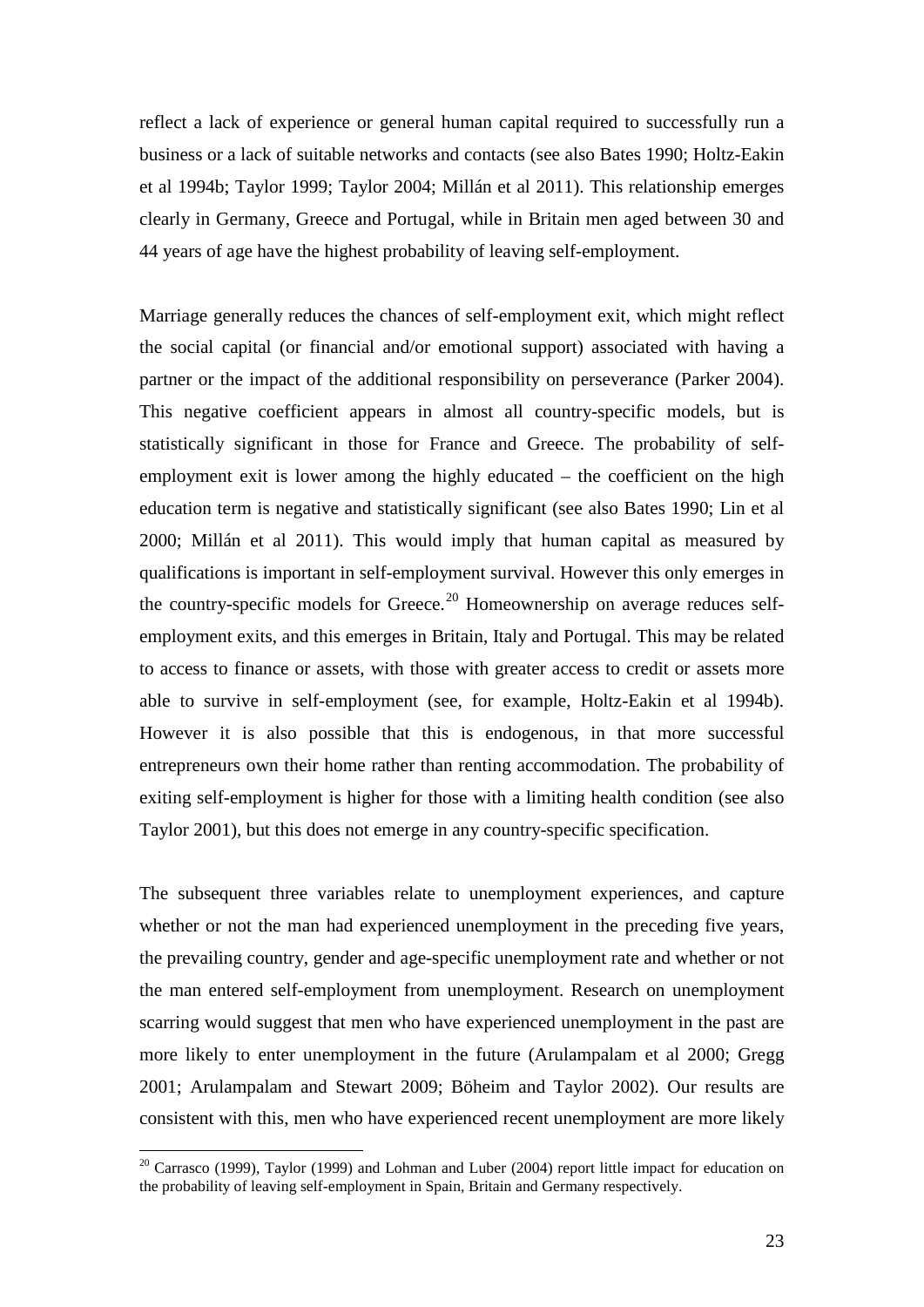reflect a lack of experience or general human capital required to successfully run a business or a lack of suitable networks and contacts (see also Bates 1990; Holtz-Eakin et al 1994b; Taylor 1999; Taylor 2004; Millán et al 2011). This relationship emerges clearly in Germany, Greece and Portugal, while in Britain men aged between 30 and 44 years of age have the highest probability of leaving self-employment.

Marriage generally reduces the chances of self-employment exit, which might reflect the social capital (or financial and/or emotional support) associated with having a partner or the impact of the additional responsibility on perseverance (Parker 2004). This negative coefficient appears in almost all country-specific models, but is statistically significant in those for France and Greece. The probability of self-employment exit is lower among the highly educated – the coefficient on the high education term is negative and statistically significant (see also Bates 1990; Lin et al 2000; Millán et al 2011). This would imply that human capital as measured by qualifications is important in self-employment survival. However this only emerges in the country-specific models for Greece.[20] Homeownership on average reduces self-employment exits, and this emerges in Britain, Italy and Portugal. This may be related to access to finance or assets, with those with greater access to credit or assets more able to survive in self-employment (see, for example, Holtz-Eakin et al 1994b). However it is also possible that this is endogenous, in that more successful entrepreneurs own their home rather than renting accommodation. The probability of exiting self-employment is higher for those with a limiting health condition (see also Taylor 2001), but this does not emerge in any country-specific specification.

The subsequent three variables relate to unemployment experiences, and capture whether or not the man had experienced unemployment in the preceding five years, the prevailing country, gender and age-specific unemployment rate and whether or not the man entered self-employment from unemployment. Research on unemployment scarring would suggest that men who have experienced unemployment in the past are more likely to enter unemployment in the future (Arulampalam et al 2000; Gregg 2001; Arulampalam and Stewart 2009; Böheim and Taylor 2002). Our results are consistent with this, men who have experienced recent unemployment are more likely

[20] Carrasco (1999), Taylor (1999) and Lohman and Luber (2004) report little impact for education on the probability of leaving self-employment in Spain, Britain and Germany respectively.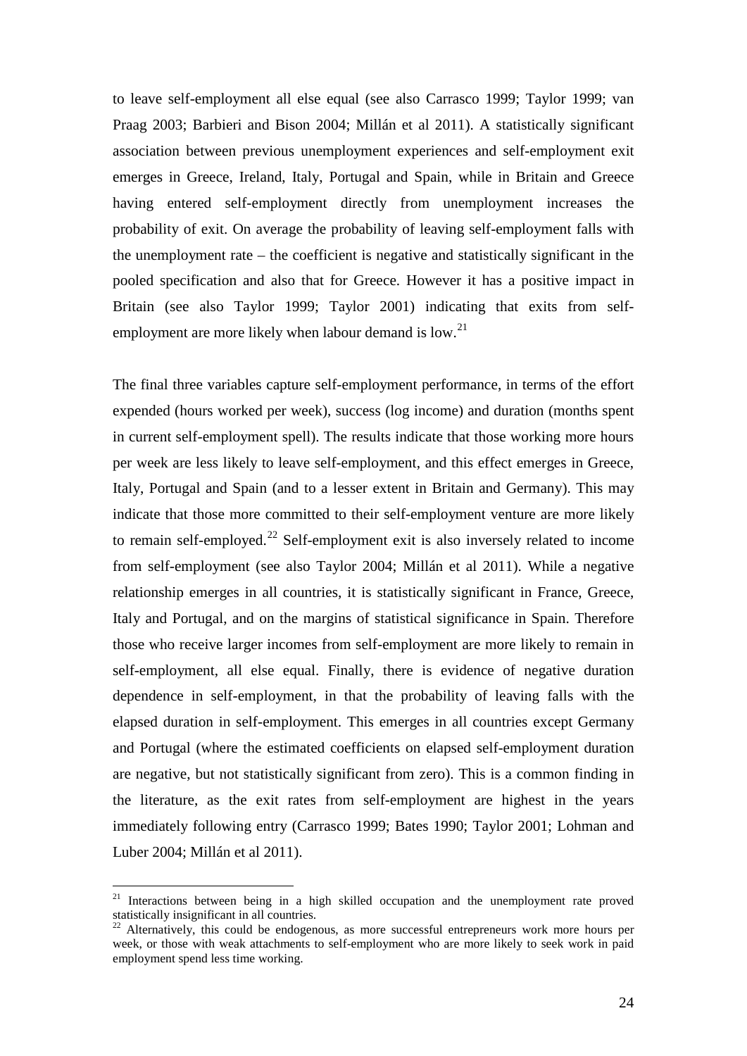to leave self-employment all else equal (see also Carrasco 1999; Taylor 1999; van Praag 2003; Barbieri and Bison 2004; Millán et al 2011). A statistically significant association between previous unemployment experiences and self-employment exit emerges in Greece, Ireland, Italy, Portugal and Spain, while in Britain and Greece having entered self-employment directly from unemployment increases the probability of exit. On average the probability of leaving self-employment falls with the unemployment rate – the coefficient is negative and statistically significant in the pooled specification and also that for Greece. However it has a positive impact in Britain (see also Taylor 1999; Taylor 2001) indicating that exits from self-employment are more likely when labour demand is low.[21]

The final three variables capture self-employment performance, in terms of the effort expended (hours worked per week), success (log income) and duration (months spent in current self-employment spell). The results indicate that those working more hours per week are less likely to leave self-employment, and this effect emerges in Greece, Italy, Portugal and Spain (and to a lesser extent in Britain and Germany). This may indicate that those more committed to their self-employment venture are more likely to remain self-employed.[22] Self-employment exit is also inversely related to income from self-employment (see also Taylor 2004; Millán et al 2011). While a negative relationship emerges in all countries, it is statistically significant in France, Greece, Italy and Portugal, and on the margins of statistical significance in Spain. Therefore those who receive larger incomes from self-employment are more likely to remain in self-employment, all else equal. Finally, there is evidence of negative duration dependence in self-employment, in that the probability of leaving falls with the elapsed duration in self-employment. This emerges in all countries except Germany and Portugal (where the estimated coefficients on elapsed self-employment duration are negative, but not statistically significant from zero). This is a common finding in the literature, as the exit rates from self-employment are highest in the years immediately following entry (Carrasco 1999; Bates 1990; Taylor 2001; Lohman and Luber 2004; Millán et al 2011).

---

[21] Interactions between being in a high skilled occupation and the unemployment rate proved statistically insignificant in all countries.

[22] Alternatively, this could be endogenous, as more successful entrepreneurs work more hours per week, or those with weak attachments to self-employment who are more likely to seek work in paid employment spend less time working.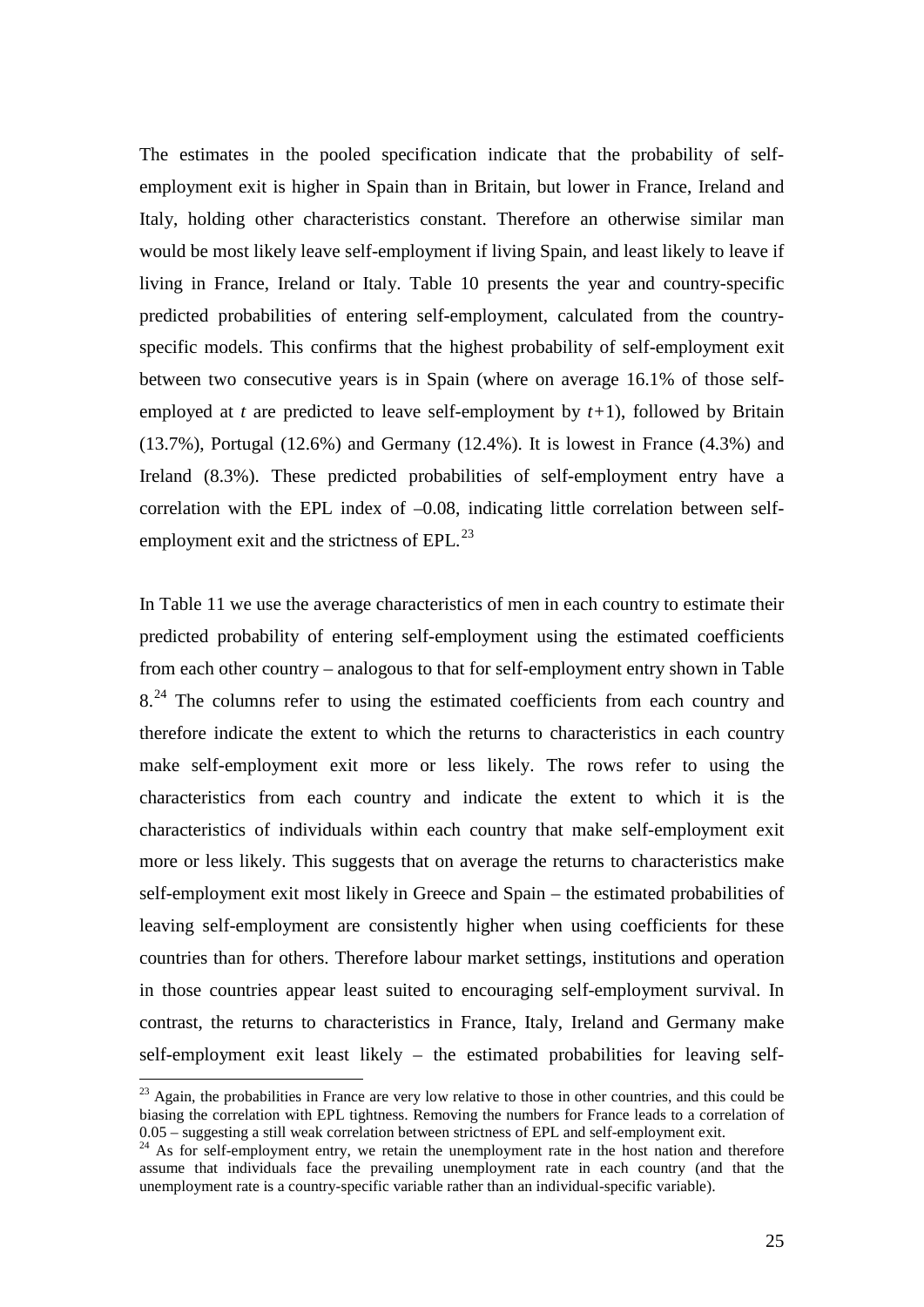The estimates in the pooled specification indicate that the probability of self-employment exit is higher in Spain than in Britain, but lower in France, Ireland and Italy, holding other characteristics constant. Therefore an otherwise similar man would be most likely leave self-employment if living Spain, and least likely to leave if living in France, Ireland or Italy. Table 10 presents the year and country-specific predicted probabilities of entering self-employment, calculated from the country-specific models. This confirms that the highest probability of self-employment exit between two consecutive years is in Spain (where on average 16.1% of those self-employed at $t$ are predicted to leave self-employment by $t+1$), followed by Britain (13.7%), Portugal (12.6%) and Germany (12.4%). It is lowest in France (4.3%) and Ireland (8.3%). These predicted probabilities of self-employment entry have a correlation with the EPL index of –0.08, indicating little correlation between self-employment exit and the strictness of EPL.[23]

In Table 11 we use the average characteristics of men in each country to estimate their predicted probability of entering self-employment using the estimated coefficients from each other country – analogous to that for self-employment entry shown in Table 8.[24] The columns refer to using the estimated coefficients from each country and therefore indicate the extent to which the returns to characteristics in each country make self-employment exit more or less likely. The rows refer to using the characteristics from each country and indicate the extent to which it is the characteristics of individuals within each country that make self-employment exit more or less likely. This suggests that on average the returns to characteristics make self-employment exit most likely in Greece and Spain – the estimated probabilities of leaving self-employment are consistently higher when using coefficients for these countries than for others. Therefore labour market settings, institutions and operation in those countries appear least suited to encouraging self-employment survival. In contrast, the returns to characteristics in France, Italy, Ireland and Germany make self-employment exit least likely – the estimated probabilities for leaving self-

[23] Again, the probabilities in France are very low relative to those in other countries, and this could be biasing the correlation with EPL tightness. Removing the numbers for France leads to a correlation of 0.05 – suggesting a still weak correlation between strictness of EPL and self-employment exit.

[24] As for self-employment entry, we retain the unemployment rate in the host nation and therefore assume that individuals face the prevailing unemployment rate in each country (and that the unemployment rate is a country-specific variable rather than an individual-specific variable).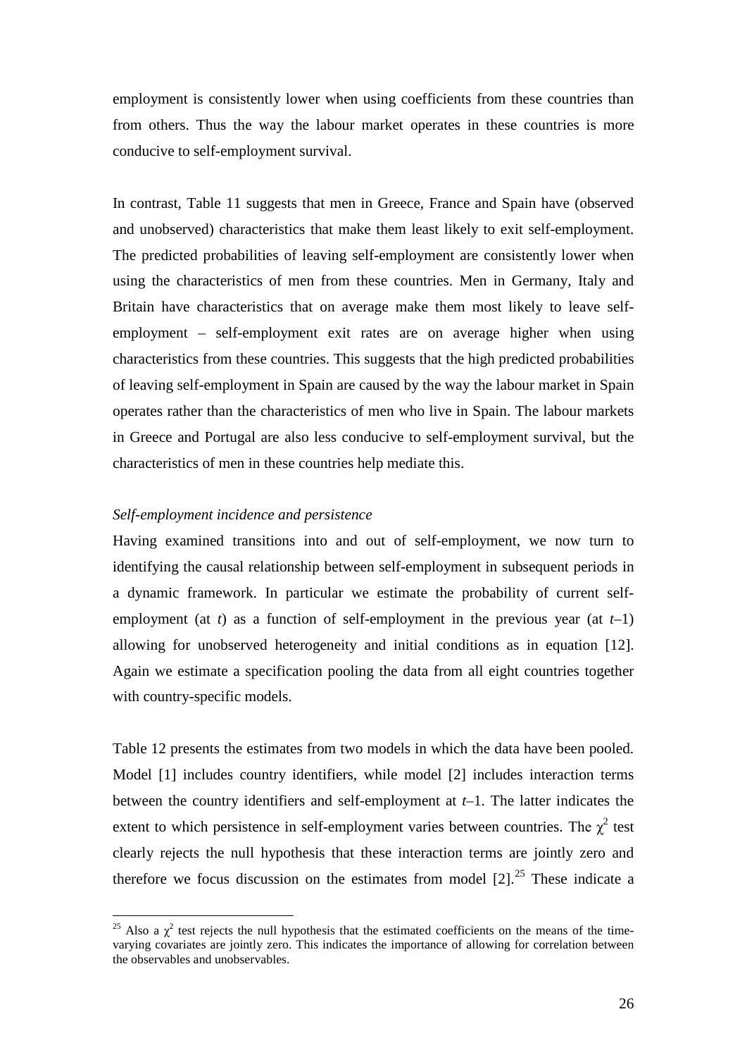employment is consistently lower when using coefficients from these countries than from others. Thus the way the labour market operates in these countries is more conducive to self-employment survival.

In contrast, Table 11 suggests that men in Greece, France and Spain have (observed and unobserved) characteristics that make them least likely to exit self-employment. The predicted probabilities of leaving self-employment are consistently lower when using the characteristics of men from these countries. Men in Germany, Italy and Britain have characteristics that on average make them most likely to leave self-employment – self-employment exit rates are on average higher when using characteristics from these countries. This suggests that the high predicted probabilities of leaving self-employment in Spain are caused by the way the labour market in Spain operates rather than the characteristics of men who live in Spain. The labour markets in Greece and Portugal are also less conducive to self-employment survival, but the characteristics of men in these countries help mediate this.

*Self-employment incidence and persistence*

Having examined transitions into and out of self-employment, we now turn to identifying the causal relationship between self-employment in subsequent periods in a dynamic framework. In particular we estimate the probability of current self-employment (at $t$) as a function of self-employment in the previous year (at $t$–1) allowing for unobserved heterogeneity and initial conditions as in equation [12]. Again we estimate a specification pooling the data from all eight countries together with country-specific models.

Table 12 presents the estimates from two models in which the data have been pooled. Model [1] includes country identifiers, while model [2] includes interaction terms between the country identifiers and self-employment at $t$–1. The latter indicates the extent to which persistence in self-employment varies between countries. The $\chi^2$ test clearly rejects the null hypothesis that these interaction terms are jointly zero and therefore we focus discussion on the estimates from model [2].[25] These indicate a

[25] Also a $\chi^2$ test rejects the null hypothesis that the estimated coefficients on the means of the time-varying covariates are jointly zero. This indicates the importance of allowing for correlation between the observables and unobservables.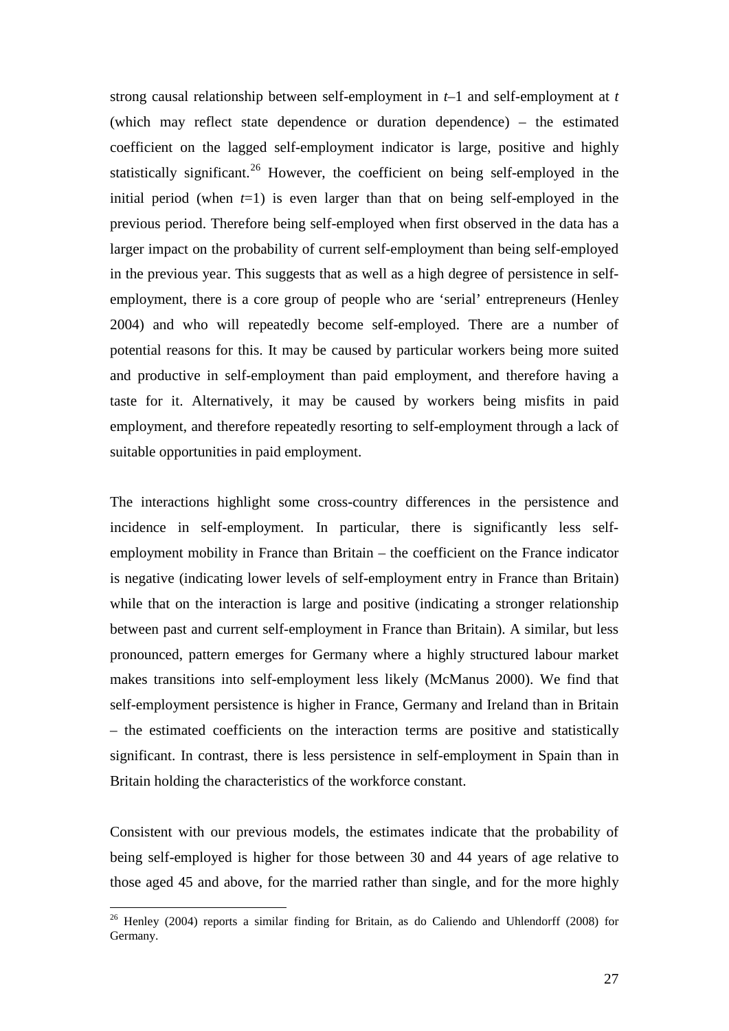strong causal relationship between self-employment in $t$–1 and self-employment at $t$ (which may reflect state dependence or duration dependence) – the estimated coefficient on the lagged self-employment indicator is large, positive and highly statistically significant.[26] However, the coefficient on being self-employed in the initial period (when $t$=1) is even larger than that on being self-employed in the previous period. Therefore being self-employed when first observed in the data has a larger impact on the probability of current self-employment than being self-employed in the previous year. This suggests that as well as a high degree of persistence in self-employment, there is a core group of people who are 'serial' entrepreneurs (Henley 2004) and who will repeatedly become self-employed. There are a number of potential reasons for this. It may be caused by particular workers being more suited and productive in self-employment than paid employment, and therefore having a taste for it. Alternatively, it may be caused by workers being misfits in paid employment, and therefore repeatedly resorting to self-employment through a lack of suitable opportunities in paid employment.

The interactions highlight some cross-country differences in the persistence and incidence in self-employment. In particular, there is significantly less self-employment mobility in France than Britain – the coefficient on the France indicator is negative (indicating lower levels of self-employment entry in France than Britain) while that on the interaction is large and positive (indicating a stronger relationship between past and current self-employment in France than Britain). A similar, but less pronounced, pattern emerges for Germany where a highly structured labour market makes transitions into self-employment less likely (McManus 2000). We find that self-employment persistence is higher in France, Germany and Ireland than in Britain – the estimated coefficients on the interaction terms are positive and statistically significant. In contrast, there is less persistence in self-employment in Spain than in Britain holding the characteristics of the workforce constant.

Consistent with our previous models, the estimates indicate that the probability of being self-employed is higher for those between 30 and 44 years of age relative to those aged 45 and above, for the married rather than single, and for the more highly

[26] Henley (2004) reports a similar finding for Britain, as do Caliendo and Uhlendorff (2008) for Germany.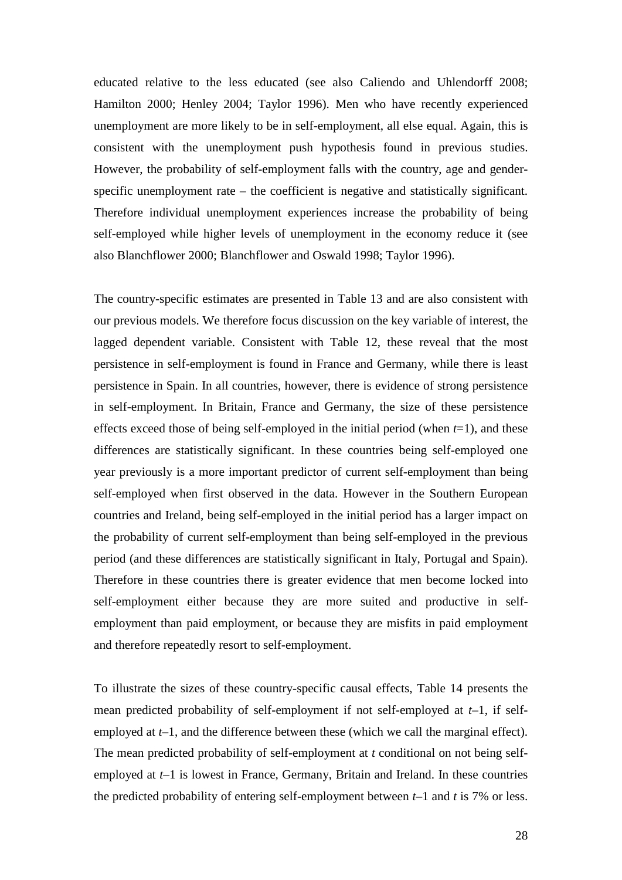educated relative to the less educated (see also Caliendo and Uhlendorff 2008; Hamilton 2000; Henley 2004; Taylor 1996). Men who have recently experienced unemployment are more likely to be in self-employment, all else equal. Again, this is consistent with the unemployment push hypothesis found in previous studies. However, the probability of self-employment falls with the country, age and gender-specific unemployment rate – the coefficient is negative and statistically significant. Therefore individual unemployment experiences increase the probability of being self-employed while higher levels of unemployment in the economy reduce it (see also Blanchflower 2000; Blanchflower and Oswald 1998; Taylor 1996).

The country-specific estimates are presented in Table 13 and are also consistent with our previous models. We therefore focus discussion on the key variable of interest, the lagged dependent variable. Consistent with Table 12, these reveal that the most persistence in self-employment is found in France and Germany, while there is least persistence in Spain. In all countries, however, there is evidence of strong persistence in self-employment. In Britain, France and Germany, the size of these persistence effects exceed those of being self-employed in the initial period (when $t$=1), and these differences are statistically significant. In these countries being self-employed one year previously is a more important predictor of current self-employment than being self-employed when first observed in the data. However in the Southern European countries and Ireland, being self-employed in the initial period has a larger impact on the probability of current self-employment than being self-employed in the previous period (and these differences are statistically significant in Italy, Portugal and Spain). Therefore in these countries there is greater evidence that men become locked into self-employment either because they are more suited and productive in self-employment than paid employment, or because they are misfits in paid employment and therefore repeatedly resort to self-employment.

To illustrate the sizes of these country-specific causal effects, Table 14 presents the mean predicted probability of self-employment if not self-employed at $t$–1, if self-employed at $t$–1, and the difference between these (which we call the marginal effect). The mean predicted probability of self-employment at $t$ conditional on not being self-employed at $t$–1 is lowest in France, Germany, Britain and Ireland. In these countries the predicted probability of entering self-employment between $t$–1 and $t$ is 7% or less.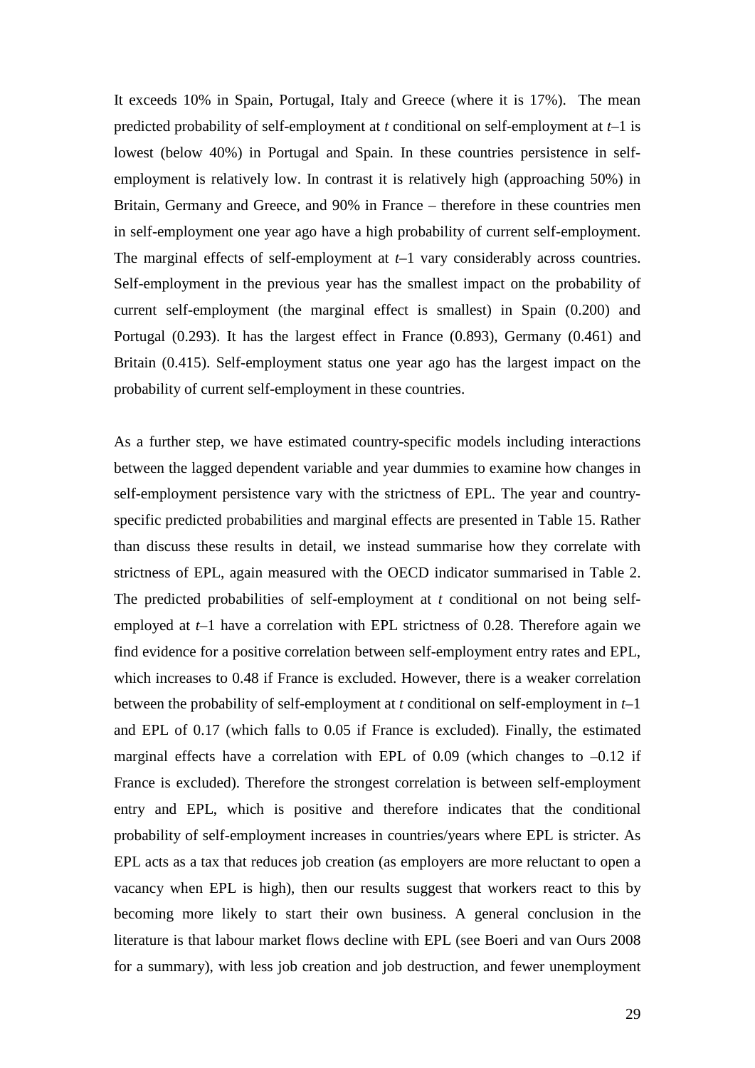It exceeds 10% in Spain, Portugal, Italy and Greece (where it is 17%). The mean predicted probability of self-employment at *t* conditional on self-employment at *t*–1 is lowest (below 40%) in Portugal and Spain. In these countries persistence in self-employment is relatively low. In contrast it is relatively high (approaching 50%) in Britain, Germany and Greece, and 90% in France – therefore in these countries men in self-employment one year ago have a high probability of current self-employment. The marginal effects of self-employment at *t*–1 vary considerably across countries. Self-employment in the previous year has the smallest impact on the probability of current self-employment (the marginal effect is smallest) in Spain (0.200) and Portugal (0.293). It has the largest effect in France (0.893), Germany (0.461) and Britain (0.415). Self-employment status one year ago has the largest impact on the probability of current self-employment in these countries.

As a further step, we have estimated country-specific models including interactions between the lagged dependent variable and year dummies to examine how changes in self-employment persistence vary with the strictness of EPL. The year and country-specific predicted probabilities and marginal effects are presented in Table 15. Rather than discuss these results in detail, we instead summarise how they correlate with strictness of EPL, again measured with the OECD indicator summarised in Table 2. The predicted probabilities of self-employment at *t* conditional on not being self-employed at *t*–1 have a correlation with EPL strictness of 0.28. Therefore again we find evidence for a positive correlation between self-employment entry rates and EPL, which increases to 0.48 if France is excluded. However, there is a weaker correlation between the probability of self-employment at *t* conditional on self-employment in *t*–1 and EPL of 0.17 (which falls to 0.05 if France is excluded). Finally, the estimated marginal effects have a correlation with EPL of 0.09 (which changes to –0.12 if France is excluded). Therefore the strongest correlation is between self-employment entry and EPL, which is positive and therefore indicates that the conditional probability of self-employment increases in countries/years where EPL is stricter. As EPL acts as a tax that reduces job creation (as employers are more reluctant to open a vacancy when EPL is high), then our results suggest that workers react to this by becoming more likely to start their own business. A general conclusion in the literature is that labour market flows decline with EPL (see Boeri and van Ours 2008 for a summary), with less job creation and job destruction, and fewer unemployment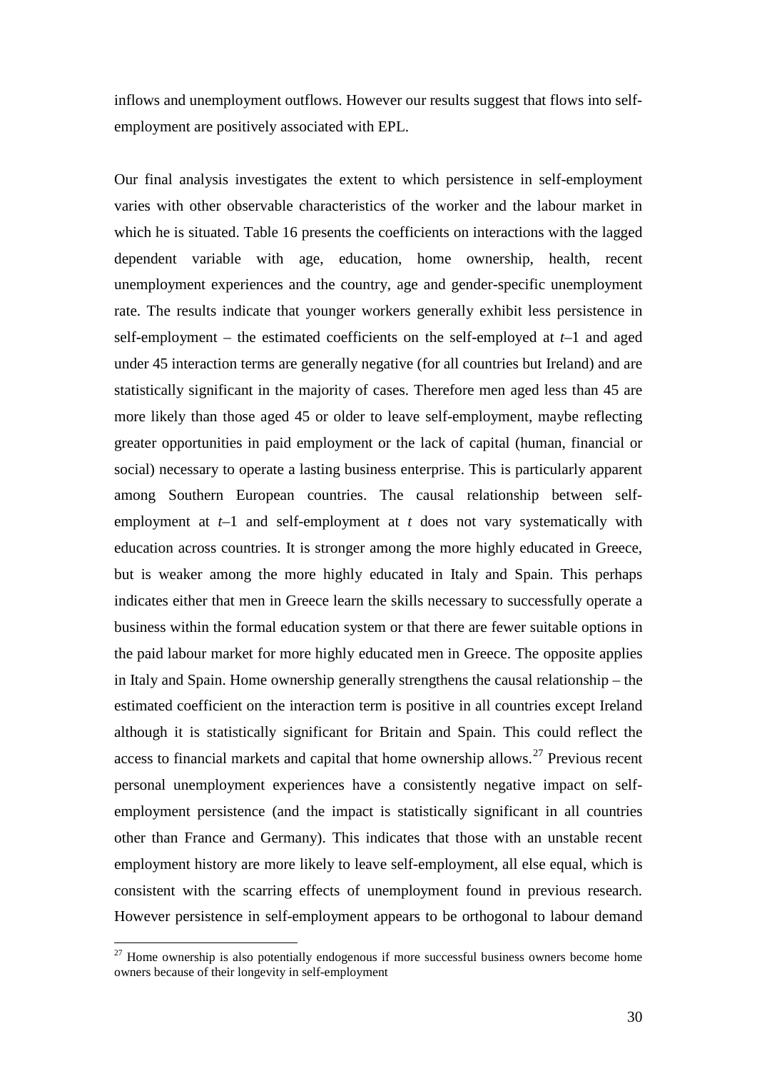inflows and unemployment outflows. However our results suggest that flows into self-employment are positively associated with EPL.

Our final analysis investigates the extent to which persistence in self-employment varies with other observable characteristics of the worker and the labour market in which he is situated. Table 16 presents the coefficients on interactions with the lagged dependent variable with age, education, home ownership, health, recent unemployment experiences and the country, age and gender-specific unemployment rate. The results indicate that younger workers generally exhibit less persistence in self-employment – the estimated coefficients on the self-employed at *t*–1 and aged under 45 interaction terms are generally negative (for all countries but Ireland) and are statistically significant in the majority of cases. Therefore men aged less than 45 are more likely than those aged 45 or older to leave self-employment, maybe reflecting greater opportunities in paid employment or the lack of capital (human, financial or social) necessary to operate a lasting business enterprise. This is particularly apparent among Southern European countries. The causal relationship between self-employment at *t*–1 and self-employment at *t* does not vary systematically with education across countries. It is stronger among the more highly educated in Greece, but is weaker among the more highly educated in Italy and Spain. This perhaps indicates either that men in Greece learn the skills necessary to successfully operate a business within the formal education system or that there are fewer suitable options in the paid labour market for more highly educated men in Greece. The opposite applies in Italy and Spain. Home ownership generally strengthens the causal relationship – the estimated coefficient on the interaction term is positive in all countries except Ireland although it is statistically significant for Britain and Spain. This could reflect the access to financial markets and capital that home ownership allows.[27] Previous recent personal unemployment experiences have a consistently negative impact on self-employment persistence (and the impact is statistically significant in all countries other than France and Germany). This indicates that those with an unstable recent employment history are more likely to leave self-employment, all else equal, which is consistent with the scarring effects of unemployment found in previous research. However persistence in self-employment appears to be orthogonal to labour demand

[27] Home ownership is also potentially endogenous if more successful business owners become home owners because of their longevity in self-employment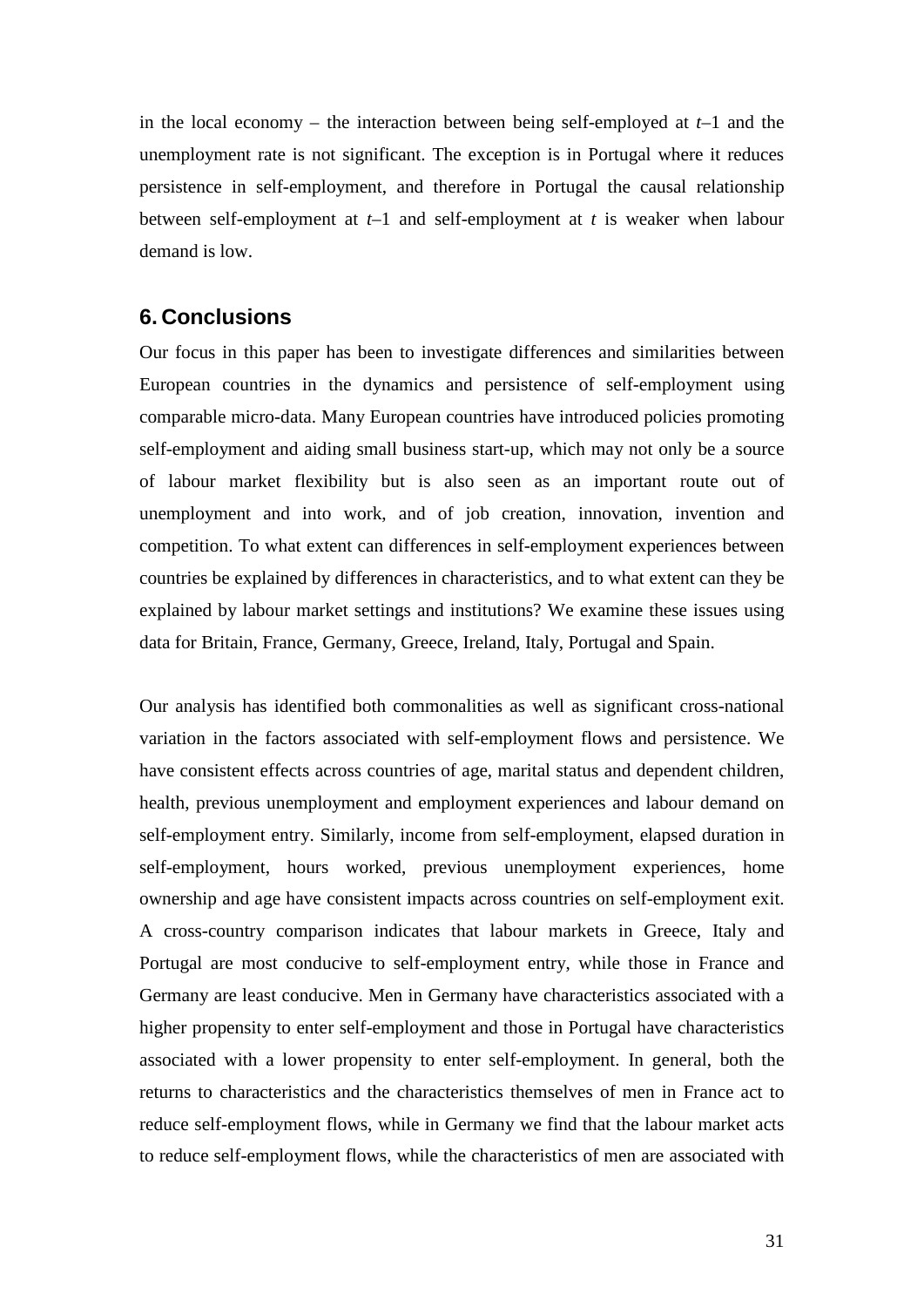in the local economy – the interaction between being self-employed at $t$–1 and the unemployment rate is not significant. The exception is in Portugal where it reduces persistence in self-employment, and therefore in Portugal the causal relationship between self-employment at $t$–1 and self-employment at $t$ is weaker when labour demand is low.

## 6. Conclusions

Our focus in this paper has been to investigate differences and similarities between European countries in the dynamics and persistence of self-employment using comparable micro-data. Many European countries have introduced policies promoting self-employment and aiding small business start-up, which may not only be a source of labour market flexibility but is also seen as an important route out of unemployment and into work, and of job creation, innovation, invention and competition. To what extent can differences in self-employment experiences between countries be explained by differences in characteristics, and to what extent can they be explained by labour market settings and institutions? We examine these issues using data for Britain, France, Germany, Greece, Ireland, Italy, Portugal and Spain.

Our analysis has identified both commonalities as well as significant cross-national variation in the factors associated with self-employment flows and persistence. We have consistent effects across countries of age, marital status and dependent children, health, previous unemployment and employment experiences and labour demand on self-employment entry. Similarly, income from self-employment, elapsed duration in self-employment, hours worked, previous unemployment experiences, home ownership and age have consistent impacts across countries on self-employment exit. A cross-country comparison indicates that labour markets in Greece, Italy and Portugal are most conducive to self-employment entry, while those in France and Germany are least conducive. Men in Germany have characteristics associated with a higher propensity to enter self-employment and those in Portugal have characteristics associated with a lower propensity to enter self-employment. In general, both the returns to characteristics and the characteristics themselves of men in France act to reduce self-employment flows, while in Germany we find that the labour market acts to reduce self-employment flows, while the characteristics of men are associated with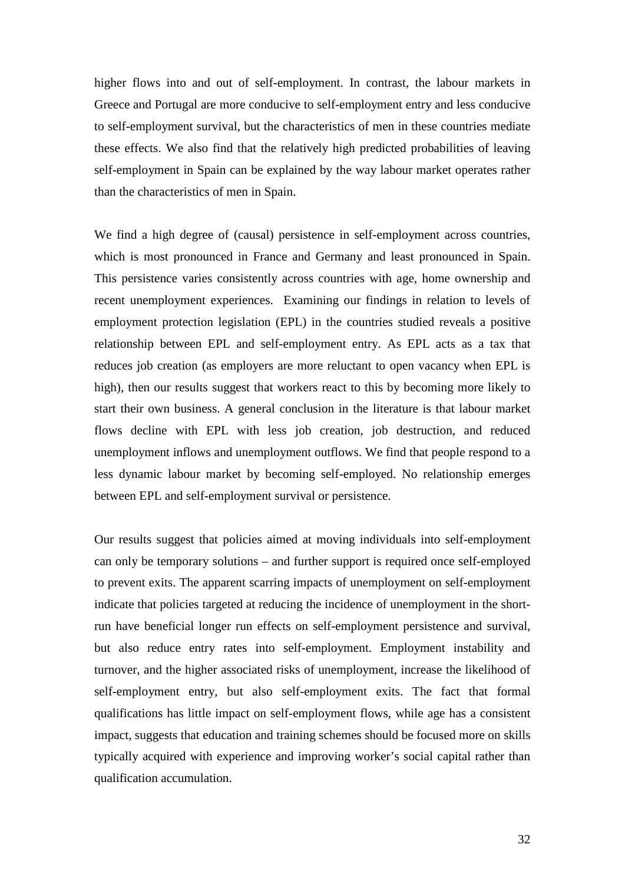higher flows into and out of self-employment. In contrast, the labour markets in Greece and Portugal are more conducive to self-employment entry and less conducive to self-employment survival, but the characteristics of men in these countries mediate these effects. We also find that the relatively high predicted probabilities of leaving self-employment in Spain can be explained by the way labour market operates rather than the characteristics of men in Spain.

We find a high degree of (causal) persistence in self-employment across countries, which is most pronounced in France and Germany and least pronounced in Spain. This persistence varies consistently across countries with age, home ownership and recent unemployment experiences. Examining our findings in relation to levels of employment protection legislation (EPL) in the countries studied reveals a positive relationship between EPL and self-employment entry. As EPL acts as a tax that reduces job creation (as employers are more reluctant to open vacancy when EPL is high), then our results suggest that workers react to this by becoming more likely to start their own business. A general conclusion in the literature is that labour market flows decline with EPL with less job creation, job destruction, and reduced unemployment inflows and unemployment outflows. We find that people respond to a less dynamic labour market by becoming self-employed. No relationship emerges between EPL and self-employment survival or persistence.

Our results suggest that policies aimed at moving individuals into self-employment can only be temporary solutions – and further support is required once self-employed to prevent exits. The apparent scarring impacts of unemployment on self-employment indicate that policies targeted at reducing the incidence of unemployment in the short-run have beneficial longer run effects on self-employment persistence and survival, but also reduce entry rates into self-employment. Employment instability and turnover, and the higher associated risks of unemployment, increase the likelihood of self-employment entry, but also self-employment exits. The fact that formal qualifications has little impact on self-employment flows, while age has a consistent impact, suggests that education and training schemes should be focused more on skills typically acquired with experience and improving worker's social capital rather than qualification accumulation.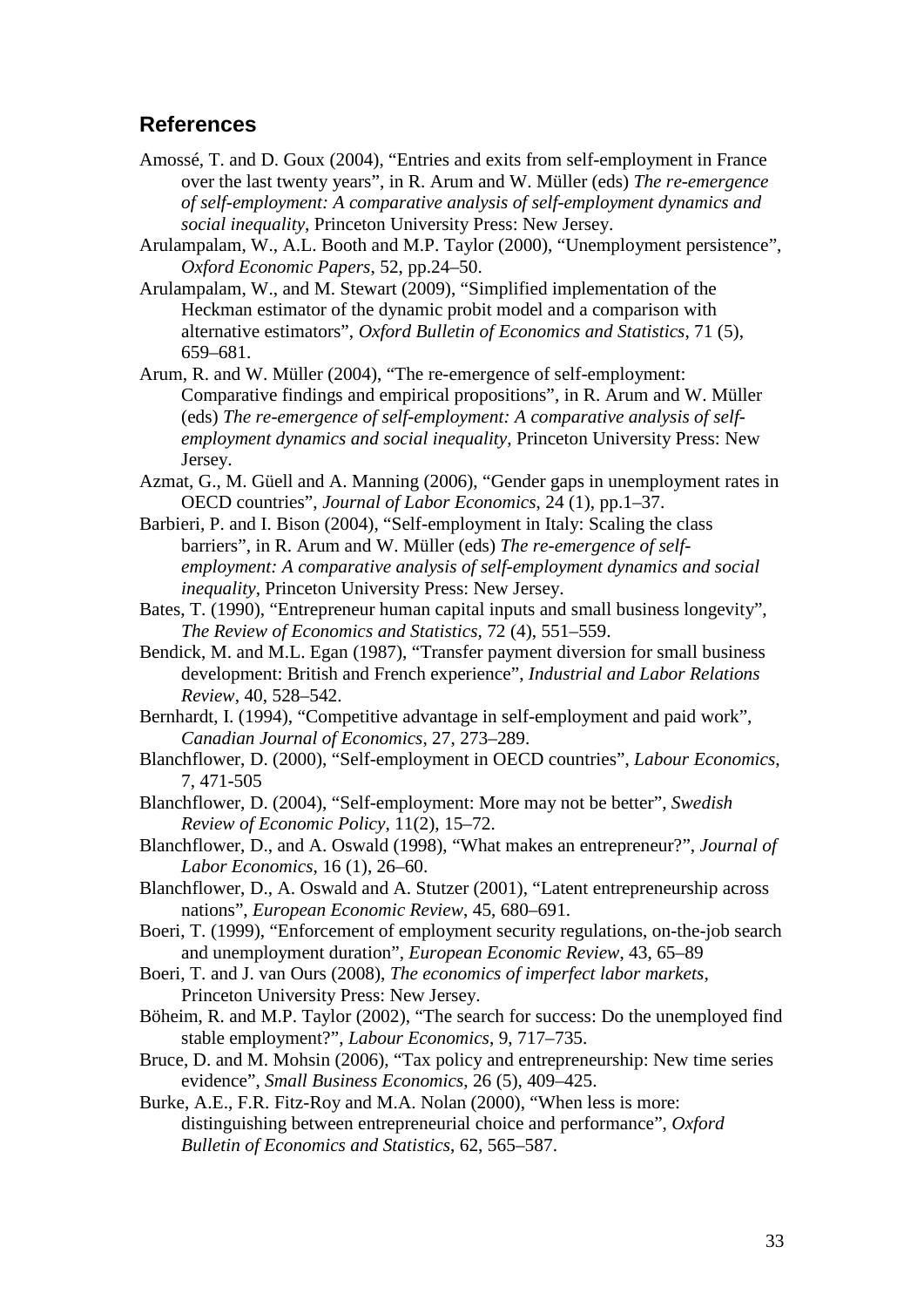## References

Amossé, T. and D. Goux (2004), "Entries and exits from self-employment in France over the last twenty years", in R. Arum and W. Müller (eds) *The re-emergence of self-employment: A comparative analysis of self-employment dynamics and social inequality*, Princeton University Press: New Jersey.

Arulampalam, W., A.L. Booth and M.P. Taylor (2000), "Unemployment persistence", *Oxford Economic Papers*, 52, pp.24–50.

Arulampalam, W., and M. Stewart (2009), "Simplified implementation of the Heckman estimator of the dynamic probit model and a comparison with alternative estimators", *Oxford Bulletin of Economics and Statistics*, 71 (5), 659–681.

Arum, R. and W. Müller (2004), "The re-emergence of self-employment: Comparative findings and empirical propositions", in R. Arum and W. Müller (eds) *The re-emergence of self-employment: A comparative analysis of self-employment dynamics and social inequality*, Princeton University Press: New Jersey.

Azmat, G., M. Güell and A. Manning (2006), "Gender gaps in unemployment rates in OECD countries", *Journal of Labor Economics*, 24 (1), pp.1–37.

Barbieri, P. and I. Bison (2004), "Self-employment in Italy: Scaling the class barriers", in R. Arum and W. Müller (eds) *The re-emergence of self-employment: A comparative analysis of self-employment dynamics and social inequality*, Princeton University Press: New Jersey.

Bates, T. (1990), "Entrepreneur human capital inputs and small business longevity", *The Review of Economics and Statistics*, 72 (4), 551–559.

Bendick, M. and M.L. Egan (1987), "Transfer payment diversion for small business development: British and French experience", *Industrial and Labor Relations Review*, 40, 528–542.

Bernhardt, I. (1994), "Competitive advantage in self-employment and paid work", *Canadian Journal of Economics*, 27, 273–289.

Blanchflower, D. (2000), "Self-employment in OECD countries", *Labour Economics*, 7, 471-505

Blanchflower, D. (2004), "Self-employment: More may not be better", *Swedish Review of Economic Policy*, 11(2), 15–72.

Blanchflower, D., and A. Oswald (1998), "What makes an entrepreneur?", *Journal of Labor Economics*, 16 (1), 26–60.

Blanchflower, D., A. Oswald and A. Stutzer (2001), "Latent entrepreneurship across nations", *European Economic Review*, 45, 680–691.

Boeri, T. (1999), "Enforcement of employment security regulations, on-the-job search and unemployment duration", *European Economic Review*, 43, 65–89

Boeri, T. and J. van Ours (2008), *The economics of imperfect labor markets*, Princeton University Press: New Jersey.

Böheim, R. and M.P. Taylor (2002), "The search for success: Do the unemployed find stable employment?", *Labour Economics*, 9, 717–735.

Bruce, D. and M. Mohsin (2006), "Tax policy and entrepreneurship: New time series evidence", *Small Business Economics*, 26 (5), 409–425.

Burke, A.E., F.R. Fitz-Roy and M.A. Nolan (2000), "When less is more: distinguishing between entrepreneurial choice and performance", *Oxford Bulletin of Economics and Statistics*, 62, 565–587.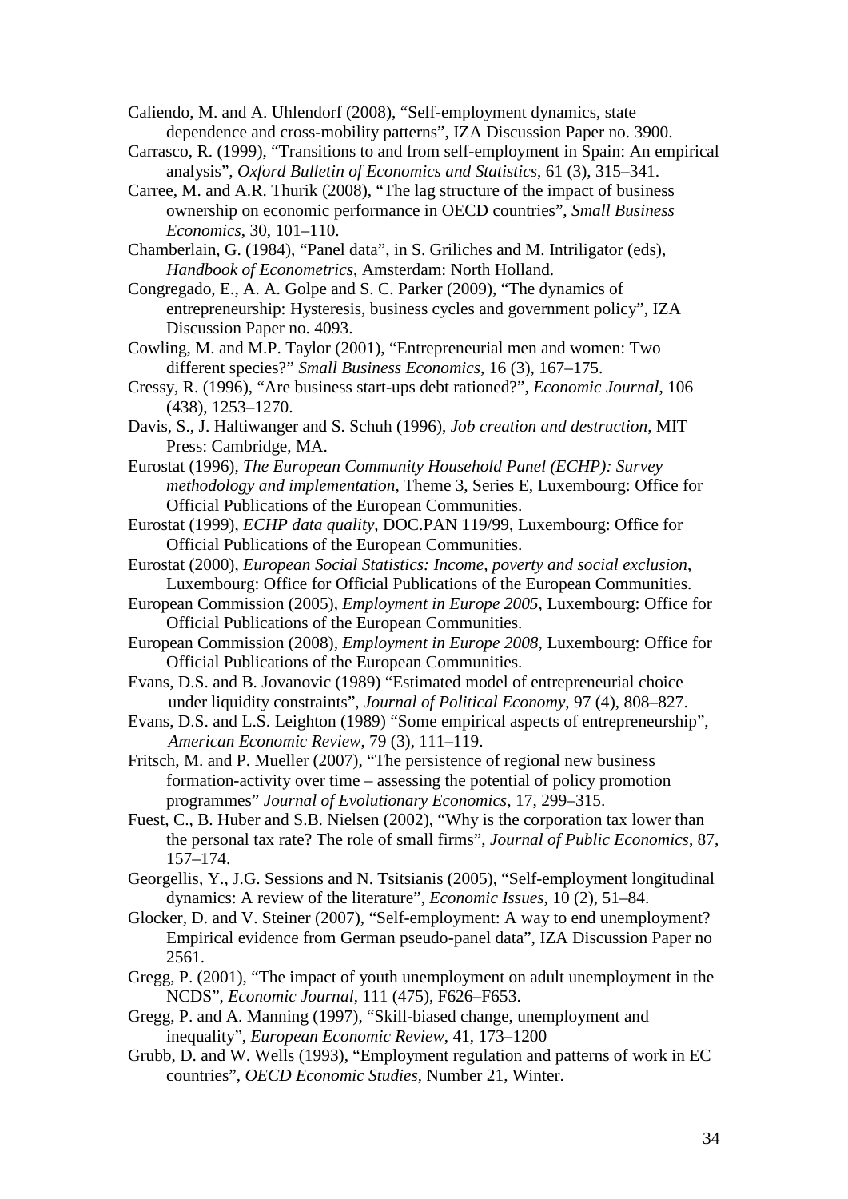Caliendo, M. and A. Uhlendorf (2008), "Self-employment dynamics, state dependence and cross-mobility patterns", IZA Discussion Paper no. 3900.

Carrasco, R. (1999), "Transitions to and from self-employment in Spain: An empirical analysis", *Oxford Bulletin of Economics and Statistics*, 61 (3), 315–341.

Carree, M. and A.R. Thurik (2008), "The lag structure of the impact of business ownership on economic performance in OECD countries", *Small Business Economics*, 30, 101–110.

Chamberlain, G. (1984), "Panel data", in S. Griliches and M. Intriligator (eds), *Handbook of Econometrics*, Amsterdam: North Holland.

Congregado, E., A. A. Golpe and S. C. Parker (2009), "The dynamics of entrepreneurship: Hysteresis, business cycles and government policy", IZA Discussion Paper no. 4093.

Cowling, M. and M.P. Taylor (2001), "Entrepreneurial men and women: Two different species?" *Small Business Economics*, 16 (3), 167–175.

Cressy, R. (1996), "Are business start-ups debt rationed?", *Economic Journal*, 106 (438), 1253–1270.

Davis, S., J. Haltiwanger and S. Schuh (1996), *Job creation and destruction*, MIT Press: Cambridge, MA.

Eurostat (1996), *The European Community Household Panel (ECHP): Survey methodology and implementation*, Theme 3, Series E, Luxembourg: Office for Official Publications of the European Communities.

Eurostat (1999), *ECHP data quality*, DOC.PAN 119/99, Luxembourg: Office for Official Publications of the European Communities.

Eurostat (2000), *European Social Statistics: Income, poverty and social exclusion*, Luxembourg: Office for Official Publications of the European Communities.

European Commission (2005), *Employment in Europe 2005*, Luxembourg: Office for Official Publications of the European Communities.

European Commission (2008), *Employment in Europe 2008*, Luxembourg: Office for Official Publications of the European Communities.

Evans, D.S. and B. Jovanovic (1989) "Estimated model of entrepreneurial choice under liquidity constraints", *Journal of Political Economy*, 97 (4), 808–827.

Evans, D.S. and L.S. Leighton (1989) "Some empirical aspects of entrepreneurship", *American Economic Review*, 79 (3), 111–119.

Fritsch, M. and P. Mueller (2007), "The persistence of regional new business formation-activity over time – assessing the potential of policy promotion programmes" *Journal of Evolutionary Economics*, 17, 299–315.

Fuest, C., B. Huber and S.B. Nielsen (2002), "Why is the corporation tax lower than the personal tax rate? The role of small firms", *Journal of Public Economics*, 87, 157–174.

Georgellis, Y., J.G. Sessions and N. Tsitsianis (2005), "Self-employment longitudinal dynamics: A review of the literature", *Economic Issues*, 10 (2), 51–84.

Glocker, D. and V. Steiner (2007), "Self-employment: A way to end unemployment? Empirical evidence from German pseudo-panel data", IZA Discussion Paper no 2561.

Gregg, P. (2001), "The impact of youth unemployment on adult unemployment in the NCDS", *Economic Journal*, 111 (475), F626–F653.

Gregg, P. and A. Manning (1997), "Skill-biased change, unemployment and inequality", *European Economic Review*, 41, 173–1200

Grubb, D. and W. Wells (1993), "Employment regulation and patterns of work in EC countries", *OECD Economic Studies*, Number 21, Winter.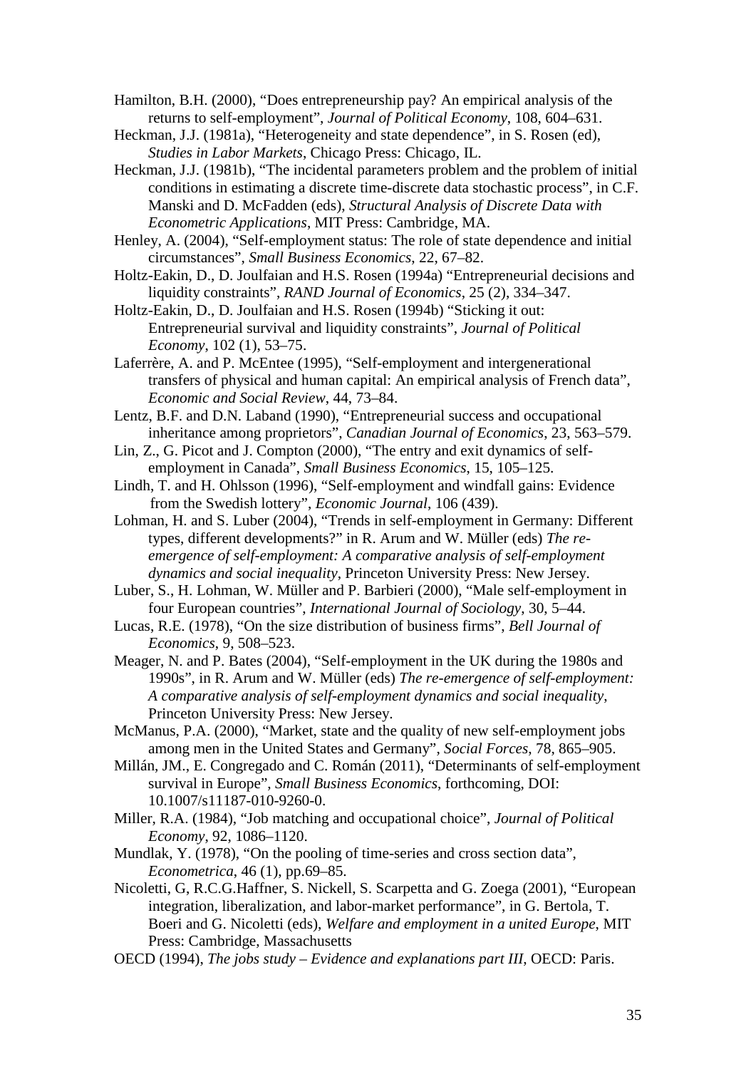Hamilton, B.H. (2000), "Does entrepreneurship pay? An empirical analysis of the returns to self-employment", *Journal of Political Economy*, 108, 604–631.

Heckman, J.J. (1981a), "Heterogeneity and state dependence", in S. Rosen (ed), *Studies in Labor Markets*, Chicago Press: Chicago, IL.

Heckman, J.J. (1981b), "The incidental parameters problem and the problem of initial conditions in estimating a discrete time-discrete data stochastic process", in C.F. Manski and D. McFadden (eds), *Structural Analysis of Discrete Data with Econometric Applications*, MIT Press: Cambridge, MA.

Henley, A. (2004), "Self-employment status: The role of state dependence and initial circumstances", *Small Business Economics*, 22, 67–82.

Holtz-Eakin, D., D. Joulfaian and H.S. Rosen (1994a) "Entrepreneurial decisions and liquidity constraints", *RAND Journal of Economics*, 25 (2), 334–347.

Holtz-Eakin, D., D. Joulfaian and H.S. Rosen (1994b) "Sticking it out: Entrepreneurial survival and liquidity constraints", *Journal of Political Economy*, 102 (1), 53–75.

Laferrère, A. and P. McEntee (1995), "Self-employment and intergenerational transfers of physical and human capital: An empirical analysis of French data", *Economic and Social Review*, 44, 73–84.

Lentz, B.F. and D.N. Laband (1990), "Entrepreneurial success and occupational inheritance among proprietors", *Canadian Journal of Economics*, 23, 563–579.

Lin, Z., G. Picot and J. Compton (2000), "The entry and exit dynamics of self-employment in Canada", *Small Business Economics*, 15, 105–125.

Lindh, T. and H. Ohlsson (1996), "Self-employment and windfall gains: Evidence from the Swedish lottery", *Economic Journal*, 106 (439).

Lohman, H. and S. Luber (2004), "Trends in self-employment in Germany: Different types, different developments?" in R. Arum and W. Müller (eds) *The re-emergence of self-employment: A comparative analysis of self-employment dynamics and social inequality*, Princeton University Press: New Jersey.

Luber, S., H. Lohman, W. Müller and P. Barbieri (2000), "Male self-employment in four European countries", *International Journal of Sociology*, 30, 5–44.

Lucas, R.E. (1978), "On the size distribution of business firms", *Bell Journal of Economics*, 9, 508–523.

Meager, N. and P. Bates (2004), "Self-employment in the UK during the 1980s and 1990s", in R. Arum and W. Müller (eds) *The re-emergence of self-employment: A comparative analysis of self-employment dynamics and social inequality*, Princeton University Press: New Jersey.

McManus, P.A. (2000), "Market, state and the quality of new self-employment jobs among men in the United States and Germany", *Social Forces*, 78, 865–905.

Millán, JM., E. Congregado and C. Román (2011), "Determinants of self-employment survival in Europe", *Small Business Economics*, forthcoming, DOI: 10.1007/s11187-010-9260-0.

Miller, R.A. (1984), "Job matching and occupational choice", *Journal of Political Economy*, 92, 1086–1120.

Mundlak, Y. (1978), "On the pooling of time-series and cross section data", *Econometrica*, 46 (1), pp.69–85.

Nicoletti, G, R.C.G.Haffner, S. Nickell, S. Scarpetta and G. Zoega (2001), "European integration, liberalization, and labor-market performance", in G. Bertola, T. Boeri and G. Nicoletti (eds), *Welfare and employment in a united Europe*, MIT Press: Cambridge, Massachusetts

OECD (1994), *The jobs study – Evidence and explanations part III*, OECD: Paris.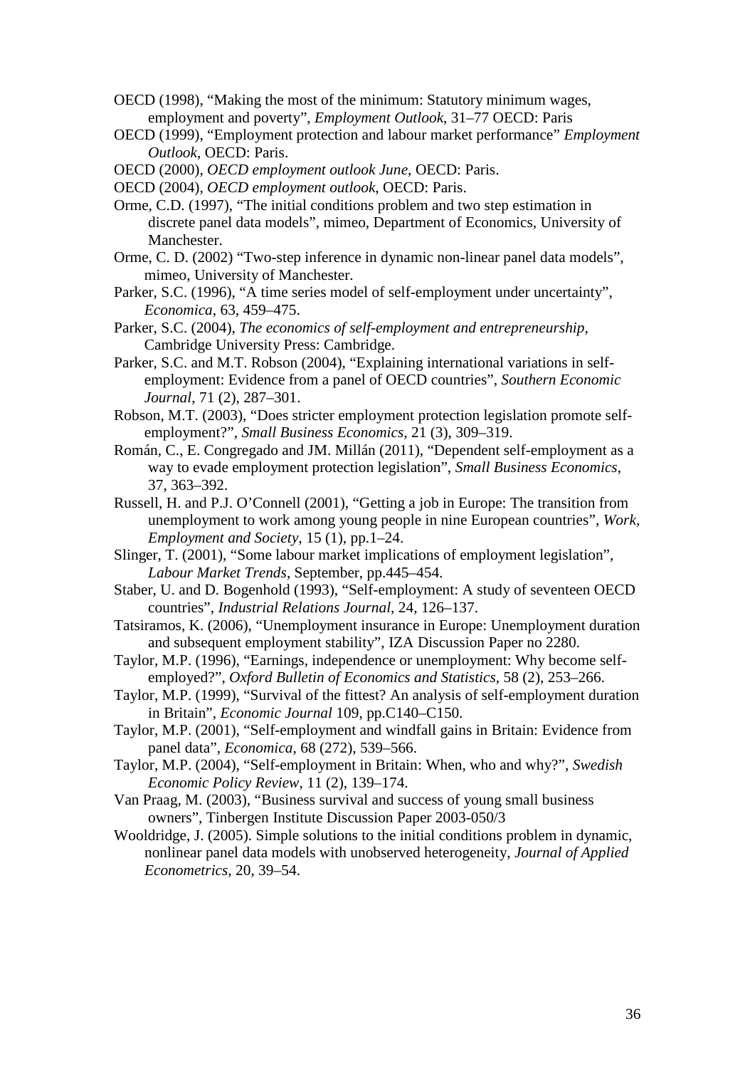OECD (1998), "Making the most of the minimum: Statutory minimum wages, employment and poverty", *Employment Outlook*, 31–77 OECD: Paris

OECD (1999), "Employment protection and labour market performance" *Employment Outlook*, OECD: Paris.

OECD (2000), *OECD employment outlook June*, OECD: Paris.

OECD (2004), *OECD employment outlook*, OECD: Paris.

Orme, C.D. (1997), "The initial conditions problem and two step estimation in discrete panel data models", mimeo, Department of Economics, University of Manchester.

Orme, C. D. (2002) "Two-step inference in dynamic non-linear panel data models", mimeo, University of Manchester.

Parker, S.C. (1996), "A time series model of self-employment under uncertainty", *Economica*, 63, 459–475.

Parker, S.C. (2004), *The economics of self-employment and entrepreneurship*, Cambridge University Press: Cambridge.

Parker, S.C. and M.T. Robson (2004), "Explaining international variations in self-employment: Evidence from a panel of OECD countries", *Southern Economic Journal*, 71 (2), 287–301.

Robson, M.T. (2003), "Does stricter employment protection legislation promote self-employment?", *Small Business Economics*, 21 (3), 309–319.

Román, C., E. Congregado and JM. Millán (2011), "Dependent self-employment as a way to evade employment protection legislation", *Small Business Economics*, 37, 363–392.

Russell, H. and P.J. O'Connell (2001), "Getting a job in Europe: The transition from unemployment to work among young people in nine European countries", *Work, Employment and Society*, 15 (1), pp.1–24.

Slinger, T. (2001), "Some labour market implications of employment legislation", *Labour Market Trends*, September, pp.445–454.

Staber, U. and D. Bogenhold (1993), "Self-employment: A study of seventeen OECD countries", *Industrial Relations Journal*, 24, 126–137.

Tatsiramos, K. (2006), "Unemployment insurance in Europe: Unemployment duration and subsequent employment stability", IZA Discussion Paper no 2280.

Taylor, M.P. (1996), "Earnings, independence or unemployment: Why become self-employed?", *Oxford Bulletin of Economics and Statistics*, 58 (2), 253–266.

Taylor, M.P. (1999), "Survival of the fittest? An analysis of self-employment duration in Britain", *Economic Journal* 109, pp.C140–C150.

Taylor, M.P. (2001), "Self-employment and windfall gains in Britain: Evidence from panel data", *Economica*, 68 (272), 539–566.

Taylor, M.P. (2004), "Self-employment in Britain: When, who and why?", *Swedish Economic Policy Review*, 11 (2), 139–174.

Van Praag, M. (2003), "Business survival and success of young small business owners", Tinbergen Institute Discussion Paper 2003-050/3

Wooldridge, J. (2005). Simple solutions to the initial conditions problem in dynamic, nonlinear panel data models with unobserved heterogeneity, *Journal of Applied Econometrics*, 20, 39–54.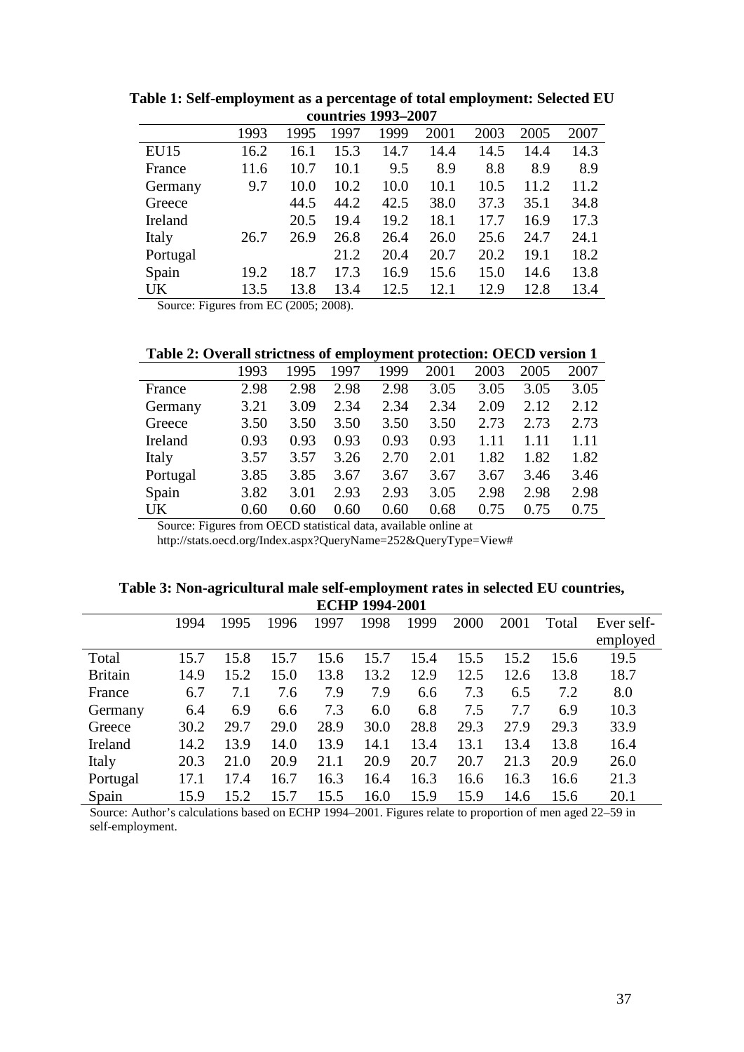**Table 1: Self-employment as a percentage of total employment: Selected EU countries 1993–2007**

| | 1993 | 1995 | 1997 | 1999 | 2001 | 2003 | 2005 | 2007 |
|---|---|---|---|---|---|---|---|---|
| EU15 | 16.2 | 16.1 | 15.3 | 14.7 | 14.4 | 14.5 | 14.4 | 14.3 |
| France | 11.6 | 10.7 | 10.1 | 9.5 | 8.9 | 8.8 | 8.9 | 8.9 |
| Germany | 9.7 | 10.0 | 10.2 | 10.0 | 10.1 | 10.5 | 11.2 | 11.2 |
| Greece | | 44.5 | 44.2 | 42.5 | 38.0 | 37.3 | 35.1 | 34.8 |
| Ireland | | 20.5 | 19.4 | 19.2 | 18.1 | 17.7 | 16.9 | 17.3 |
| Italy | 26.7 | 26.9 | 26.8 | 26.4 | 26.0 | 25.6 | 24.7 | 24.1 |
| Portugal | | | 21.2 | 20.4 | 20.7 | 20.2 | 19.1 | 18.2 |
| Spain | 19.2 | 18.7 | 17.3 | 16.9 | 15.6 | 15.0 | 14.6 | 13.8 |
| UK | 13.5 | 13.8 | 13.4 | 12.5 | 12.1 | 12.9 | 12.8 | 13.4 |

Source: Figures from EC (2005; 2008).

**Table 2: Overall strictness of employment protection: OECD version 1**

| | 1993 | 1995 | 1997 | 1999 | 2001 | 2003 | 2005 | 2007 |
|---|---|---|---|---|---|---|---|---|
| France | 2.98 | 2.98 | 2.98 | 2.98 | 3.05 | 3.05 | 3.05 | 3.05 |
| Germany | 3.21 | 3.09 | 2.34 | 2.34 | 2.34 | 2.09 | 2.12 | 2.12 |
| Greece | 3.50 | 3.50 | 3.50 | 3.50 | 3.50 | 2.73 | 2.73 | 2.73 |
| Ireland | 0.93 | 0.93 | 0.93 | 0.93 | 0.93 | 1.11 | 1.11 | 1.11 |
| Italy | 3.57 | 3.57 | 3.26 | 2.70 | 2.01 | 1.82 | 1.82 | 1.82 |
| Portugal | 3.85 | 3.85 | 3.67 | 3.67 | 3.67 | 3.67 | 3.46 | 3.46 |
| Spain | 3.82 | 3.01 | 2.93 | 2.93 | 3.05 | 2.98 | 2.98 | 2.98 |
| UK | 0.60 | 0.60 | 0.60 | 0.60 | 0.68 | 0.75 | 0.75 | 0.75 |

Source: Figures from OECD statistical data, available online at http://stats.oecd.org/Index.aspx?QueryName=252&QueryType=View#

**Table 3: Non-agricultural male self-employment rates in selected EU countries, ECHP 1994-2001**

| | 1994 | 1995 | 1996 | 1997 | 1998 | 1999 | 2000 | 2001 | Total | Ever self-employed |
|---|---|---|---|---|---|---|---|---|---|---|
| Total | 15.7 | 15.8 | 15.7 | 15.6 | 15.7 | 15.4 | 15.5 | 15.2 | 15.6 | 19.5 |
| Britain | 14.9 | 15.2 | 15.0 | 13.8 | 13.2 | 12.9 | 12.5 | 12.6 | 13.8 | 18.7 |
| France | 6.7 | 7.1 | 7.6 | 7.9 | 7.9 | 6.6 | 7.3 | 6.5 | 7.2 | 8.0 |
| Germany | 6.4 | 6.9 | 6.6 | 7.3 | 6.0 | 6.8 | 7.5 | 7.7 | 6.9 | 10.3 |
| Greece | 30.2 | 29.7 | 29.0 | 28.9 | 30.0 | 28.8 | 29.3 | 27.9 | 29.3 | 33.9 |
| Ireland | 14.2 | 13.9 | 14.0 | 13.9 | 14.1 | 13.4 | 13.1 | 13.4 | 13.8 | 16.4 |
| Italy | 20.3 | 21.0 | 20.9 | 21.1 | 20.9 | 20.7 | 20.7 | 21.3 | 20.9 | 26.0 |
| Portugal | 17.1 | 17.4 | 16.7 | 16.3 | 16.4 | 16.3 | 16.6 | 16.3 | 16.6 | 21.3 |
| Spain | 15.9 | 15.2 | 15.7 | 15.5 | 16.0 | 15.9 | 15.9 | 14.6 | 15.6 | 20.1 |

Source: Author's calculations based on ECHP 1994–2001. Figures relate to proportion of men aged 22–59 in self-employment.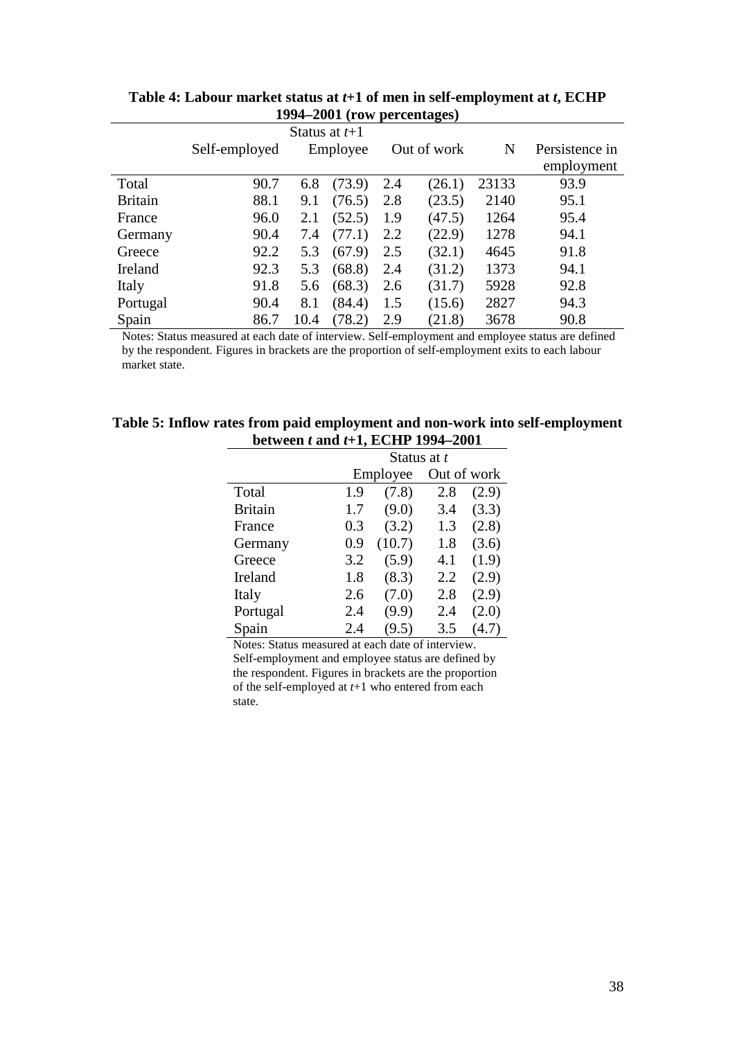**Table 4: Labour market status at $t$+1 of men in self-employment at $t$, ECHP 1994–2001 (row percentages)**

| | Status at $t$+1 | | | | | | |
|---|---|---|---|---|---|---|---|
| | Self-employed | Employee | | Out of work | | N | Persistence in employment |
| Total | 90.7 | 6.8 | (73.9) | 2.4 | (26.1) | 23133 | 93.9 |
| Britain | 88.1 | 9.1 | (76.5) | 2.8 | (23.5) | 2140 | 95.1 |
| France | 96.0 | 2.1 | (52.5) | 1.9 | (47.5) | 1264 | 95.4 |
| Germany | 90.4 | 7.4 | (77.1) | 2.2 | (22.9) | 1278 | 94.1 |
| Greece | 92.2 | 5.3 | (67.9) | 2.5 | (32.1) | 4645 | 91.8 |
| Ireland | 92.3 | 5.3 | (68.8) | 2.4 | (31.2) | 1373 | 94.1 |
| Italy | 91.8 | 5.6 | (68.3) | 2.6 | (31.7) | 5928 | 92.8 |
| Portugal | 90.4 | 8.1 | (84.4) | 1.5 | (15.6) | 2827 | 94.3 |
| Spain | 86.7 | 10.4 | (78.2) | 2.9 | (21.8) | 3678 | 90.8 |

Notes: Status measured at each date of interview. Self-employment and employee status are defined by the respondent. Figures in brackets are the proportion of self-employment exits to each labour market state.

**Table 5: Inflow rates from paid employment and non-work into self-employment between $t$ and $t$+1, ECHP 1994–2001**

| | Status at $t$ | | | |
|---|---|---|---|---|
| | Employee | | Out of work | |
| Total | 1.9 | (7.8) | 2.8 | (2.9) |
| Britain | 1.7 | (9.0) | 3.4 | (3.3) |
| France | 0.3 | (3.2) | 1.3 | (2.8) |
| Germany | 0.9 | (10.7) | 1.8 | (3.6) |
| Greece | 3.2 | (5.9) | 4.1 | (1.9) |
| Ireland | 1.8 | (8.3) | 2.2 | (2.9) |
| Italy | 2.6 | (7.0) | 2.8 | (2.9) |
| Portugal | 2.4 | (9.9) | 2.4 | (2.0) |
| Spain | 2.4 | (9.5) | 3.5 | (4.7) |

Notes: Status measured at each date of interview. Self-employment and employee status are defined by the respondent. Figures in brackets are the proportion of the self-employed at $t$+1 who entered from each state.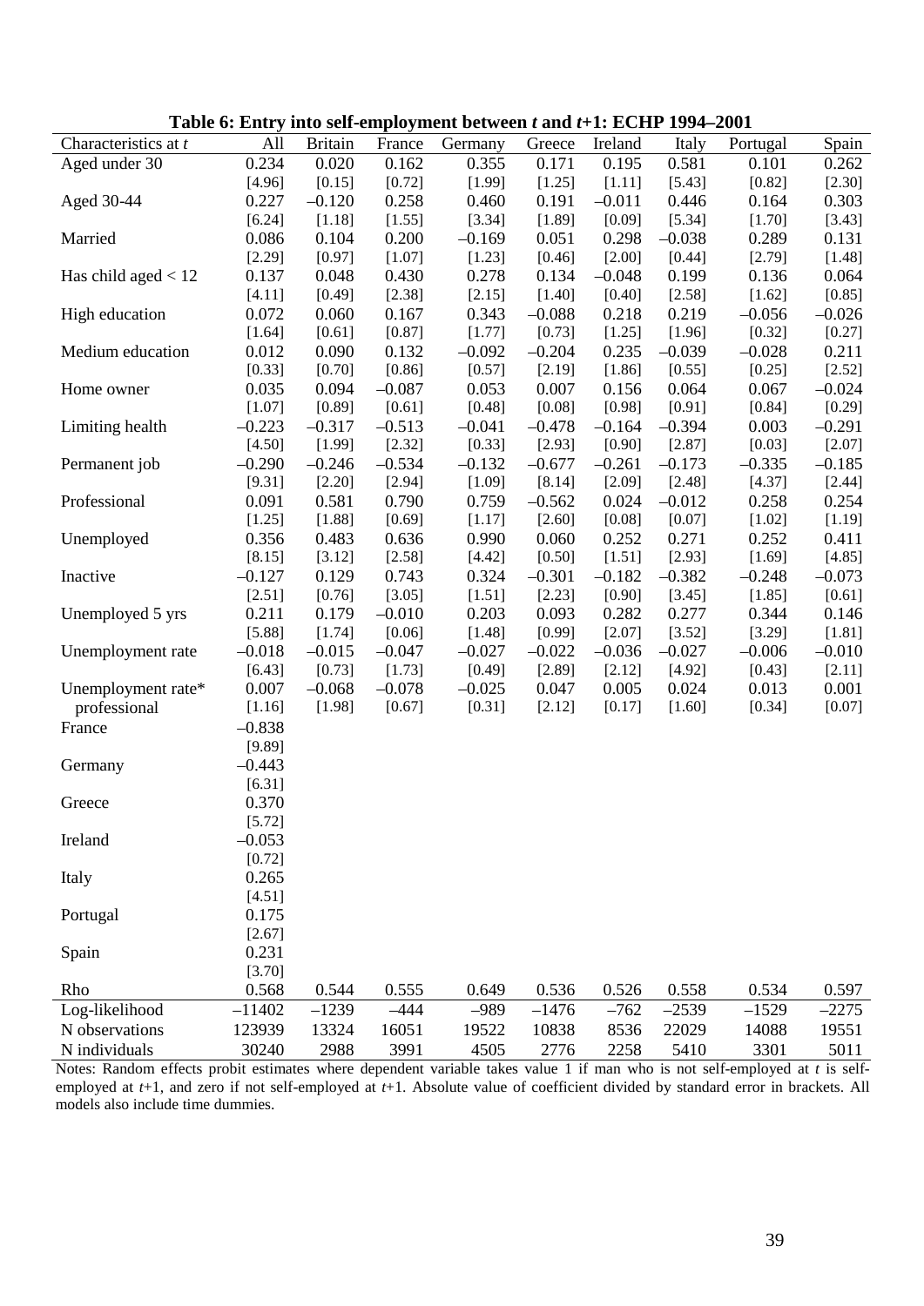**Table 6: Entry into self-employment between *t* and *t*+1: ECHP 1994–2001**

| Characteristics at *t* | All | Britain | France | Germany | Greece | Ireland | Italy | Portugal | Spain |
|---|---|---|---|---|---|---|---|---|---|
| Aged under 30 | 0.234 | 0.020 | 0.162 | 0.355 | 0.171 | 0.195 | 0.581 | 0.101 | 0.262 |
| | [4.96] | [0.15] | [0.72] | [1.99] | [1.25] | [1.11] | [5.43] | [0.82] | [2.30] |
| Aged 30-44 | 0.227 | –0.120 | 0.258 | 0.460 | 0.191 | –0.011 | 0.446 | 0.164 | 0.303 |
| | [6.24] | [1.18] | [1.55] | [3.34] | [1.89] | [0.09] | [5.34] | [1.70] | [3.43] |
| Married | 0.086 | 0.104 | 0.200 | –0.169 | 0.051 | 0.298 | –0.038 | 0.289 | 0.131 |
| | [2.29] | [0.97] | [1.07] | [1.23] | [0.46] | [2.00] | [0.44] | [2.79] | [1.48] |
| Has child aged < 12 | 0.137 | 0.048 | 0.430 | 0.278 | 0.134 | –0.048 | 0.199 | 0.136 | 0.064 |
| | [4.11] | [0.49] | [2.38] | [2.15] | [1.40] | [0.40] | [2.58] | [1.62] | [0.85] |
| High education | 0.072 | 0.060 | 0.167 | 0.343 | –0.088 | 0.218 | 0.219 | –0.056 | –0.026 |
| | [1.64] | [0.61] | [0.87] | [1.77] | [0.73] | [1.25] | [1.96] | [0.32] | [0.27] |
| Medium education | 0.012 | 0.090 | 0.132 | –0.092 | –0.204 | 0.235 | –0.039 | –0.028 | 0.211 |
| | [0.33] | [0.70] | [0.86] | [0.57] | [2.19] | [1.86] | [0.55] | [0.25] | [2.52] |
| Home owner | 0.035 | 0.094 | –0.087 | 0.053 | 0.007 | 0.156 | 0.064 | 0.067 | –0.024 |
| | [1.07] | [0.89] | [0.61] | [0.48] | [0.08] | [0.98] | [0.91] | [0.84] | [0.29] |
| Limiting health | –0.223 | –0.317 | –0.513 | –0.041 | –0.478 | –0.164 | –0.394 | 0.003 | –0.291 |
| | [4.50] | [1.99] | [2.32] | [0.33] | [2.93] | [0.90] | [2.87] | [0.03] | [2.07] |
| Permanent job | –0.290 | –0.246 | –0.534 | –0.132 | –0.677 | –0.261 | –0.173 | –0.335 | –0.185 |
| | [9.31] | [2.20] | [2.94] | [1.09] | [8.14] | [2.09] | [2.48] | [4.37] | [2.44] |
| Professional | 0.091 | 0.581 | 0.790 | 0.759 | –0.562 | 0.024 | –0.012 | 0.258 | 0.254 |
| | [1.25] | [1.88] | [0.69] | [1.17] | [2.60] | [0.08] | [0.07] | [1.02] | [1.19] |
| Unemployed | 0.356 | 0.483 | 0.636 | 0.990 | 0.060 | 0.252 | 0.271 | 0.252 | 0.411 |
| | [8.15] | [3.12] | [2.58] | [4.42] | [0.50] | [1.51] | [2.93] | [1.69] | [4.85] |
| Inactive | –0.127 | 0.129 | 0.743 | 0.324 | –0.301 | –0.182 | –0.382 | –0.248 | –0.073 |
| | [2.51] | [0.76] | [3.05] | [1.51] | [2.23] | [0.90] | [3.45] | [1.85] | [0.61] |
| Unemployed 5 yrs | 0.211 | 0.179 | –0.010 | 0.203 | 0.093 | 0.282 | 0.277 | 0.344 | 0.146 |
| | [5.88] | [1.74] | [0.06] | [1.48] | [0.99] | [2.07] | [3.52] | [3.29] | [1.81] |
| Unemployment rate | –0.018 | –0.015 | –0.047 | –0.027 | –0.022 | –0.036 | –0.027 | –0.006 | –0.010 |
| | [6.43] | [0.73] | [1.73] | [0.49] | [2.89] | [2.12] | [4.92] | [0.43] | [2.11] |
| Unemployment rate* professional | 0.007 | –0.068 | –0.078 | –0.025 | 0.047 | 0.005 | 0.024 | 0.013 | 0.001 |
| | [1.16] | [1.98] | [0.67] | [0.31] | [2.12] | [0.17] | [1.60] | [0.34] | [0.07] |
| France | –0.838 | | | | | | | | |
| | [9.89] | | | | | | | | |
| Germany | –0.443 | | | | | | | | |
| | [6.31] | | | | | | | | |
| Greece | 0.370 | | | | | | | | |
| | [5.72] | | | | | | | | |
| Ireland | –0.053 | | | | | | | | |
| | [0.72] | | | | | | | | |
| Italy | 0.265 | | | | | | | | |
| | [4.51] | | | | | | | | |
| Portugal | 0.175 | | | | | | | | |
| | [2.67] | | | | | | | | |
| Spain | 0.231 | | | | | | | | |
| | [3.70] | | | | | | | | |
| Rho | 0.568 | 0.544 | 0.555 | 0.649 | 0.536 | 0.526 | 0.558 | 0.534 | 0.597 |
| Log-likelihood | –11402 | –1239 | –444 | –989 | –1476 | –762 | –2539 | –1529 | –2275 |
| N observations | 123939 | 13324 | 16051 | 19522 | 10838 | 8536 | 22029 | 14088 | 19551 |
| N individuals | 30240 | 2988 | 3991 | 4505 | 2776 | 2258 | 5410 | 3301 | 5011 |

Notes: Random effects probit estimates where dependent variable takes value 1 if man who is not self-employed at *t* is self-employed at *t*+1, and zero if not self-employed at *t*+1. Absolute value of coefficient divided by standard error in brackets. All models also include time dummies.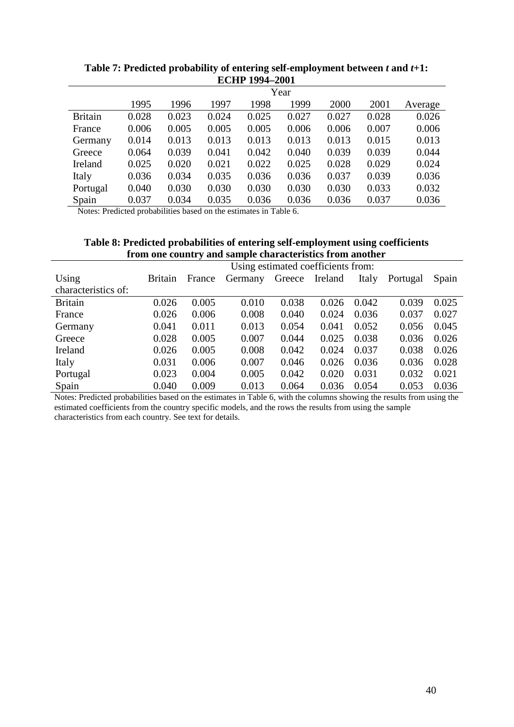**Table 7: Predicted probability of entering self-employment between $t$ and $t$+1: ECHP 1994–2001**

| | Year | | | | | | | |
|---|---|---|---|---|---|---|---|---|
| | 1995 | 1996 | 1997 | 1998 | 1999 | 2000 | 2001 | Average |
| Britain | 0.028 | 0.023 | 0.024 | 0.025 | 0.027 | 0.027 | 0.028 | 0.026 |
| France | 0.006 | 0.005 | 0.005 | 0.005 | 0.006 | 0.006 | 0.007 | 0.006 |
| Germany | 0.014 | 0.013 | 0.013 | 0.013 | 0.013 | 0.013 | 0.015 | 0.013 |
| Greece | 0.064 | 0.039 | 0.041 | 0.042 | 0.040 | 0.039 | 0.039 | 0.044 |
| Ireland | 0.025 | 0.020 | 0.021 | 0.022 | 0.025 | 0.028 | 0.029 | 0.024 |
| Italy | 0.036 | 0.034 | 0.035 | 0.036 | 0.036 | 0.037 | 0.039 | 0.036 |
| Portugal | 0.040 | 0.030 | 0.030 | 0.030 | 0.030 | 0.030 | 0.033 | 0.032 |
| Spain | 0.037 | 0.034 | 0.035 | 0.036 | 0.036 | 0.036 | 0.037 | 0.036 |

Notes: Predicted probabilities based on the estimates in Table 6.

**Table 8: Predicted probabilities of entering self-employment using coefficients from one country and sample characteristics from another**

| | Using estimated coefficients from: | | | | | | | |
|---|---|---|---|---|---|---|---|---|
| Using characteristics of: | Britain | France | Germany | Greece | Ireland | Italy | Portugal | Spain |
| Britain | 0.026 | 0.005 | 0.010 | 0.038 | 0.026 | 0.042 | 0.039 | 0.025 |
| France | 0.026 | 0.006 | 0.008 | 0.040 | 0.024 | 0.036 | 0.037 | 0.027 |
| Germany | 0.041 | 0.011 | 0.013 | 0.054 | 0.041 | 0.052 | 0.056 | 0.045 |
| Greece | 0.028 | 0.005 | 0.007 | 0.044 | 0.025 | 0.038 | 0.036 | 0.026 |
| Ireland | 0.026 | 0.005 | 0.008 | 0.042 | 0.024 | 0.037 | 0.038 | 0.026 |
| Italy | 0.031 | 0.006 | 0.007 | 0.046 | 0.026 | 0.036 | 0.036 | 0.028 |
| Portugal | 0.023 | 0.004 | 0.005 | 0.042 | 0.020 | 0.031 | 0.032 | 0.021 |
| Spain | 0.040 | 0.009 | 0.013 | 0.064 | 0.036 | 0.054 | 0.053 | 0.036 |

Notes: Predicted probabilities based on the estimates in Table 6, with the columns showing the results from using the estimated coefficients from the country specific models, and the rows the results from using the sample characteristics from each country. See text for details.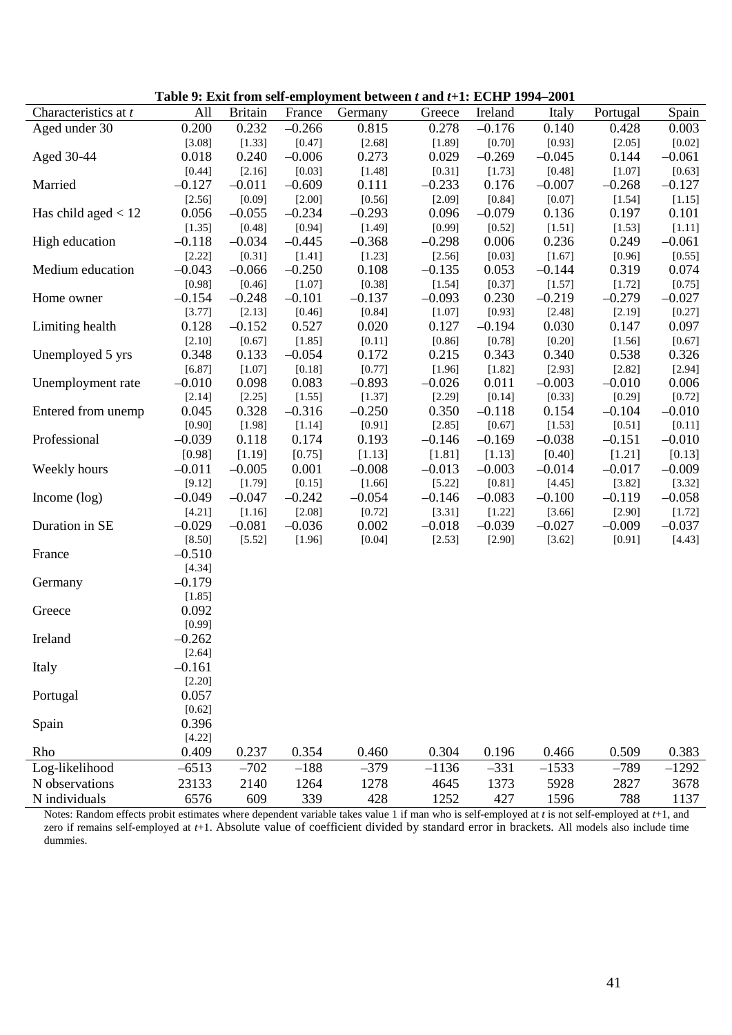**Table 9: Exit from self-employment between *t* and *t*+1: ECHP 1994–2001**

| Characteristics at *t* | All | Britain | France | Germany | Greece | Ireland | Italy | Portugal | Spain |
|---|---|---|---|---|---|---|---|---|---|
| Aged under 30 | 0.200 | 0.232 | –0.266 | 0.815 | 0.278 | –0.176 | 0.140 | 0.428 | 0.003 |
| | [3.08] | [1.33] | [0.47] | [2.68] | [1.89] | [0.70] | [0.93] | [2.05] | [0.02] |
| Aged 30-44 | 0.018 | 0.240 | –0.006 | 0.273 | 0.029 | –0.269 | –0.045 | 0.144 | –0.061 |
| | [0.44] | [2.16] | [0.03] | [1.48] | [0.31] | [1.73] | [0.48] | [1.07] | [0.63] |
| Married | –0.127 | –0.011 | –0.609 | 0.111 | –0.233 | 0.176 | –0.007 | –0.268 | –0.127 |
| | [2.56] | [0.09] | [2.00] | [0.56] | [2.09] | [0.84] | [0.07] | [1.54] | [1.15] |
| Has child aged < 12 | 0.056 | –0.055 | –0.234 | –0.293 | 0.096 | –0.079 | 0.136 | 0.197 | 0.101 |
| | [1.35] | [0.48] | [0.94] | [1.49] | [0.99] | [0.52] | [1.51] | [1.53] | [1.11] |
| High education | –0.118 | –0.034 | –0.445 | –0.368 | –0.298 | 0.006 | 0.236 | 0.249 | –0.061 |
| | [2.22] | [0.31] | [1.41] | [1.23] | [2.56] | [0.03] | [1.67] | [0.96] | [0.55] |
| Medium education | –0.043 | –0.066 | –0.250 | 0.108 | –0.135 | 0.053 | –0.144 | 0.319 | 0.074 |
| | [0.98] | [0.46] | [1.07] | [0.38] | [1.54] | [0.37] | [1.57] | [1.72] | [0.75] |
| Home owner | –0.154 | –0.248 | –0.101 | –0.137 | –0.093 | 0.230 | –0.219 | –0.279 | –0.027 |
| | [3.77] | [2.13] | [0.46] | [0.84] | [1.07] | [0.93] | [2.48] | [2.19] | [0.27] |
| Limiting health | 0.128 | –0.152 | 0.527 | 0.020 | 0.127 | –0.194 | 0.030 | 0.147 | 0.097 |
| | [2.10] | [0.67] | [1.85] | [0.11] | [0.86] | [0.78] | [0.20] | [1.56] | [0.67] |
| Unemployed 5 yrs | 0.348 | 0.133 | –0.054 | 0.172 | 0.215 | 0.343 | 0.340 | 0.538 | 0.326 |
| | [6.87] | [1.07] | [0.18] | [0.77] | [1.96] | [1.82] | [2.93] | [2.82] | [2.94] |
| Unemployment rate | –0.010 | 0.098 | 0.083 | –0.893 | –0.026 | 0.011 | –0.003 | –0.010 | 0.006 |
| | [2.14] | [2.25] | [1.55] | [1.37] | [2.29] | [0.14] | [0.33] | [0.29] | [0.72] |
| Entered from unemp | 0.045 | 0.328 | –0.316 | –0.250 | 0.350 | –0.118 | 0.154 | –0.104 | –0.010 |
| | [0.90] | [1.98] | [1.14] | [0.91] | [2.85] | [0.67] | [1.53] | [0.51] | [0.11] |
| Professional | –0.039 | 0.118 | 0.174 | 0.193 | –0.146 | –0.169 | –0.038 | –0.151 | –0.010 |
| | [0.98] | [1.19] | [0.75] | [1.13] | [1.81] | [1.13] | [0.40] | [1.21] | [0.13] |
| Weekly hours | –0.011 | –0.005 | 0.001 | –0.008 | –0.013 | –0.003 | –0.014 | –0.017 | –0.009 |
| | [9.12] | [1.79] | [0.15] | [1.66] | [5.22] | [0.81] | [4.45] | [3.82] | [3.32] |
| Income (log) | –0.049 | –0.047 | –0.242 | –0.054 | –0.146 | –0.083 | –0.100 | –0.119 | –0.058 |
| | [4.21] | [1.16] | [2.08] | [0.72] | [3.31] | [1.22] | [3.66] | [2.90] | [1.72] |
| Duration in SE | –0.029 | –0.081 | –0.036 | 0.002 | –0.018 | –0.039 | –0.027 | –0.009 | –0.037 |
| | [8.50] | [5.52] | [1.96] | [0.04] | [2.53] | [2.90] | [3.62] | [0.91] | [4.43] |
| France | –0.510 | | | | | | | | |
| | [4.34] | | | | | | | | |
| Germany | –0.179 | | | | | | | | |
| | [1.85] | | | | | | | | |
| Greece | 0.092 | | | | | | | | |
| | [0.99] | | | | | | | | |
| Ireland | –0.262 | | | | | | | | |
| | [2.64] | | | | | | | | |
| Italy | –0.161 | | | | | | | | |
| | [2.20] | | | | | | | | |
| Portugal | 0.057 | | | | | | | | |
| | [0.62] | | | | | | | | |
| Spain | 0.396 | | | | | | | | |
| | [4.22] | | | | | | | | |
| Rho | 0.409 | 0.237 | 0.354 | 0.460 | 0.304 | 0.196 | 0.466 | 0.509 | 0.383 |
| Log-likelihood | –6513 | –702 | –188 | –379 | –1136 | –331 | –1533 | –789 | –1292 |
| N observations | 23133 | 2140 | 1264 | 1278 | 4645 | 1373 | 5928 | 2827 | 3678 |
| N individuals | 6576 | 609 | 339 | 428 | 1252 | 427 | 1596 | 788 | 1137 |

Notes: Random effects probit estimates where dependent variable takes value 1 if man who is self-employed at *t* is not self-employed at *t*+1, and zero if remains self-employed at *t*+1. Absolute value of coefficient divided by standard error in brackets. All models also include time dummies.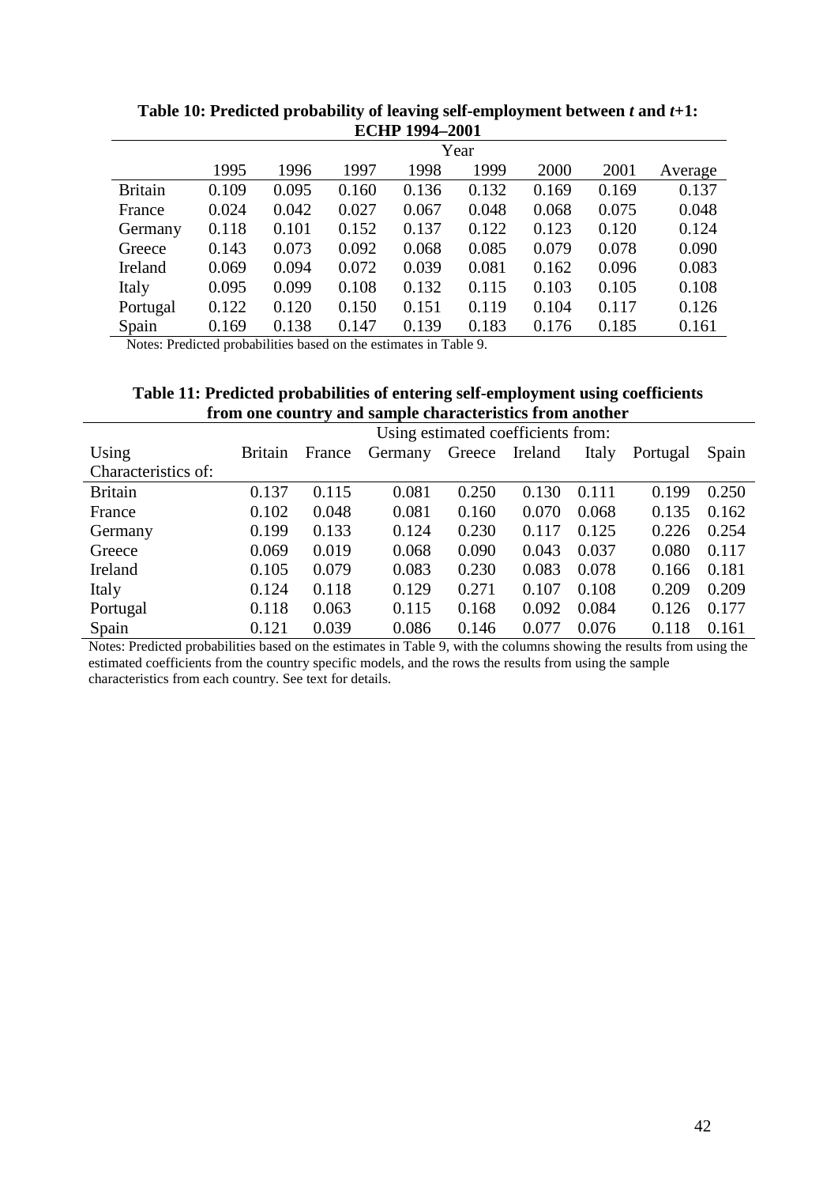**Table 10: Predicted probability of leaving self-employment between *t* and *t*+1: ECHP 1994–2001**

| | Year | | | | | | | |
|---|---|---|---|---|---|---|---|---|
| | 1995 | 1996 | 1997 | 1998 | 1999 | 2000 | 2001 | Average |
| Britain | 0.109 | 0.095 | 0.160 | 0.136 | 0.132 | 0.169 | 0.169 | 0.137 |
| France | 0.024 | 0.042 | 0.027 | 0.067 | 0.048 | 0.068 | 0.075 | 0.048 |
| Germany | 0.118 | 0.101 | 0.152 | 0.137 | 0.122 | 0.123 | 0.120 | 0.124 |
| Greece | 0.143 | 0.073 | 0.092 | 0.068 | 0.085 | 0.079 | 0.078 | 0.090 |
| Ireland | 0.069 | 0.094 | 0.072 | 0.039 | 0.081 | 0.162 | 0.096 | 0.083 |
| Italy | 0.095 | 0.099 | 0.108 | 0.132 | 0.115 | 0.103 | 0.105 | 0.108 |
| Portugal | 0.122 | 0.120 | 0.150 | 0.151 | 0.119 | 0.104 | 0.117 | 0.126 |
| Spain | 0.169 | 0.138 | 0.147 | 0.139 | 0.183 | 0.176 | 0.185 | 0.161 |

Notes: Predicted probabilities based on the estimates in Table 9.

**Table 11: Predicted probabilities of entering self-employment using coefficients from one country and sample characteristics from another**

| | Using estimated coefficients from: | | | | | | | |
|---|---|---|---|---|---|---|---|---|
| Using Characteristics of: | Britain | France | Germany | Greece | Ireland | Italy | Portugal | Spain |
| Britain | 0.137 | 0.115 | 0.081 | 0.250 | 0.130 | 0.111 | 0.199 | 0.250 |
| France | 0.102 | 0.048 | 0.081 | 0.160 | 0.070 | 0.068 | 0.135 | 0.162 |
| Germany | 0.199 | 0.133 | 0.124 | 0.230 | 0.117 | 0.125 | 0.226 | 0.254 |
| Greece | 0.069 | 0.019 | 0.068 | 0.090 | 0.043 | 0.037 | 0.080 | 0.117 |
| Ireland | 0.105 | 0.079 | 0.083 | 0.230 | 0.083 | 0.078 | 0.166 | 0.181 |
| Italy | 0.124 | 0.118 | 0.129 | 0.271 | 0.107 | 0.108 | 0.209 | 0.209 |
| Portugal | 0.118 | 0.063 | 0.115 | 0.168 | 0.092 | 0.084 | 0.126 | 0.177 |
| Spain | 0.121 | 0.039 | 0.086 | 0.146 | 0.077 | 0.076 | 0.118 | 0.161 |

Notes: Predicted probabilities based on the estimates in Table 9, with the columns showing the results from using the estimated coefficients from the country specific models, and the rows the results from using the sample characteristics from each country. See text for details.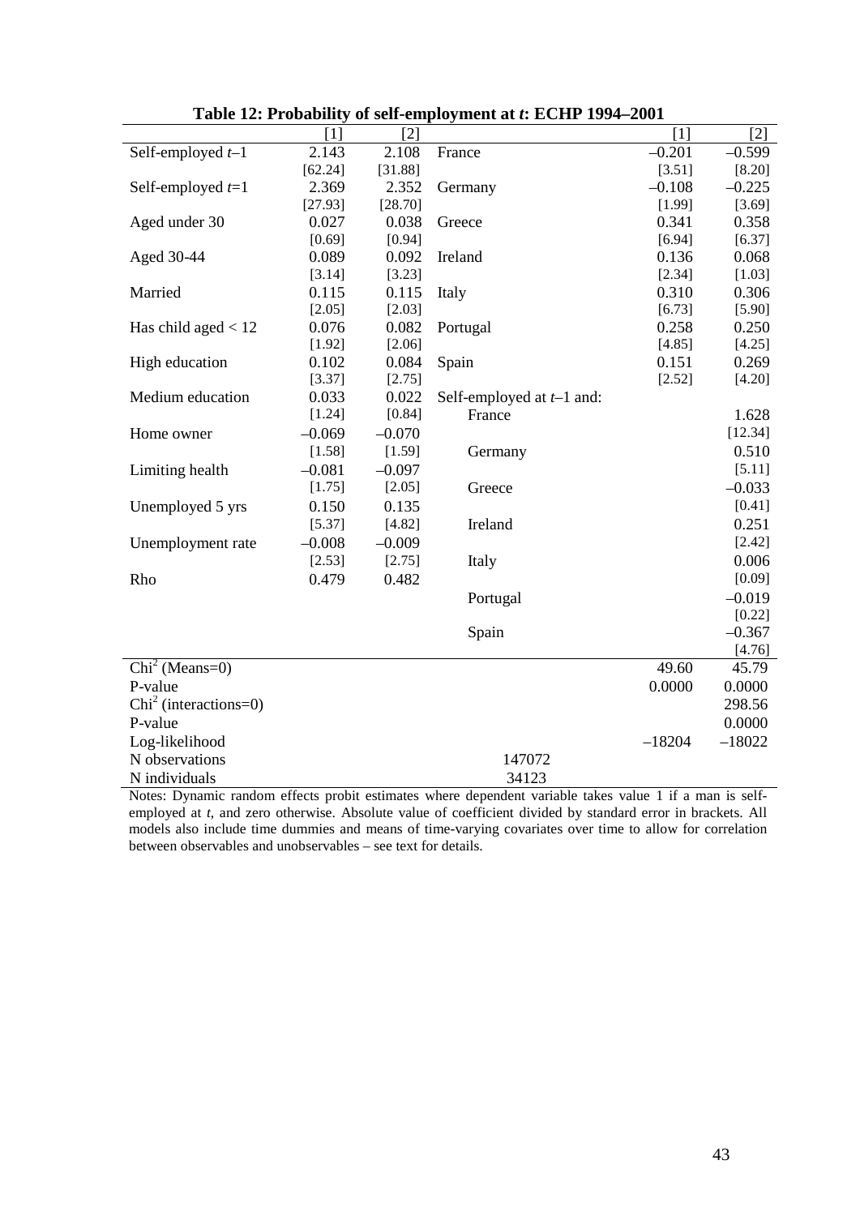**Table 12: Probability of self-employment at *t*: ECHP 1994–2001**

| | [1] | [2] | | [1] | [2] |
|---|---|---|---|---|---|
| Self-employed *t*–1 | 2.143 | 2.108 | France | –0.201 | –0.599 |
| | [62.24] | [31.88] | | [3.51] | [8.20] |
| Self-employed *t*=1 | 2.369 | 2.352 | Germany | –0.108 | –0.225 |
| | [27.93] | [28.70] | | [1.99] | [3.69] |
| Aged under 30 | 0.027 | 0.038 | Greece | 0.341 | 0.358 |
| | [0.69] | [0.94] | | [6.94] | [6.37] |
| Aged 30-44 | 0.089 | 0.092 | Ireland | 0.136 | 0.068 |
| | [3.14] | [3.23] | | [2.34] | [1.03] |
| Married | 0.115 | 0.115 | Italy | 0.310 | 0.306 |
| | [2.05] | [2.03] | | [6.73] | [5.90] |
| Has child aged < 12 | 0.076 | 0.082 | Portugal | 0.258 | 0.250 |
| | [1.92] | [2.06] | | [4.85] | [4.25] |
| High education | 0.102 | 0.084 | Spain | 0.151 | 0.269 |
| | [3.37] | [2.75] | | [2.52] | [4.20] |
| Medium education | 0.033 | 0.022 | Self-employed at *t*–1 and: | | |
| | [1.24] | [0.84] | France | | 1.628 |
| Home owner | –0.069 | –0.070 | | | [12.34] |
| | [1.58] | [1.59] | Germany | | 0.510 |
| Limiting health | –0.081 | –0.097 | | | [5.11] |
| | [1.75] | [2.05] | Greece | | –0.033 |
| Unemployed 5 yrs | 0.150 | 0.135 | | | [0.41] |
| | [5.37] | [4.82] | Ireland | | 0.251 |
| Unemployment rate | –0.008 | –0.009 | | | [2.42] |
| | [2.53] | [2.75] | Italy | | 0.006 |
| Rho | 0.479 | 0.482 | | | [0.09] |
| | | | Portugal | | –0.019 |
| | | | | | [0.22] |
| | | | Spain | | –0.367 |
| | | | | | [4.76] |
| $Chi^2$ (Means=0) | | | | 49.60 | 45.79 |
| P-value | | | | 0.0000 | 0.0000 |
| $Chi^2$ (interactions=0) | | | | | 298.56 |
| P-value | | | | | 0.0000 |
| Log-likelihood | | | | –18204 | –18022 |
| N observations | | | 147072 | | |
| N individuals | | | 34123 | | |

Notes: Dynamic random effects probit estimates where dependent variable takes value 1 if a man is self-employed at *t*, and zero otherwise. Absolute value of coefficient divided by standard error in brackets. All models also include time dummies and means of time-varying covariates over time to allow for correlation between observables and unobservables – see text for details.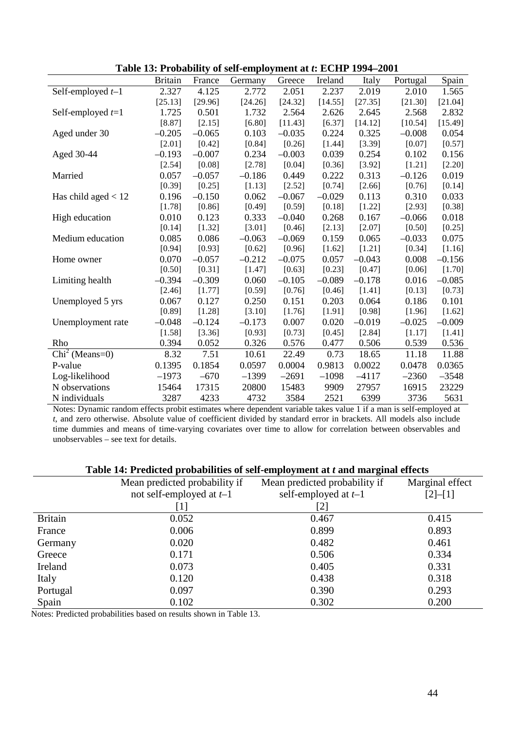**Table 13: Probability of self-employment at *t*: ECHP 1994–2001**

| | Britain | France | Germany | Greece | Ireland | Italy | Portugal | Spain |
|---|---|---|---|---|---|---|---|---|
| Self-employed *t*–1 | 2.327 | 4.125 | 2.772 | 2.051 | 2.237 | 2.019 | 2.010 | 1.565 |
| | [25.13] | [29.96] | [24.26] | [24.32] | [14.55] | [27.35] | [21.30] | [21.04] |
| Self-employed *t*=1 | 1.725 | 0.501 | 1.732 | 2.564 | 2.626 | 2.645 | 2.568 | 2.832 |
| | [8.87] | [2.15] | [6.80] | [11.43] | [6.37] | [14.12] | [10.54] | [15.49] |
| Aged under 30 | –0.205 | –0.065 | 0.103 | –0.035 | 0.224 | 0.325 | –0.008 | 0.054 |
| | [2.01] | [0.42] | [0.84] | [0.26] | [1.44] | [3.39] | [0.07] | [0.57] |
| Aged 30-44 | –0.193 | –0.007 | 0.234 | –0.003 | 0.039 | 0.254 | 0.102 | 0.156 |
| | [2.54] | [0.08] | [2.78] | [0.04] | [0.36] | [3.92] | [1.21] | [2.20] |
| Married | 0.057 | –0.057 | –0.186 | 0.449 | 0.222 | 0.313 | –0.126 | 0.019 |
| | [0.39] | [0.25] | [1.13] | [2.52] | [0.74] | [2.66] | [0.76] | [0.14] |
| Has child aged < 12 | 0.196 | –0.150 | 0.062 | –0.067 | –0.029 | 0.113 | 0.310 | 0.033 |
| | [1.78] | [0.86] | [0.49] | [0.59] | [0.18] | [1.22] | [2.93] | [0.38] |
| High education | 0.010 | 0.123 | 0.333 | –0.040 | 0.268 | 0.167 | –0.066 | 0.018 |
| | [0.14] | [1.32] | [3.01] | [0.46] | [2.13] | [2.07] | [0.50] | [0.25] |
| Medium education | 0.085 | 0.086 | –0.063 | –0.069 | 0.159 | 0.065 | –0.033 | 0.075 |
| | [0.94] | [0.93] | [0.62] | [0.96] | [1.62] | [1.21] | [0.34] | [1.16] |
| Home owner | 0.070 | –0.057 | –0.212 | –0.075 | 0.057 | –0.043 | 0.008 | –0.156 |
| | [0.50] | [0.31] | [1.47] | [0.63] | [0.23] | [0.47] | [0.06] | [1.70] |
| Limiting health | –0.394 | –0.309 | 0.060 | –0.105 | –0.089 | –0.178 | 0.016 | –0.085 |
| | [2.46] | [1.77] | [0.59] | [0.76] | [0.46] | [1.41] | [0.13] | [0.73] |
| Unemployed 5 yrs | 0.067 | 0.127 | 0.250 | 0.151 | 0.203 | 0.064 | 0.186 | 0.101 |
| | [0.89] | [1.28] | [3.10] | [1.76] | [1.91] | [0.98] | [1.96] | [1.62] |
| Unemployment rate | –0.048 | –0.124 | –0.173 | 0.007 | 0.020 | –0.019 | –0.025 | –0.009 |
| | [1.58] | [3.36] | [0.93] | [0.73] | [0.45] | [2.84] | [1.17] | [1.41] |
| Rho | 0.394 | 0.052 | 0.326 | 0.576 | 0.477 | 0.506 | 0.539 | 0.536 |
| $Chi^2$ (Means=0) | 8.32 | 7.51 | 10.61 | 22.49 | 0.73 | 18.65 | 11.18 | 11.88 |
| P-value | 0.1395 | 0.1854 | 0.0597 | 0.0004 | 0.9813 | 0.0022 | 0.0478 | 0.0365 |
| Log-likelihood | –1973 | –670 | –1399 | –2691 | –1098 | –4117 | –2360 | –3548 |
| N observations | 15464 | 17315 | 20800 | 15483 | 9909 | 27957 | 16915 | 23229 |
| N individuals | 3287 | 4233 | 4732 | 3584 | 2521 | 6399 | 3736 | 5631 |

Notes: Dynamic random effects probit estimates where dependent variable takes value 1 if a man is self-employed at *t*, and zero otherwise. Absolute value of coefficient divided by standard error in brackets. All models also include time dummies and means of time-varying covariates over time to allow for correlation between observables and unobservables – see text for details.

**Table 14: Predicted probabilities of self-employment at *t* and marginal effects**

| | Mean predicted probability if not self-employed at *t*–1 [1] | Mean predicted probability if self-employed at *t*–1 [2] | Marginal effect [2]–[1] |
|---|---|---|---|
| Britain | 0.052 | 0.467 | 0.415 |
| France | 0.006 | 0.899 | 0.893 |
| Germany | 0.020 | 0.482 | 0.461 |
| Greece | 0.171 | 0.506 | 0.334 |
| Ireland | 0.073 | 0.405 | 0.331 |
| Italy | 0.120 | 0.438 | 0.318 |
| Portugal | 0.097 | 0.390 | 0.293 |
| Spain | 0.102 | 0.302 | 0.200 |

Notes: Predicted probabilities based on results shown in Table 13.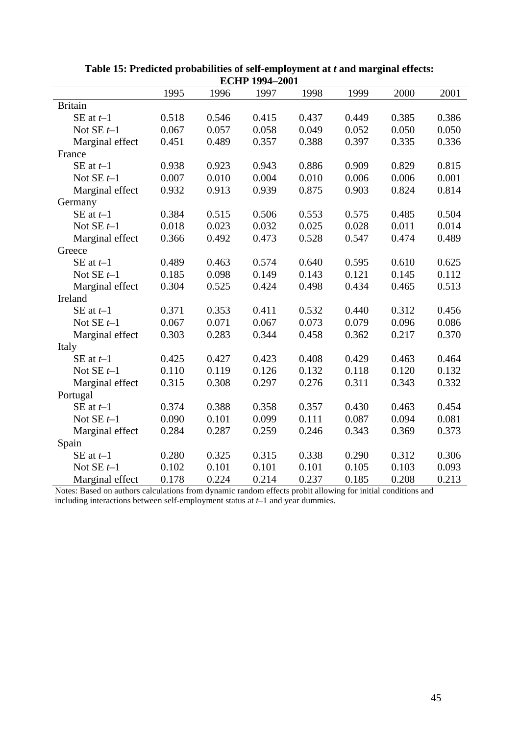**Table 15: Predicted probabilities of self-employment at *t* and marginal effects: ECHP 1994–2001**

| | 1995 | 1996 | 1997 | 1998 | 1999 | 2000 | 2001 |
|---|---|---|---|---|---|---|---|
| Britain | | | | | | | |
| SE at $t$–1 | 0.518 | 0.546 | 0.415 | 0.437 | 0.449 | 0.385 | 0.386 |
| Not SE $t$–1 | 0.067 | 0.057 | 0.058 | 0.049 | 0.052 | 0.050 | 0.050 |
| Marginal effect | 0.451 | 0.489 | 0.357 | 0.388 | 0.397 | 0.335 | 0.336 |
| France | | | | | | | |
| SE at $t$–1 | 0.938 | 0.923 | 0.943 | 0.886 | 0.909 | 0.829 | 0.815 |
| Not SE $t$–1 | 0.007 | 0.010 | 0.004 | 0.010 | 0.006 | 0.006 | 0.001 |
| Marginal effect | 0.932 | 0.913 | 0.939 | 0.875 | 0.903 | 0.824 | 0.814 |
| Germany | | | | | | | |
| SE at $t$–1 | 0.384 | 0.515 | 0.506 | 0.553 | 0.575 | 0.485 | 0.504 |
| Not SE $t$–1 | 0.018 | 0.023 | 0.032 | 0.025 | 0.028 | 0.011 | 0.014 |
| Marginal effect | 0.366 | 0.492 | 0.473 | 0.528 | 0.547 | 0.474 | 0.489 |
| Greece | | | | | | | |
| SE at $t$–1 | 0.489 | 0.463 | 0.574 | 0.640 | 0.595 | 0.610 | 0.625 |
| Not SE $t$–1 | 0.185 | 0.098 | 0.149 | 0.143 | 0.121 | 0.145 | 0.112 |
| Marginal effect | 0.304 | 0.525 | 0.424 | 0.498 | 0.434 | 0.465 | 0.513 |
| Ireland | | | | | | | |
| SE at $t$–1 | 0.371 | 0.353 | 0.411 | 0.532 | 0.440 | 0.312 | 0.456 |
| Not SE $t$–1 | 0.067 | 0.071 | 0.067 | 0.073 | 0.079 | 0.096 | 0.086 |
| Marginal effect | 0.303 | 0.283 | 0.344 | 0.458 | 0.362 | 0.217 | 0.370 |
| Italy | | | | | | | |
| SE at $t$–1 | 0.425 | 0.427 | 0.423 | 0.408 | 0.429 | 0.463 | 0.464 |
| Not SE $t$–1 | 0.110 | 0.119 | 0.126 | 0.132 | 0.118 | 0.120 | 0.132 |
| Marginal effect | 0.315 | 0.308 | 0.297 | 0.276 | 0.311 | 0.343 | 0.332 |
| Portugal | | | | | | | |
| SE at $t$–1 | 0.374 | 0.388 | 0.358 | 0.357 | 0.430 | 0.463 | 0.454 |
| Not SE $t$–1 | 0.090 | 0.101 | 0.099 | 0.111 | 0.087 | 0.094 | 0.081 |
| Marginal effect | 0.284 | 0.287 | 0.259 | 0.246 | 0.343 | 0.369 | 0.373 |
| Spain | | | | | | | |
| SE at $t$–1 | 0.280 | 0.325 | 0.315 | 0.338 | 0.290 | 0.312 | 0.306 |
| Not SE $t$–1 | 0.102 | 0.101 | 0.101 | 0.101 | 0.105 | 0.103 | 0.093 |
| Marginal effect | 0.178 | 0.224 | 0.214 | 0.237 | 0.185 | 0.208 | 0.213 |

Notes: Based on authors calculations from dynamic random effects probit allowing for initial conditions and including interactions between self-employment status at $t$–1 and year dummies.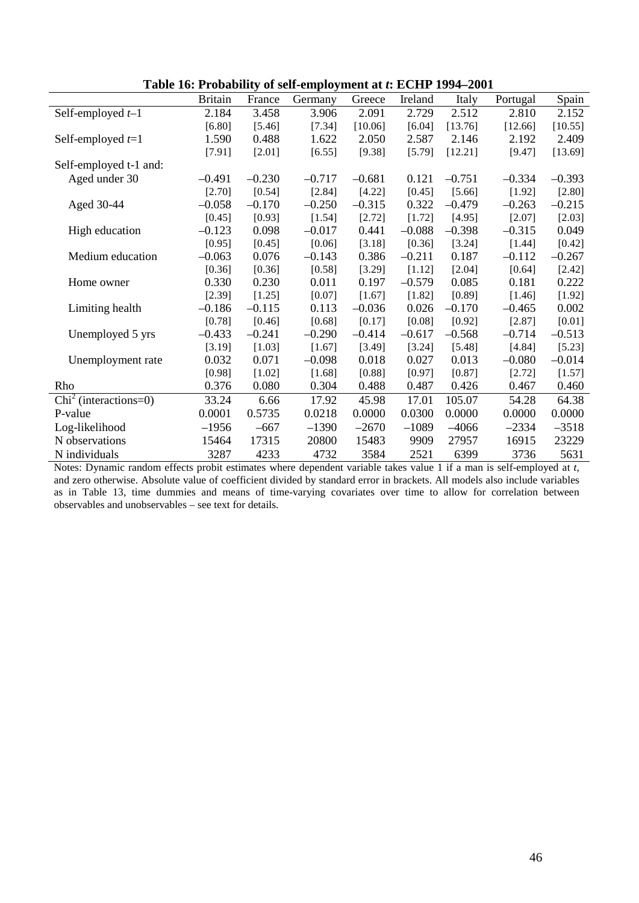**Table 16: Probability of self-employment at *t*: ECHP 1994–2001**

| | Britain | France | Germany | Greece | Ireland | Italy | Portugal | Spain |
|---|---|---|---|---|---|---|---|---|
| Self-employed *t*–1 | 2.184 | 3.458 | 3.906 | 2.091 | 2.729 | 2.512 | 2.810 | 2.152 |
| | [6.80] | [5.46] | [7.34] | [10.06] | [6.04] | [13.76] | [12.66] | [10.55] |
| Self-employed *t*=1 | 1.590 | 0.488 | 1.622 | 2.050 | 2.587 | 2.146 | 2.192 | 2.409 |
| | [7.91] | [2.01] | [6.55] | [9.38] | [5.79] | [12.21] | [9.47] | [13.69] |
| Self-employed t-1 and: | | | | | | | | |
| Aged under 30 | –0.491 | –0.230 | –0.717 | –0.681 | 0.121 | –0.751 | –0.334 | –0.393 |
| | [2.70] | [0.54] | [2.84] | [4.22] | [0.45] | [5.66] | [1.92] | [2.80] |
| Aged 30-44 | –0.058 | –0.170 | –0.250 | –0.315 | 0.322 | –0.479 | –0.263 | –0.215 |
| | [0.45] | [0.93] | [1.54] | [2.72] | [1.72] | [4.95] | [2.07] | [2.03] |
| High education | –0.123 | 0.098 | –0.017 | 0.441 | –0.088 | –0.398 | –0.315 | 0.049 |
| | [0.95] | [0.45] | [0.06] | [3.18] | [0.36] | [3.24] | [1.44] | [0.42] |
| Medium education | –0.063 | 0.076 | –0.143 | 0.386 | –0.211 | 0.187 | –0.112 | –0.267 |
| | [0.36] | [0.36] | [0.58] | [3.29] | [1.12] | [2.04] | [0.64] | [2.42] |
| Home owner | 0.330 | 0.230 | 0.011 | 0.197 | –0.579 | 0.085 | 0.181 | 0.222 |
| | [2.39] | [1.25] | [0.07] | [1.67] | [1.82] | [0.89] | [1.46] | [1.92] |
| Limiting health | –0.186 | –0.115 | 0.113 | –0.036 | 0.026 | –0.170 | –0.465 | 0.002 |
| | [0.78] | [0.46] | [0.68] | [0.17] | [0.08] | [0.92] | [2.87] | [0.01] |
| Unemployed 5 yrs | –0.433 | –0.241 | –0.290 | –0.414 | –0.617 | –0.568 | –0.714 | –0.513 |
| | [3.19] | [1.03] | [1.67] | [3.49] | [3.24] | [5.48] | [4.84] | [5.23] |
| Unemployment rate | 0.032 | 0.071 | –0.098 | 0.018 | 0.027 | 0.013 | –0.080 | –0.014 |
| | [0.98] | [1.02] | [1.68] | [0.88] | [0.97] | [0.87] | [2.72] | [1.57] |
| Rho | 0.376 | 0.080 | 0.304 | 0.488 | 0.487 | 0.426 | 0.467 | 0.460 |
| $Chi^2$ (interactions=0) | 33.24 | 6.66 | 17.92 | 45.98 | 17.01 | 105.07 | 54.28 | 64.38 |
| P-value | 0.0001 | 0.5735 | 0.0218 | 0.0000 | 0.0300 | 0.0000 | 0.0000 | 0.0000 |
| Log-likelihood | –1956 | –667 | –1390 | –2670 | –1089 | –4066 | –2334 | –3518 |
| N observations | 15464 | 17315 | 20800 | 15483 | 9909 | 27957 | 16915 | 23229 |
| N individuals | 3287 | 4233 | 4732 | 3584 | 2521 | 6399 | 3736 | 5631 |

Notes: Dynamic random effects probit estimates where dependent variable takes value 1 if a man is self-employed at *t*, and zero otherwise. Absolute value of coefficient divided by standard error in brackets. All models also include variables as in Table 13, time dummies and means of time-varying covariates over time to allow for correlation between observables and unobservables – see text for details.